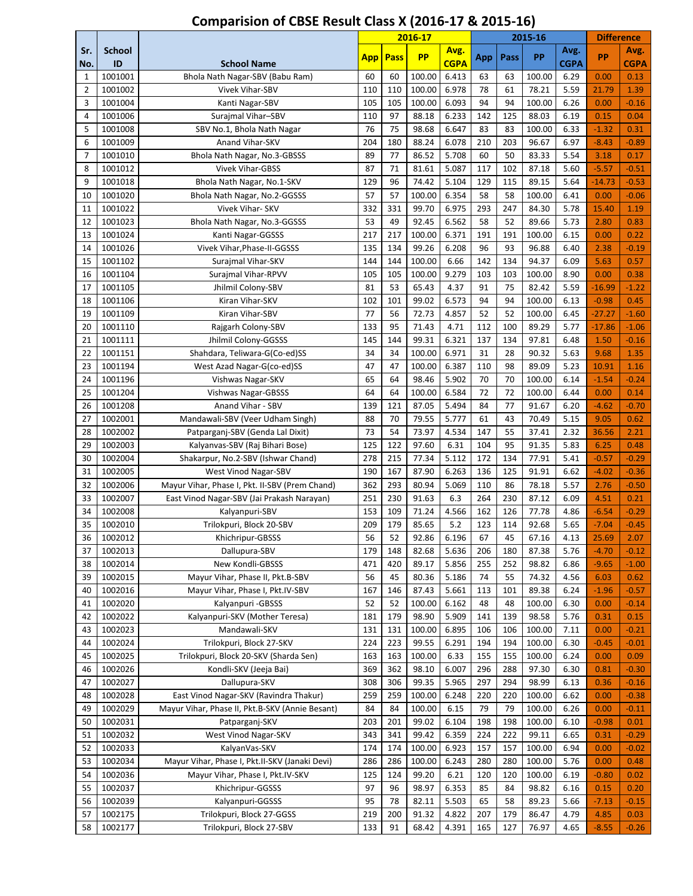# Comparision of CBSE Result Class X (2016-17 & 2015-16)

| Sr. No. | School ID | School Name | 2016-17 | | | | 2015-16 | | | | Difference | |
|---|---|---|---|---|---|---|---|---|---|---|---|---|
| | | | App | Pass | PP | Avg. CGPA | App | Pass | PP | Avg. CGPA | PP | Avg. CGPA |
| 1 | 1001001 | Bhola Nath Nagar-SBV (Babu Ram) | 60 | 60 | 100.00 | 6.413 | 63 | 63 | 100.00 | 6.29 | 0.00 | 0.13 |
| 2 | 1001002 | Vivek Vihar-SBV | 110 | 110 | 100.00 | 6.978 | 78 | 61 | 78.21 | 5.59 | 21.79 | 1.39 |
| 3 | 1001004 | Kanti Nagar-SBV | 105 | 105 | 100.00 | 6.093 | 94 | 94 | 100.00 | 6.26 | 0.00 | -0.16 |
| 4 | 1001006 | Surajmal Vihar–SBV | 110 | 97 | 88.18 | 6.233 | 142 | 125 | 88.03 | 6.19 | 0.15 | 0.04 |
| 5 | 1001008 | SBV No.1, Bhola Nath Nagar | 76 | 75 | 98.68 | 6.647 | 83 | 83 | 100.00 | 6.33 | -1.32 | 0.31 |
| 6 | 1001009 | Anand Vihar-SKV | 204 | 180 | 88.24 | 6.078 | 210 | 203 | 96.67 | 6.97 | -8.43 | -0.89 |
| 7 | 1001010 | Bhola Nath Nagar, No.3-GBSSS | 89 | 77 | 86.52 | 5.708 | 60 | 50 | 83.33 | 5.54 | 3.18 | 0.17 |
| 8 | 1001012 | Vivek Vihar-GBSS | 87 | 71 | 81.61 | 5.087 | 117 | 102 | 87.18 | 5.60 | -5.57 | -0.51 |
| 9 | 1001018 | Bhola Nath Nagar, No.1-SKV | 129 | 96 | 74.42 | 5.104 | 129 | 115 | 89.15 | 5.64 | -14.73 | -0.53 |
| 10 | 1001020 | Bhola Nath Nagar, No.2-GGSSS | 57 | 57 | 100.00 | 6.354 | 58 | 58 | 100.00 | 6.41 | 0.00 | -0.06 |
| 11 | 1001022 | Vivek Vihar- SKV | 332 | 331 | 99.70 | 6.975 | 293 | 247 | 84.30 | 5.78 | 15.40 | 1.19 |
| 12 | 1001023 | Bhola Nath Nagar, No.3-GGSSS | 53 | 49 | 92.45 | 6.562 | 58 | 52 | 89.66 | 5.73 | 2.80 | 0.83 |
| 13 | 1001024 | Kanti Nagar-GGSSS | 217 | 217 | 100.00 | 6.371 | 191 | 191 | 100.00 | 6.15 | 0.00 | 0.22 |
| 14 | 1001026 | Vivek Vihar,Phase-II-GGSSS | 135 | 134 | 99.26 | 6.208 | 96 | 93 | 96.88 | 6.40 | 2.38 | -0.19 |
| 15 | 1001102 | Surajmal Vihar-SKV | 144 | 144 | 100.00 | 6.66 | 142 | 134 | 94.37 | 6.09 | 5.63 | 0.57 |
| 16 | 1001104 | Surajmal Vihar-RPVV | 105 | 105 | 100.00 | 9.279 | 103 | 103 | 100.00 | 8.90 | 0.00 | 0.38 |
| 17 | 1001105 | Jhilmil Colony-SBV | 81 | 53 | 65.43 | 4.37 | 91 | 75 | 82.42 | 5.59 | -16.99 | -1.22 |
| 18 | 1001106 | Kiran Vihar-SKV | 102 | 101 | 99.02 | 6.573 | 94 | 94 | 100.00 | 6.13 | -0.98 | 0.45 |
| 19 | 1001109 | Kiran Vihar-SBV | 77 | 56 | 72.73 | 4.857 | 52 | 52 | 100.00 | 6.45 | -27.27 | -1.60 |
| 20 | 1001110 | Rajgarh Colony-SBV | 133 | 95 | 71.43 | 4.71 | 112 | 100 | 89.29 | 5.77 | -17.86 | -1.06 |
| 21 | 1001111 | Jhilmil Colony-GGSSS | 145 | 144 | 99.31 | 6.321 | 137 | 134 | 97.81 | 6.48 | 1.50 | -0.16 |
| 22 | 1001151 | Shahdara, Teliwara-G(Co-ed)SS | 34 | 34 | 100.00 | 6.971 | 31 | 28 | 90.32 | 5.63 | 9.68 | 1.35 |
| 23 | 1001194 | West Azad Nagar-G(co-ed)SS | 47 | 47 | 100.00 | 6.387 | 110 | 98 | 89.09 | 5.23 | 10.91 | 1.16 |
| 24 | 1001196 | Vishwas Nagar-SKV | 65 | 64 | 98.46 | 5.902 | 70 | 70 | 100.00 | 6.14 | -1.54 | -0.24 |
| 25 | 1001204 | Vishwas Nagar-GBSSS | 64 | 64 | 100.00 | 6.584 | 72 | 72 | 100.00 | 6.44 | 0.00 | 0.14 |
| 26 | 1001208 | Anand Vihar - SBV | 139 | 121 | 87.05 | 5.494 | 84 | 77 | 91.67 | 6.20 | -4.62 | -0.70 |
| 27 | 1002001 | Mandawali-SBV (Veer Udham Singh) | 88 | 70 | 79.55 | 5.777 | 61 | 43 | 70.49 | 5.15 | 9.05 | 0.62 |
| 28 | 1002002 | Patparganj-SBV (Genda Lal Dixit) | 73 | 54 | 73.97 | 4.534 | 147 | 55 | 37.41 | 2.32 | 36.56 | 2.21 |
| 29 | 1002003 | Kalyanvas-SBV (Raj Bihari Bose) | 125 | 122 | 97.60 | 6.31 | 104 | 95 | 91.35 | 5.83 | 6.25 | 0.48 |
| 30 | 1002004 | Shakarpur, No.2-SBV (Ishwar Chand) | 278 | 215 | 77.34 | 5.112 | 172 | 134 | 77.91 | 5.41 | -0.57 | -0.29 |
| 31 | 1002005 | West Vinod Nagar-SBV | 190 | 167 | 87.90 | 6.263 | 136 | 125 | 91.91 | 6.62 | -4.02 | -0.36 |
| 32 | 1002006 | Mayur Vihar, Phase I, Pkt. II-SBV (Prem Chand) | 362 | 293 | 80.94 | 5.069 | 110 | 86 | 78.18 | 5.57 | 2.76 | -0.50 |
| 33 | 1002007 | East Vinod Nagar-SBV (Jai Prakash Narayan) | 251 | 230 | 91.63 | 6.3 | 264 | 230 | 87.12 | 6.09 | 4.51 | 0.21 |
| 34 | 1002008 | Kalyanpuri-SBV | 153 | 109 | 71.24 | 4.566 | 162 | 126 | 77.78 | 4.86 | -6.54 | -0.29 |
| 35 | 1002010 | Trilokpuri, Block 20-SBV | 209 | 179 | 85.65 | 5.2 | 123 | 114 | 92.68 | 5.65 | -7.04 | -0.45 |
| 36 | 1002012 | Khichripur-GBSSS | 56 | 52 | 92.86 | 6.196 | 67 | 45 | 67.16 | 4.13 | 25.69 | 2.07 |
| 37 | 1002013 | Dallupura-SBV | 179 | 148 | 82.68 | 5.636 | 206 | 180 | 87.38 | 5.76 | -4.70 | -0.12 |
| 38 | 1002014 | New Kondli-GBSSS | 471 | 420 | 89.17 | 5.856 | 255 | 252 | 98.82 | 6.86 | -9.65 | -1.00 |
| 39 | 1002015 | Mayur Vihar, Phase II, Pkt.B-SBV | 56 | 45 | 80.36 | 5.186 | 74 | 55 | 74.32 | 4.56 | 6.03 | 0.62 |
| 40 | 1002016 | Mayur Vihar, Phase I, Pkt.IV-SBV | 167 | 146 | 87.43 | 5.661 | 113 | 101 | 89.38 | 6.24 | -1.96 | -0.57 |
| 41 | 1002020 | Kalyanpuri -GBSSS | 52 | 52 | 100.00 | 6.162 | 48 | 48 | 100.00 | 6.30 | 0.00 | -0.14 |
| 42 | 1002022 | Kalyanpuri-SKV (Mother Teresa) | 181 | 179 | 98.90 | 5.909 | 141 | 139 | 98.58 | 5.76 | 0.31 | 0.15 |
| 43 | 1002023 | Mandawali-SKV | 131 | 131 | 100.00 | 6.895 | 106 | 106 | 100.00 | 7.11 | 0.00 | -0.21 |
| 44 | 1002024 | Trilokpuri, Block 27-SKV | 224 | 223 | 99.55 | 6.291 | 194 | 194 | 100.00 | 6.30 | -0.45 | -0.01 |
| 45 | 1002025 | Trilokpuri, Block 20-SKV (Sharda Sen) | 163 | 163 | 100.00 | 6.33 | 155 | 155 | 100.00 | 6.24 | 0.00 | 0.09 |
| 46 | 1002026 | Kondli-SKV (Jeeja Bai) | 369 | 362 | 98.10 | 6.007 | 296 | 288 | 97.30 | 6.30 | 0.81 | -0.30 |
| 47 | 1002027 | Dallupura-SKV | 308 | 306 | 99.35 | 5.965 | 297 | 294 | 98.99 | 6.13 | 0.36 | -0.16 |
| 48 | 1002028 | East Vinod Nagar-SKV (Ravindra Thakur) | 259 | 259 | 100.00 | 6.248 | 220 | 220 | 100.00 | 6.62 | 0.00 | -0.38 |
| 49 | 1002029 | Mayur Vihar, Phase II, Pkt.B-SKV (Annie Besant) | 84 | 84 | 100.00 | 6.15 | 79 | 79 | 100.00 | 6.26 | 0.00 | -0.11 |
| 50 | 1002031 | Patparganj-SKV | 203 | 201 | 99.02 | 6.104 | 198 | 198 | 100.00 | 6.10 | -0.98 | 0.01 |
| 51 | 1002032 | West Vinod Nagar-SKV | 343 | 341 | 99.42 | 6.359 | 224 | 222 | 99.11 | 6.65 | 0.31 | -0.29 |
| 52 | 1002033 | KalyanVas-SKV | 174 | 174 | 100.00 | 6.923 | 157 | 157 | 100.00 | 6.94 | 0.00 | -0.02 |
| 53 | 1002034 | Mayur Vihar, Phase I, Pkt.II-SKV (Janaki Devi) | 286 | 286 | 100.00 | 6.243 | 280 | 280 | 100.00 | 5.76 | 0.00 | 0.48 |
| 54 | 1002036 | Mayur Vihar, Phase I, Pkt.IV-SKV | 125 | 124 | 99.20 | 6.21 | 120 | 120 | 100.00 | 6.19 | -0.80 | 0.02 |
| 55 | 1002037 | Khichripur-GGSSS | 97 | 96 | 98.97 | 6.353 | 85 | 84 | 98.82 | 6.16 | 0.15 | 0.20 |
| 56 | 1002039 | Kalyanpuri-GGSSS | 95 | 78 | 82.11 | 5.503 | 65 | 58 | 89.23 | 5.66 | -7.13 | -0.15 |
| 57 | 1002175 | Trilokpuri, Block 27-GGSS | 219 | 200 | 91.32 | 4.822 | 207 | 179 | 86.47 | 4.79 | 4.85 | 0.03 |
| 58 | 1002177 | Trilokpuri, Block 27-SBV | 133 | 91 | 68.42 | 4.391 | 165 | 127 | 76.97 | 4.65 | -8.55 | -0.26 |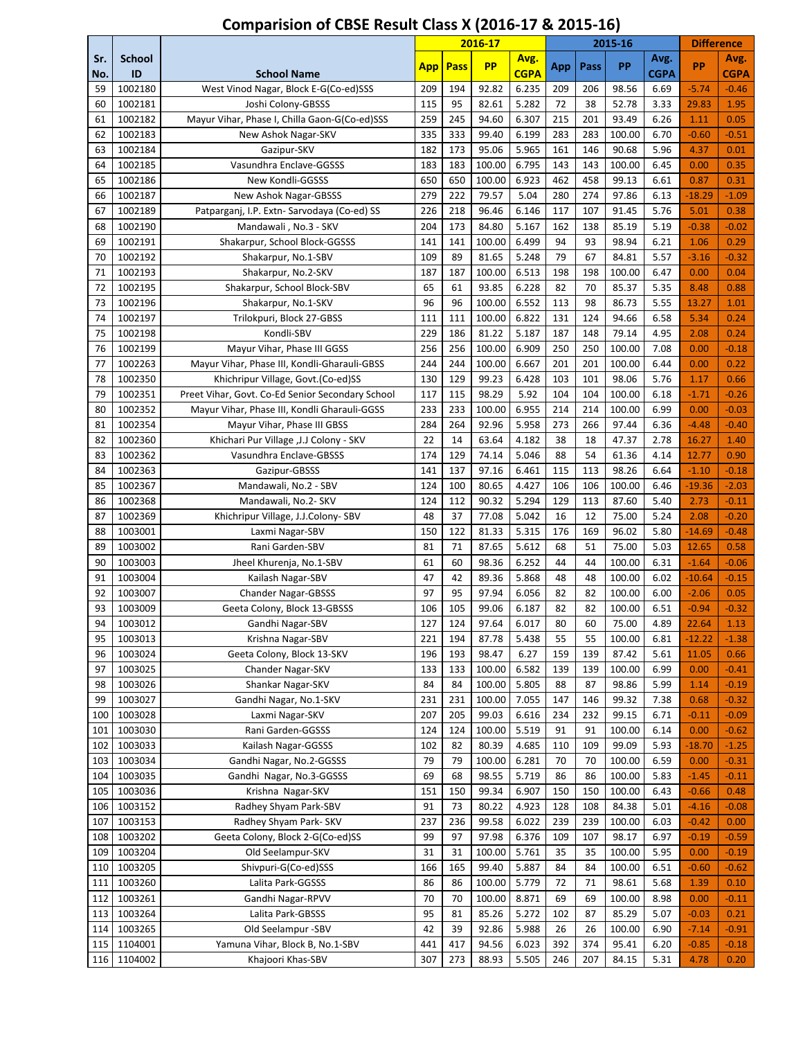# Comparision of CBSE Result Class X (2016-17 & 2015-16)

| Sr. No. | School ID | School Name | 2016-17 | | | | 2015-16 | | | | Difference | |
|---|---|---|---|---|---|---|---|---|---|---|---|---|
| | | | App | Pass | PP | Avg. CGPA | App | Pass | PP | Avg. CGPA | PP | Avg. CGPA |
| 59 | 1002180 | West Vinod Nagar, Block E-G(Co-ed)SSS | 209 | 194 | 92.82 | 6.235 | 209 | 206 | 98.56 | 6.69 | -5.74 | -0.46 |
| 60 | 1002181 | Joshi Colony-GBSSS | 115 | 95 | 82.61 | 5.282 | 72 | 38 | 52.78 | 3.33 | 29.83 | 1.95 |
| 61 | 1002182 | Mayur Vihar, Phase I, Chilla Gaon-G(Co-ed)SSS | 259 | 245 | 94.60 | 6.307 | 215 | 201 | 93.49 | 6.26 | 1.11 | 0.05 |
| 62 | 1002183 | New Ashok Nagar-SKV | 335 | 333 | 99.40 | 6.199 | 283 | 283 | 100.00 | 6.70 | -0.60 | -0.51 |
| 63 | 1002184 | Gazipur-SKV | 182 | 173 | 95.06 | 5.965 | 161 | 146 | 90.68 | 5.96 | 4.37 | 0.01 |
| 64 | 1002185 | Vasundhra Enclave-GGSSS | 183 | 183 | 100.00 | 6.795 | 143 | 143 | 100.00 | 6.45 | 0.00 | 0.35 |
| 65 | 1002186 | New Kondli-GGSSS | 650 | 650 | 100.00 | 6.923 | 462 | 458 | 99.13 | 6.61 | 0.87 | 0.31 |
| 66 | 1002187 | New Ashok Nagar-GBSSS | 279 | 222 | 79.57 | 5.04 | 280 | 274 | 97.86 | 6.13 | -18.29 | -1.09 |
| 67 | 1002189 | Patparganj, I.P. Extn- Sarvodaya (Co-ed) SS | 226 | 218 | 96.46 | 6.146 | 117 | 107 | 91.45 | 5.76 | 5.01 | 0.38 |
| 68 | 1002190 | Mandawali , No.3 - SKV | 204 | 173 | 84.80 | 5.167 | 162 | 138 | 85.19 | 5.19 | -0.38 | -0.02 |
| 69 | 1002191 | Shakarpur, School Block-GGSSS | 141 | 141 | 100.00 | 6.499 | 94 | 93 | 98.94 | 6.21 | 1.06 | 0.29 |
| 70 | 1002192 | Shakarpur, No.1-SBV | 109 | 89 | 81.65 | 5.248 | 79 | 67 | 84.81 | 5.57 | -3.16 | -0.32 |
| 71 | 1002193 | Shakarpur, No.2-SKV | 187 | 187 | 100.00 | 6.513 | 198 | 198 | 100.00 | 6.47 | 0.00 | 0.04 |
| 72 | 1002195 | Shakarpur, School Block-SBV | 65 | 61 | 93.85 | 6.228 | 82 | 70 | 85.37 | 5.35 | 8.48 | 0.88 |
| 73 | 1002196 | Shakarpur, No.1-SKV | 96 | 96 | 100.00 | 6.552 | 113 | 98 | 86.73 | 5.55 | 13.27 | 1.01 |
| 74 | 1002197 | Trilokpuri, Block 27-GBSS | 111 | 111 | 100.00 | 6.822 | 131 | 124 | 94.66 | 6.58 | 5.34 | 0.24 |
| 75 | 1002198 | Kondli-SBV | 229 | 186 | 81.22 | 5.187 | 187 | 148 | 79.14 | 4.95 | 2.08 | 0.24 |
| 76 | 1002199 | Mayur Vihar, Phase III GGSS | 256 | 256 | 100.00 | 6.909 | 250 | 250 | 100.00 | 7.08 | 0.00 | -0.18 |
| 77 | 1002263 | Mayur Vihar, Phase III, Kondli-Gharauli-GBSS | 244 | 244 | 100.00 | 6.667 | 201 | 201 | 100.00 | 6.44 | 0.00 | 0.22 |
| 78 | 1002350 | Khichripur Village, Govt.(Co-ed)SS | 130 | 129 | 99.23 | 6.428 | 103 | 101 | 98.06 | 5.76 | 1.17 | 0.66 |
| 79 | 1002351 | Preet Vihar, Govt. Co-Ed Senior Secondary School | 117 | 115 | 98.29 | 5.92 | 104 | 104 | 100.00 | 6.18 | -1.71 | -0.26 |
| 80 | 1002352 | Mayur Vihar, Phase III, Kondli Gharauli-GGSS | 233 | 233 | 100.00 | 6.955 | 214 | 214 | 100.00 | 6.99 | 0.00 | -0.03 |
| 81 | 1002354 | Mayur Vihar, Phase III GBSS | 284 | 264 | 92.96 | 5.958 | 273 | 266 | 97.44 | 6.36 | -4.48 | -0.40 |
| 82 | 1002360 | Khichari Pur Village ,J.J Colony - SKV | 22 | 14 | 63.64 | 4.182 | 38 | 18 | 47.37 | 2.78 | 16.27 | 1.40 |
| 83 | 1002362 | Vasundhra Enclave-GBSSS | 174 | 129 | 74.14 | 5.046 | 88 | 54 | 61.36 | 4.14 | 12.77 | 0.90 |
| 84 | 1002363 | Gazipur-GBSSS | 141 | 137 | 97.16 | 6.461 | 115 | 113 | 98.26 | 6.64 | -1.10 | -0.18 |
| 85 | 1002367 | Mandawali, No.2 - SBV | 124 | 100 | 80.65 | 4.427 | 106 | 106 | 100.00 | 6.46 | -19.36 | -2.03 |
| 86 | 1002368 | Mandawali, No.2- SKV | 124 | 112 | 90.32 | 5.294 | 129 | 113 | 87.60 | 5.40 | 2.73 | -0.11 |
| 87 | 1002369 | Khichripur Village, J.J.Colony- SBV | 48 | 37 | 77.08 | 5.042 | 16 | 12 | 75.00 | 5.24 | 2.08 | -0.20 |
| 88 | 1003001 | Laxmi Nagar-SBV | 150 | 122 | 81.33 | 5.315 | 176 | 169 | 96.02 | 5.80 | -14.69 | -0.48 |
| 89 | 1003002 | Rani Garden-SBV | 81 | 71 | 87.65 | 5.612 | 68 | 51 | 75.00 | 5.03 | 12.65 | 0.58 |
| 90 | 1003003 | Jheel Khurenja, No.1-SBV | 61 | 60 | 98.36 | 6.252 | 44 | 44 | 100.00 | 6.31 | -1.64 | -0.06 |
| 91 | 1003004 | Kailash Nagar-SBV | 47 | 42 | 89.36 | 5.868 | 48 | 48 | 100.00 | 6.02 | -10.64 | -0.15 |
| 92 | 1003007 | Chander Nagar-GBSSS | 97 | 95 | 97.94 | 6.056 | 82 | 82 | 100.00 | 6.00 | -2.06 | 0.05 |
| 93 | 1003009 | Geeta Colony, Block 13-GBSSS | 106 | 105 | 99.06 | 6.187 | 82 | 82 | 100.00 | 6.51 | -0.94 | -0.32 |
| 94 | 1003012 | Gandhi Nagar-SBV | 127 | 124 | 97.64 | 6.017 | 80 | 60 | 75.00 | 4.89 | 22.64 | 1.13 |
| 95 | 1003013 | Krishna Nagar-SBV | 221 | 194 | 87.78 | 5.438 | 55 | 55 | 100.00 | 6.81 | -12.22 | -1.38 |
| 96 | 1003024 | Geeta Colony, Block 13-SKV | 196 | 193 | 98.47 | 6.27 | 159 | 139 | 87.42 | 5.61 | 11.05 | 0.66 |
| 97 | 1003025 | Chander Nagar-SKV | 133 | 133 | 100.00 | 6.582 | 139 | 139 | 100.00 | 6.99 | 0.00 | -0.41 |
| 98 | 1003026 | Shankar Nagar-SKV | 84 | 84 | 100.00 | 5.805 | 88 | 87 | 98.86 | 5.99 | 1.14 | -0.19 |
| 99 | 1003027 | Gandhi Nagar, No.1-SKV | 231 | 231 | 100.00 | 7.055 | 147 | 146 | 99.32 | 7.38 | 0.68 | -0.32 |
| 100 | 1003028 | Laxmi Nagar-SKV | 207 | 205 | 99.03 | 6.616 | 234 | 232 | 99.15 | 6.71 | -0.11 | -0.09 |
| 101 | 1003030 | Rani Garden-GGSSS | 124 | 124 | 100.00 | 5.519 | 91 | 91 | 100.00 | 6.14 | 0.00 | -0.62 |
| 102 | 1003033 | Kailash Nagar-GGSSS | 102 | 82 | 80.39 | 4.685 | 110 | 109 | 99.09 | 5.93 | -18.70 | -1.25 |
| 103 | 1003034 | Gandhi Nagar, No.2-GGSSS | 79 | 79 | 100.00 | 6.281 | 70 | 70 | 100.00 | 6.59 | 0.00 | -0.31 |
| 104 | 1003035 | Gandhi Nagar, No.3-GGSSS | 69 | 68 | 98.55 | 5.719 | 86 | 86 | 100.00 | 5.83 | -1.45 | -0.11 |
| 105 | 1003036 | Krishna Nagar-SKV | 151 | 150 | 99.34 | 6.907 | 150 | 150 | 100.00 | 6.43 | -0.66 | 0.48 |
| 106 | 1003152 | Radhey Shyam Park-SBV | 91 | 73 | 80.22 | 4.923 | 128 | 108 | 84.38 | 5.01 | -4.16 | -0.08 |
| 107 | 1003153 | Radhey Shyam Park- SKV | 237 | 236 | 99.58 | 6.022 | 239 | 239 | 100.00 | 6.03 | -0.42 | 0.00 |
| 108 | 1003202 | Geeta Colony, Block 2-G(Co-ed)SS | 99 | 97 | 97.98 | 6.376 | 109 | 107 | 98.17 | 6.97 | -0.19 | -0.59 |
| 109 | 1003204 | Old Seelampur-SKV | 31 | 31 | 100.00 | 5.761 | 35 | 35 | 100.00 | 5.95 | 0.00 | -0.19 |
| 110 | 1003205 | Shivpuri-G(Co-ed)SSS | 166 | 165 | 99.40 | 5.887 | 84 | 84 | 100.00 | 6.51 | -0.60 | -0.62 |
| 111 | 1003260 | Lalita Park-GGSSS | 86 | 86 | 100.00 | 5.779 | 72 | 71 | 98.61 | 5.68 | 1.39 | 0.10 |
| 112 | 1003261 | Gandhi Nagar-RPVV | 70 | 70 | 100.00 | 8.871 | 69 | 69 | 100.00 | 8.98 | 0.00 | -0.11 |
| 113 | 1003264 | Lalita Park-GBSSS | 95 | 81 | 85.26 | 5.272 | 102 | 87 | 85.29 | 5.07 | -0.03 | 0.21 |
| 114 | 1003265 | Old Seelampur -SBV | 42 | 39 | 92.86 | 5.988 | 26 | 26 | 100.00 | 6.90 | -7.14 | -0.91 |
| 115 | 1104001 | Yamuna Vihar, Block B, No.1-SBV | 441 | 417 | 94.56 | 6.023 | 392 | 374 | 95.41 | 6.20 | -0.85 | -0.18 |
| 116 | 1104002 | Khajoori Khas-SBV | 307 | 273 | 88.93 | 5.505 | 246 | 207 | 84.15 | 5.31 | 4.78 | 0.20 |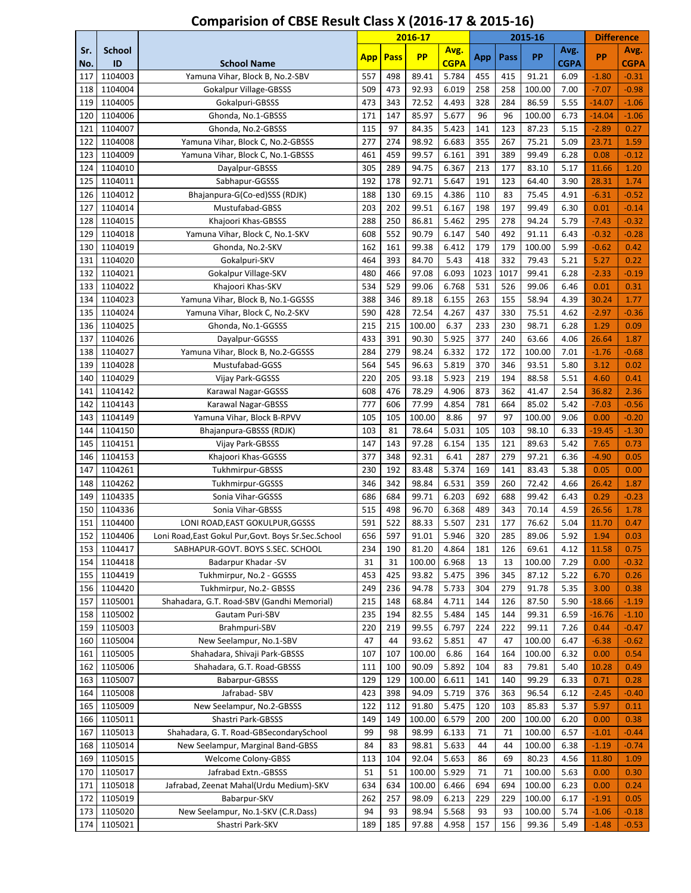# Comparision of CBSE Result Class X (2016-17 & 2015-16)

| Sr. No. | School ID | School Name | 2016-17 | | | | 2015-16 | | | | Difference | |
|---|---|---|---|---|---|---|---|---|---|---|---|---|
| | | | App | Pass | PP | Avg. CGPA | App | Pass | PP | Avg. CGPA | PP | Avg. CGPA |
| 117 | 1104003 | Yamuna Vihar, Block B, No.2-SBV | 557 | 498 | 89.41 | 5.784 | 455 | 415 | 91.21 | 6.09 | -1.80 | -0.31 |
| 118 | 1104004 | Gokalpur Village-GBSSS | 509 | 473 | 92.93 | 6.019 | 258 | 258 | 100.00 | 7.00 | -7.07 | -0.98 |
| 119 | 1104005 | Gokalpuri-GBSSS | 473 | 343 | 72.52 | 4.493 | 328 | 284 | 86.59 | 5.55 | -14.07 | -1.06 |
| 120 | 1104006 | Ghonda, No.1-GBSSS | 171 | 147 | 85.97 | 5.677 | 96 | 96 | 100.00 | 6.73 | -14.04 | -1.06 |
| 121 | 1104007 | Ghonda, No.2-GBSSS | 115 | 97 | 84.35 | 5.423 | 141 | 123 | 87.23 | 5.15 | -2.89 | 0.27 |
| 122 | 1104008 | Yamuna Vihar, Block C, No.2-GBSSS | 277 | 274 | 98.92 | 6.683 | 355 | 267 | 75.21 | 5.09 | 23.71 | 1.59 |
| 123 | 1104009 | Yamuna Vihar, Block C, No.1-GBSSS | 461 | 459 | 99.57 | 6.161 | 391 | 389 | 99.49 | 6.28 | 0.08 | -0.12 |
| 124 | 1104010 | Dayalpur-GBSSS | 305 | 289 | 94.75 | 6.367 | 213 | 177 | 83.10 | 5.17 | 11.66 | 1.20 |
| 125 | 1104011 | Sabhapur-GGSSS | 192 | 178 | 92.71 | 5.647 | 191 | 123 | 64.40 | 3.90 | 28.31 | 1.74 |
| 126 | 1104012 | Bhajanpura-G(Co-ed)SSS (RDJK) | 188 | 130 | 69.15 | 4.386 | 110 | 83 | 75.45 | 4.91 | -6.31 | -0.52 |
| 127 | 1104014 | Mustufabad-GBSS | 203 | 202 | 99.51 | 6.167 | 198 | 197 | 99.49 | 6.30 | 0.01 | -0.14 |
| 128 | 1104015 | Khajoori Khas-GBSSS | 288 | 250 | 86.81 | 5.462 | 295 | 278 | 94.24 | 5.79 | -7.43 | -0.32 |
| 129 | 1104018 | Yamuna Vihar, Block C, No.1-SKV | 608 | 552 | 90.79 | 6.147 | 540 | 492 | 91.11 | 6.43 | -0.32 | -0.28 |
| 130 | 1104019 | Ghonda, No.2-SKV | 162 | 161 | 99.38 | 6.412 | 179 | 179 | 100.00 | 5.99 | -0.62 | 0.42 |
| 131 | 1104020 | Gokalpuri-SKV | 464 | 393 | 84.70 | 5.43 | 418 | 332 | 79.43 | 5.21 | 5.27 | 0.22 |
| 132 | 1104021 | Gokalpur Village-SKV | 480 | 466 | 97.08 | 6.093 | 1023 | 1017 | 99.41 | 6.28 | -2.33 | -0.19 |
| 133 | 1104022 | Khajoori Khas-SKV | 534 | 529 | 99.06 | 6.768 | 531 | 526 | 99.06 | 6.46 | 0.01 | 0.31 |
| 134 | 1104023 | Yamuna Vihar, Block B, No.1-GGSSS | 388 | 346 | 89.18 | 6.155 | 263 | 155 | 58.94 | 4.39 | 30.24 | 1.77 |
| 135 | 1104024 | Yamuna Vihar, Block C, No.2-SKV | 590 | 428 | 72.54 | 4.267 | 437 | 330 | 75.51 | 4.62 | -2.97 | -0.36 |
| 136 | 1104025 | Ghonda, No.1-GGSSS | 215 | 215 | 100.00 | 6.37 | 233 | 230 | 98.71 | 6.28 | 1.29 | 0.09 |
| 137 | 1104026 | Dayalpur-GGSSS | 433 | 391 | 90.30 | 5.925 | 377 | 240 | 63.66 | 4.06 | 26.64 | 1.87 |
| 138 | 1104027 | Yamuna Vihar, Block B, No.2-GGSSS | 284 | 279 | 98.24 | 6.332 | 172 | 172 | 100.00 | 7.01 | -1.76 | -0.68 |
| 139 | 1104028 | Mustufabad-GGSS | 564 | 545 | 96.63 | 5.819 | 370 | 346 | 93.51 | 5.80 | 3.12 | 0.02 |
| 140 | 1104029 | Vijay Park-GGSSS | 220 | 205 | 93.18 | 5.923 | 219 | 194 | 88.58 | 5.51 | 4.60 | 0.41 |
| 141 | 1104142 | Karawal Nagar-GGSSS | 608 | 476 | 78.29 | 4.906 | 873 | 362 | 41.47 | 2.54 | 36.82 | 2.36 |
| 142 | 1104143 | Karawal Nagar-GBSSS | 777 | 606 | 77.99 | 4.854 | 781 | 664 | 85.02 | 5.42 | -7.03 | -0.56 |
| 143 | 1104149 | Yamuna Vihar, Block B-RPVV | 105 | 105 | 100.00 | 8.86 | 97 | 97 | 100.00 | 9.06 | 0.00 | -0.20 |
| 144 | 1104150 | Bhajanpura-GBSSS (RDJK) | 103 | 81 | 78.64 | 5.031 | 105 | 103 | 98.10 | 6.33 | -19.45 | -1.30 |
| 145 | 1104151 | Vijay Park-GBSSS | 147 | 143 | 97.28 | 6.154 | 135 | 121 | 89.63 | 5.42 | 7.65 | 0.73 |
| 146 | 1104153 | Khajoori Khas-GGSSS | 377 | 348 | 92.31 | 6.41 | 287 | 279 | 97.21 | 6.36 | -4.90 | 0.05 |
| 147 | 1104261 | Tukhmirpur-GBSSS | 230 | 192 | 83.48 | 5.374 | 169 | 141 | 83.43 | 5.38 | 0.05 | 0.00 |
| 148 | 1104262 | Tukhmirpur-GGSSS | 346 | 342 | 98.84 | 6.531 | 359 | 260 | 72.42 | 4.66 | 26.42 | 1.87 |
| 149 | 1104335 | Sonia Vihar-GGSSS | 686 | 684 | 99.71 | 6.203 | 692 | 688 | 99.42 | 6.43 | 0.29 | -0.23 |
| 150 | 1104336 | Sonia Vihar-GBSSS | 515 | 498 | 96.70 | 6.368 | 489 | 343 | 70.14 | 4.59 | 26.56 | 1.78 |
| 151 | 1104400 | LONI ROAD,EAST GOKULPUR,GGSSS | 591 | 522 | 88.33 | 5.507 | 231 | 177 | 76.62 | 5.04 | 11.70 | 0.47 |
| 152 | 1104406 | Loni Road,East Gokul Pur,Govt. Boys Sr.Sec.School | 656 | 597 | 91.01 | 5.946 | 320 | 285 | 89.06 | 5.92 | 1.94 | 0.03 |
| 153 | 1104417 | SABHAPUR-GOVT. BOYS S.SEC. SCHOOL | 234 | 190 | 81.20 | 4.864 | 181 | 126 | 69.61 | 4.12 | 11.58 | 0.75 |
| 154 | 1104418 | Badarpur Khadar -SV | 31 | 31 | 100.00 | 6.968 | 13 | 13 | 100.00 | 7.29 | 0.00 | -0.32 |
| 155 | 1104419 | Tukhmirpur, No.2 - GGSSS | 453 | 425 | 93.82 | 5.475 | 396 | 345 | 87.12 | 5.22 | 6.70 | 0.26 |
| 156 | 1104420 | Tukhmirpur, No.2- GBSSS | 249 | 236 | 94.78 | 5.733 | 304 | 279 | 91.78 | 5.35 | 3.00 | 0.38 |
| 157 | 1105001 | Shahadara, G.T. Road-SBV (Gandhi Memorial) | 215 | 148 | 68.84 | 4.711 | 144 | 126 | 87.50 | 5.90 | -18.66 | -1.19 |
| 158 | 1105002 | Gautam Puri-SBV | 235 | 194 | 82.55 | 5.484 | 145 | 144 | 99.31 | 6.59 | -16.76 | -1.10 |
| 159 | 1105003 | Brahmpuri-SBV | 220 | 219 | 99.55 | 6.797 | 224 | 222 | 99.11 | 7.26 | 0.44 | -0.47 |
| 160 | 1105004 | New Seelampur, No.1-SBV | 47 | 44 | 93.62 | 5.851 | 47 | 47 | 100.00 | 6.47 | -6.38 | -0.62 |
| 161 | 1105005 | Shahadara, Shivaji Park-GBSSS | 107 | 107 | 100.00 | 6.86 | 164 | 164 | 100.00 | 6.32 | 0.00 | 0.54 |
| 162 | 1105006 | Shahadara, G.T. Road-GBSSS | 111 | 100 | 90.09 | 5.892 | 104 | 83 | 79.81 | 5.40 | 10.28 | 0.49 |
| 163 | 1105007 | Babarpur-GBSSS | 129 | 129 | 100.00 | 6.611 | 141 | 140 | 99.29 | 6.33 | 0.71 | 0.28 |
| 164 | 1105008 | Jafrabad- SBV | 423 | 398 | 94.09 | 5.719 | 376 | 363 | 96.54 | 6.12 | -2.45 | -0.40 |
| 165 | 1105009 | New Seelampur, No.2-GBSSS | 122 | 112 | 91.80 | 5.475 | 120 | 103 | 85.83 | 5.37 | 5.97 | 0.11 |
| 166 | 1105011 | Shastri Park-GBSSS | 149 | 149 | 100.00 | 6.579 | 200 | 200 | 100.00 | 6.20 | 0.00 | 0.38 |
| 167 | 1105013 | Shahadara, G. T. Road-GBSecondarySchool | 99 | 98 | 98.99 | 6.133 | 71 | 71 | 100.00 | 6.57 | -1.01 | -0.44 |
| 168 | 1105014 | New Seelampur, Marginal Band-GBSS | 84 | 83 | 98.81 | 5.633 | 44 | 44 | 100.00 | 6.38 | -1.19 | -0.74 |
| 169 | 1105015 | Welcome Colony-GBSS | 113 | 104 | 92.04 | 5.653 | 86 | 69 | 80.23 | 4.56 | 11.80 | 1.09 |
| 170 | 1105017 | Jafrabad Extn.-GBSSS | 51 | 51 | 100.00 | 5.929 | 71 | 71 | 100.00 | 5.63 | 0.00 | 0.30 |
| 171 | 1105018 | Jafrabad, Zeenat Mahal(Urdu Medium)-SKV | 634 | 634 | 100.00 | 6.466 | 694 | 694 | 100.00 | 6.23 | 0.00 | 0.24 |
| 172 | 1105019 | Babarpur-SKV | 262 | 257 | 98.09 | 6.213 | 229 | 229 | 100.00 | 6.17 | -1.91 | 0.05 |
| 173 | 1105020 | New Seelampur, No.1-SKV (C.R.Dass) | 94 | 93 | 98.94 | 5.568 | 93 | 93 | 100.00 | 5.74 | -1.06 | -0.18 |
| 174 | 1105021 | Shastri Park-SKV | 189 | 185 | 97.88 | 4.958 | 157 | 156 | 99.36 | 5.49 | -1.48 | -0.53 |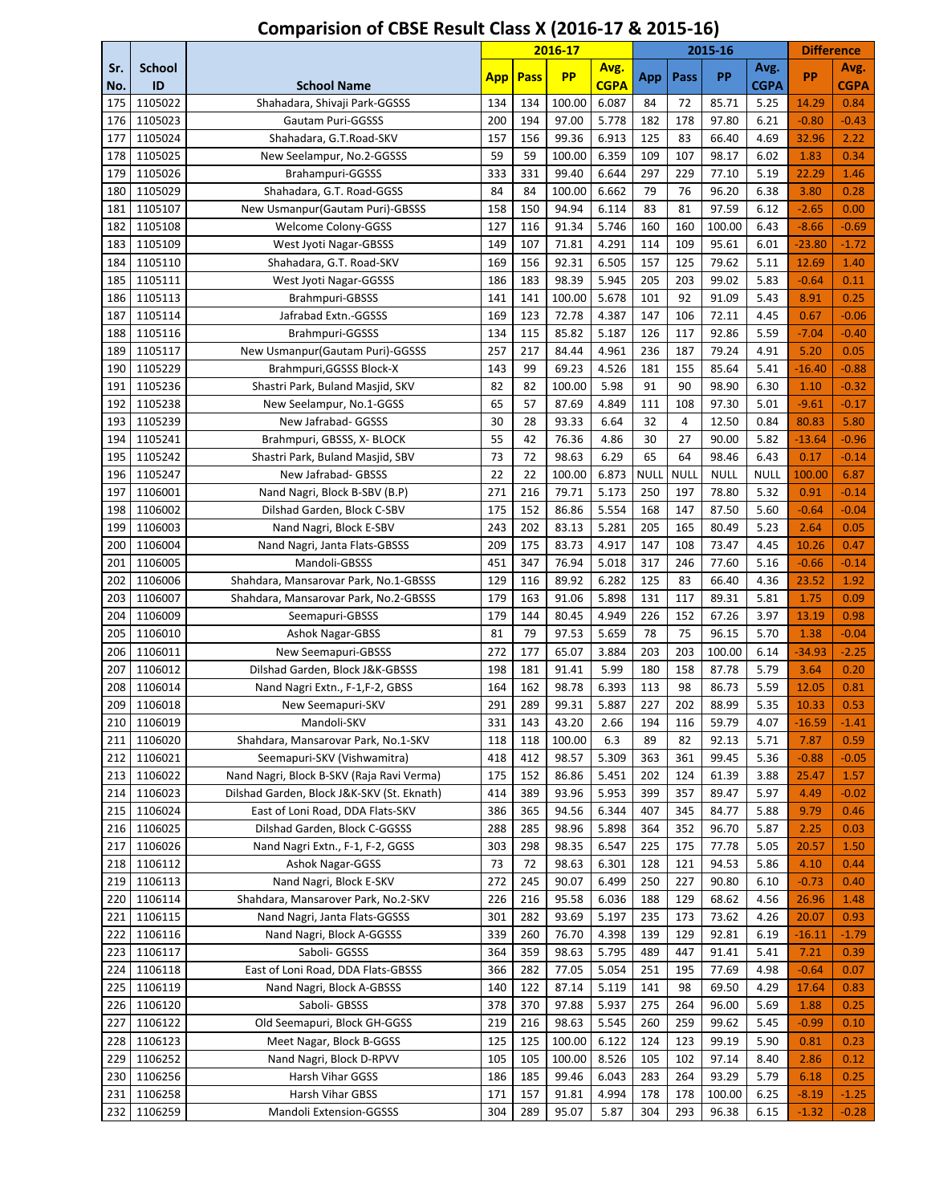# Comparision of CBSE Result Class X (2016-17 & 2015-16)

| Sr. No. | School ID | School Name | 2016-17 App | 2016-17 Pass | 2016-17 PP | 2016-17 Avg. CGPA | 2015-16 App | 2015-16 Pass | 2015-16 PP | 2015-16 Avg. CGPA | Difference PP | Difference Avg. CGPA |
|---|---|---|---|---|---|---|---|---|---|---|---|---|
| 175 | 1105022 | Shahadara, Shivaji Park-GGSSS | 134 | 134 | 100.00 | 6.087 | 84 | 72 | 85.71 | 5.25 | 14.29 | 0.84 |
| 176 | 1105023 | Gautam Puri-GGSSS | 200 | 194 | 97.00 | 5.778 | 182 | 178 | 97.80 | 6.21 | -0.80 | -0.43 |
| 177 | 1105024 | Shahadara, G.T.Road-SKV | 157 | 156 | 99.36 | 6.913 | 125 | 83 | 66.40 | 4.69 | 32.96 | 2.22 |
| 178 | 1105025 | New Seelampur, No.2-GGSSS | 59 | 59 | 100.00 | 6.359 | 109 | 107 | 98.17 | 6.02 | 1.83 | 0.34 |
| 179 | 1105026 | Brahampuri-GGSSS | 333 | 331 | 99.40 | 6.644 | 297 | 229 | 77.10 | 5.19 | 22.29 | 1.46 |
| 180 | 1105029 | Shahadara, G.T. Road-GGSS | 84 | 84 | 100.00 | 6.662 | 79 | 76 | 96.20 | 6.38 | 3.80 | 0.28 |
| 181 | 1105107 | New Usmanpur(Gautam Puri)-GBSSS | 158 | 150 | 94.94 | 6.114 | 83 | 81 | 97.59 | 6.12 | -2.65 | 0.00 |
| 182 | 1105108 | Welcome Colony-GGSS | 127 | 116 | 91.34 | 5.746 | 160 | 160 | 100.00 | 6.43 | -8.66 | -0.69 |
| 183 | 1105109 | West Jyoti Nagar-GBSSS | 149 | 107 | 71.81 | 4.291 | 114 | 109 | 95.61 | 6.01 | -23.80 | -1.72 |
| 184 | 1105110 | Shahadara, G.T. Road-SKV | 169 | 156 | 92.31 | 6.505 | 157 | 125 | 79.62 | 5.11 | 12.69 | 1.40 |
| 185 | 1105111 | West Jyoti Nagar-GGSSS | 186 | 183 | 98.39 | 5.945 | 205 | 203 | 99.02 | 5.83 | -0.64 | 0.11 |
| 186 | 1105113 | Brahmpuri-GBSSS | 141 | 141 | 100.00 | 5.678 | 101 | 92 | 91.09 | 5.43 | 8.91 | 0.25 |
| 187 | 1105114 | Jafrabad Extn.-GGSSS | 169 | 123 | 72.78 | 4.387 | 147 | 106 | 72.11 | 4.45 | 0.67 | -0.06 |
| 188 | 1105116 | Brahmpuri-GGSSS | 134 | 115 | 85.82 | 5.187 | 126 | 117 | 92.86 | 5.59 | -7.04 | -0.40 |
| 189 | 1105117 | New Usmanpur(Gautam Puri)-GGSSS | 257 | 217 | 84.44 | 4.961 | 236 | 187 | 79.24 | 4.91 | 5.20 | 0.05 |
| 190 | 1105229 | Brahmpuri,GGSSS Block-X | 143 | 99 | 69.23 | 4.526 | 181 | 155 | 85.64 | 5.41 | -16.40 | -0.88 |
| 191 | 1105236 | Shastri Park, Buland Masjid, SKV | 82 | 82 | 100.00 | 5.98 | 91 | 90 | 98.90 | 6.30 | 1.10 | -0.32 |
| 192 | 1105238 | New Seelampur, No.1-GGSS | 65 | 57 | 87.69 | 4.849 | 111 | 108 | 97.30 | 5.01 | -9.61 | -0.17 |
| 193 | 1105239 | New Jafrabad- GGSSS | 30 | 28 | 93.33 | 6.64 | 32 | 4 | 12.50 | 0.84 | 80.83 | 5.80 |
| 194 | 1105241 | Brahmpuri, GBSSS, X- BLOCK | 55 | 42 | 76.36 | 4.86 | 30 | 27 | 90.00 | 5.82 | -13.64 | -0.96 |
| 195 | 1105242 | Shastri Park, Buland Masjid, SBV | 73 | 72 | 98.63 | 6.29 | 65 | 64 | 98.46 | 6.43 | 0.17 | -0.14 |
| 196 | 1105247 | New Jafrabad- GBSSS | 22 | 22 | 100.00 | 6.873 | NULL | NULL | NULL | NULL | 100.00 | 6.87 |
| 197 | 1106001 | Nand Nagri, Block B-SBV (B.P) | 271 | 216 | 79.71 | 5.173 | 250 | 197 | 78.80 | 5.32 | 0.91 | -0.14 |
| 198 | 1106002 | Dilshad Garden, Block C-SBV | 175 | 152 | 86.86 | 5.554 | 168 | 147 | 87.50 | 5.60 | -0.64 | -0.04 |
| 199 | 1106003 | Nand Nagri, Block E-SBV | 243 | 202 | 83.13 | 5.281 | 205 | 165 | 80.49 | 5.23 | 2.64 | 0.05 |
| 200 | 1106004 | Nand Nagri, Janta Flats-GBSSS | 209 | 175 | 83.73 | 4.917 | 147 | 108 | 73.47 | 4.45 | 10.26 | 0.47 |
| 201 | 1106005 | Mandoli-GBSSS | 451 | 347 | 76.94 | 5.018 | 317 | 246 | 77.60 | 5.16 | -0.66 | -0.14 |
| 202 | 1106006 | Shahdara, Mansarovar Park, No.1-GBSSS | 129 | 116 | 89.92 | 6.282 | 125 | 83 | 66.40 | 4.36 | 23.52 | 1.92 |
| 203 | 1106007 | Shahdara, Mansarovar Park, No.2-GBSSS | 179 | 163 | 91.06 | 5.898 | 131 | 117 | 89.31 | 5.81 | 1.75 | 0.09 |
| 204 | 1106009 | Seemapuri-GBSSS | 179 | 144 | 80.45 | 4.949 | 226 | 152 | 67.26 | 3.97 | 13.19 | 0.98 |
| 205 | 1106010 | Ashok Nagar-GBSS | 81 | 79 | 97.53 | 5.659 | 78 | 75 | 96.15 | 5.70 | 1.38 | -0.04 |
| 206 | 1106011 | New Seemapuri-GBSSS | 272 | 177 | 65.07 | 3.884 | 203 | 203 | 100.00 | 6.14 | -34.93 | -2.25 |
| 207 | 1106012 | Dilshad Garden, Block J&K-GBSSS | 198 | 181 | 91.41 | 5.99 | 180 | 158 | 87.78 | 5.79 | 3.64 | 0.20 |
| 208 | 1106014 | Nand Nagri Extn., F-1,F-2, GBSS | 164 | 162 | 98.78 | 6.393 | 113 | 98 | 86.73 | 5.59 | 12.05 | 0.81 |
| 209 | 1106018 | New Seemapuri-SKV | 291 | 289 | 99.31 | 5.887 | 227 | 202 | 88.99 | 5.35 | 10.33 | 0.53 |
| 210 | 1106019 | Mandoli-SKV | 331 | 143 | 43.20 | 2.66 | 194 | 116 | 59.79 | 4.07 | -16.59 | -1.41 |
| 211 | 1106020 | Shahdara, Mansarovar Park, No.1-SKV | 118 | 118 | 100.00 | 6.3 | 89 | 82 | 92.13 | 5.71 | 7.87 | 0.59 |
| 212 | 1106021 | Seemapuri-SKV (Vishwamitra) | 418 | 412 | 98.57 | 5.309 | 363 | 361 | 99.45 | 5.36 | -0.88 | -0.05 |
| 213 | 1106022 | Nand Nagri, Block B-SKV (Raja Ravi Verma) | 175 | 152 | 86.86 | 5.451 | 202 | 124 | 61.39 | 3.88 | 25.47 | 1.57 |
| 214 | 1106023 | Dilshad Garden, Block J&K-SKV (St. Eknath) | 414 | 389 | 93.96 | 5.953 | 399 | 357 | 89.47 | 5.97 | 4.49 | -0.02 |
| 215 | 1106024 | East of Loni Road, DDA Flats-SKV | 386 | 365 | 94.56 | 6.344 | 407 | 345 | 84.77 | 5.88 | 9.79 | 0.46 |
| 216 | 1106025 | Dilshad Garden, Block C-GGSSS | 288 | 285 | 98.96 | 5.898 | 364 | 352 | 96.70 | 5.87 | 2.25 | 0.03 |
| 217 | 1106026 | Nand Nagri Extn., F-1, F-2, GGSS | 303 | 298 | 98.35 | 6.547 | 225 | 175 | 77.78 | 5.05 | 20.57 | 1.50 |
| 218 | 1106112 | Ashok Nagar-GGSS | 73 | 72 | 98.63 | 6.301 | 128 | 121 | 94.53 | 5.86 | 4.10 | 0.44 |
| 219 | 1106113 | Nand Nagri, Block E-SKV | 272 | 245 | 90.07 | 6.499 | 250 | 227 | 90.80 | 6.10 | -0.73 | 0.40 |
| 220 | 1106114 | Shahdara, Mansarover Park, No.2-SKV | 226 | 216 | 95.58 | 6.036 | 188 | 129 | 68.62 | 4.56 | 26.96 | 1.48 |
| 221 | 1106115 | Nand Nagri, Janta Flats-GGSSS | 301 | 282 | 93.69 | 5.197 | 235 | 173 | 73.62 | 4.26 | 20.07 | 0.93 |
| 222 | 1106116 | Nand Nagri, Block A-GGSSS | 339 | 260 | 76.70 | 4.398 | 139 | 129 | 92.81 | 6.19 | -16.11 | -1.79 |
| 223 | 1106117 | Saboli- GGSSS | 364 | 359 | 98.63 | 5.795 | 489 | 447 | 91.41 | 5.41 | 7.21 | 0.39 |
| 224 | 1106118 | East of Loni Road, DDA Flats-GBSSS | 366 | 282 | 77.05 | 5.054 | 251 | 195 | 77.69 | 4.98 | -0.64 | 0.07 |
| 225 | 1106119 | Nand Nagri, Block A-GBSSS | 140 | 122 | 87.14 | 5.119 | 141 | 98 | 69.50 | 4.29 | 17.64 | 0.83 |
| 226 | 1106120 | Saboli- GBSSS | 378 | 370 | 97.88 | 5.937 | 275 | 264 | 96.00 | 5.69 | 1.88 | 0.25 |
| 227 | 1106122 | Old Seemapuri, Block GH-GGSS | 219 | 216 | 98.63 | 5.545 | 260 | 259 | 99.62 | 5.45 | -0.99 | 0.10 |
| 228 | 1106123 | Meet Nagar, Block B-GGSS | 125 | 125 | 100.00 | 6.122 | 124 | 123 | 99.19 | 5.90 | 0.81 | 0.23 |
| 229 | 1106252 | Nand Nagri, Block D-RPVV | 105 | 105 | 100.00 | 8.526 | 105 | 102 | 97.14 | 8.40 | 2.86 | 0.12 |
| 230 | 1106256 | Harsh Vihar GGSS | 186 | 185 | 99.46 | 6.043 | 283 | 264 | 93.29 | 5.79 | 6.18 | 0.25 |
| 231 | 1106258 | Harsh Vihar GBSS | 171 | 157 | 91.81 | 4.994 | 178 | 178 | 100.00 | 6.25 | -8.19 | -1.25 |
| 232 | 1106259 | Mandoli Extension-GGSSS | 304 | 289 | 95.07 | 5.87 | 304 | 293 | 96.38 | 6.15 | -1.32 | -0.28 |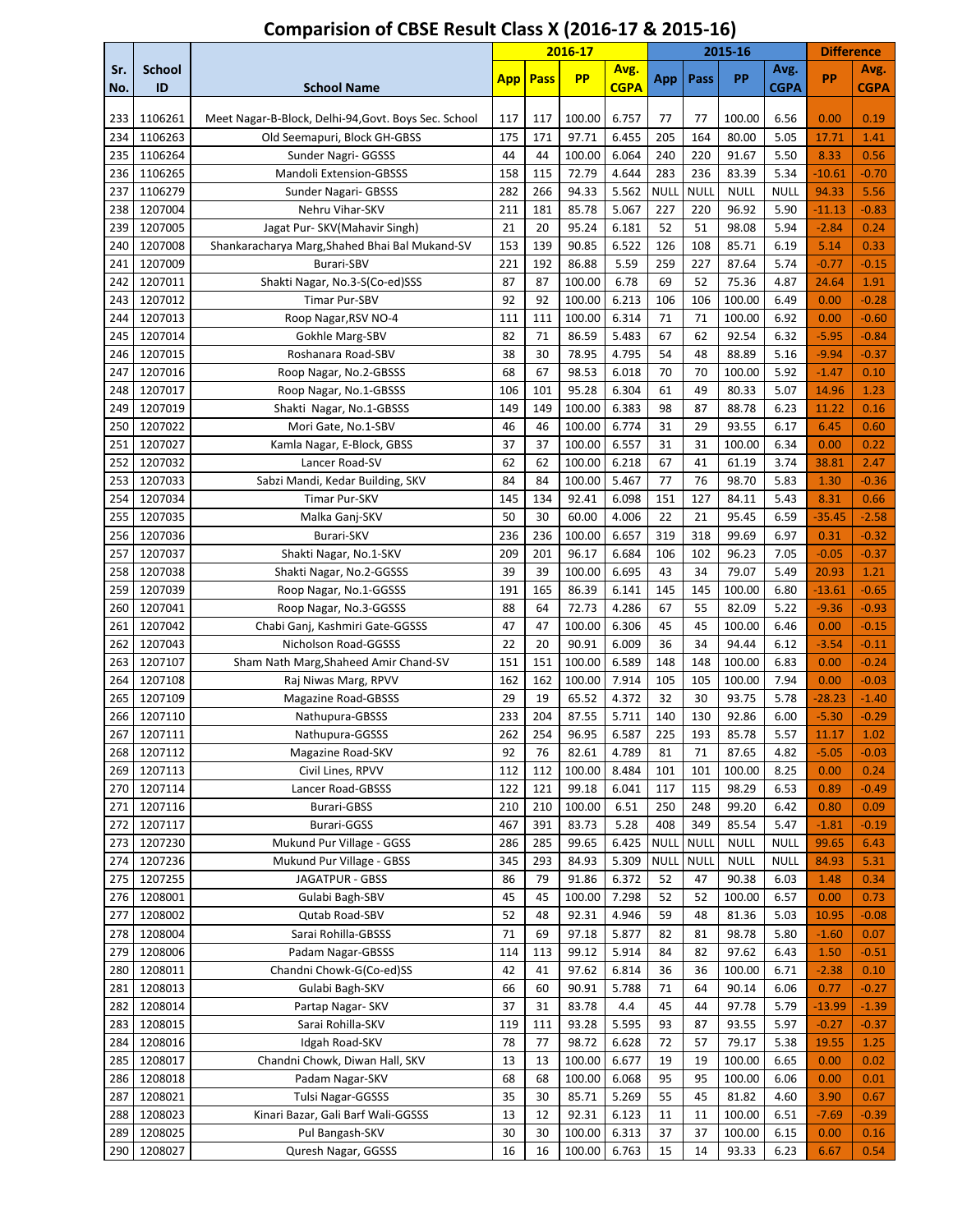# Comparision of CBSE Result Class X (2016-17 & 2015-16)

| Sr. No. | School ID | School Name | 2016-17 | | | | 2015-16 | | | | Difference | |
|---|---|---|---|---|---|---|---|---|---|---|---|---|
| | | | App | Pass | PP | Avg. CGPA | App | Pass | PP | Avg. CGPA | PP | Avg. CGPA |
| 233 | 1106261 | Meet Nagar-B-Block, Delhi-94,Govt. Boys Sec. School | 117 | 117 | 100.00 | 6.757 | 77 | 77 | 100.00 | 6.56 | 0.00 | 0.19 |
| 234 | 1106263 | Old Seemapuri, Block GH-GBSS | 175 | 171 | 97.71 | 6.455 | 205 | 164 | 80.00 | 5.05 | 17.71 | 1.41 |
| 235 | 1106264 | Sunder Nagri- GGSSS | 44 | 44 | 100.00 | 6.064 | 240 | 220 | 91.67 | 5.50 | 8.33 | 0.56 |
| 236 | 1106265 | Mandoli Extension-GBSSS | 158 | 115 | 72.79 | 4.644 | 283 | 236 | 83.39 | 5.34 | -10.61 | -0.70 |
| 237 | 1106279 | Sunder Nagari- GBSSS | 282 | 266 | 94.33 | 5.562 | NULL | NULL | NULL | NULL | 94.33 | 5.56 |
| 238 | 1207004 | Nehru Vihar-SKV | 211 | 181 | 85.78 | 5.067 | 227 | 220 | 96.92 | 5.90 | -11.13 | -0.83 |
| 239 | 1207005 | Jagat Pur- SKV(Mahavir Singh) | 21 | 20 | 95.24 | 6.181 | 52 | 51 | 98.08 | 5.94 | -2.84 | 0.24 |
| 240 | 1207008 | Shankaracharya Marg,Shahed Bhai Bal Mukand-SV | 153 | 139 | 90.85 | 6.522 | 126 | 108 | 85.71 | 6.19 | 5.14 | 0.33 |
| 241 | 1207009 | Burari-SBV | 221 | 192 | 86.88 | 5.59 | 259 | 227 | 87.64 | 5.74 | -0.77 | -0.15 |
| 242 | 1207011 | Shakti Nagar, No.3-S(Co-ed)SSS | 87 | 87 | 100.00 | 6.78 | 69 | 52 | 75.36 | 4.87 | 24.64 | 1.91 |
| 243 | 1207012 | Timar Pur-SBV | 92 | 92 | 100.00 | 6.213 | 106 | 106 | 100.00 | 6.49 | 0.00 | -0.28 |
| 244 | 1207013 | Roop Nagar,RSV NO-4 | 111 | 111 | 100.00 | 6.314 | 71 | 71 | 100.00 | 6.92 | 0.00 | -0.60 |
| 245 | 1207014 | Gokhle Marg-SBV | 82 | 71 | 86.59 | 5.483 | 67 | 62 | 92.54 | 6.32 | -5.95 | -0.84 |
| 246 | 1207015 | Roshanara Road-SBV | 38 | 30 | 78.95 | 4.795 | 54 | 48 | 88.89 | 5.16 | -9.94 | -0.37 |
| 247 | 1207016 | Roop Nagar, No.2-GBSSS | 68 | 67 | 98.53 | 6.018 | 70 | 70 | 100.00 | 5.92 | -1.47 | 0.10 |
| 248 | 1207017 | Roop Nagar, No.1-GBSSS | 106 | 101 | 95.28 | 6.304 | 61 | 49 | 80.33 | 5.07 | 14.96 | 1.23 |
| 249 | 1207019 | Shakti Nagar, No.1-GBSSS | 149 | 149 | 100.00 | 6.383 | 98 | 87 | 88.78 | 6.23 | 11.22 | 0.16 |
| 250 | 1207022 | Mori Gate, No.1-SBV | 46 | 46 | 100.00 | 6.774 | 31 | 29 | 93.55 | 6.17 | 6.45 | 0.60 |
| 251 | 1207027 | Kamla Nagar, E-Block, GBSS | 37 | 37 | 100.00 | 6.557 | 31 | 31 | 100.00 | 6.34 | 0.00 | 0.22 |
| 252 | 1207032 | Lancer Road-SV | 62 | 62 | 100.00 | 6.218 | 67 | 41 | 61.19 | 3.74 | 38.81 | 2.47 |
| 253 | 1207033 | Sabzi Mandi, Kedar Building, SKV | 84 | 84 | 100.00 | 5.467 | 77 | 76 | 98.70 | 5.83 | 1.30 | -0.36 |
| 254 | 1207034 | Timar Pur-SKV | 145 | 134 | 92.41 | 6.098 | 151 | 127 | 84.11 | 5.43 | 8.31 | 0.66 |
| 255 | 1207035 | Malka Ganj-SKV | 50 | 30 | 60.00 | 4.006 | 22 | 21 | 95.45 | 6.59 | -35.45 | -2.58 |
| 256 | 1207036 | Burari-SKV | 236 | 236 | 100.00 | 6.657 | 319 | 318 | 99.69 | 6.97 | 0.31 | -0.32 |
| 257 | 1207037 | Shakti Nagar, No.1-SKV | 209 | 201 | 96.17 | 6.684 | 106 | 102 | 96.23 | 7.05 | -0.05 | -0.37 |
| 258 | 1207038 | Shakti Nagar, No.2-GGSSS | 39 | 39 | 100.00 | 6.695 | 43 | 34 | 79.07 | 5.49 | 20.93 | 1.21 |
| 259 | 1207039 | Roop Nagar, No.1-GGSSS | 191 | 165 | 86.39 | 6.141 | 145 | 145 | 100.00 | 6.80 | -13.61 | -0.65 |
| 260 | 1207041 | Roop Nagar, No.3-GGSSS | 88 | 64 | 72.73 | 4.286 | 67 | 55 | 82.09 | 5.22 | -9.36 | -0.93 |
| 261 | 1207042 | Chabi Ganj, Kashmiri Gate-GGSSS | 47 | 47 | 100.00 | 6.306 | 45 | 45 | 100.00 | 6.46 | 0.00 | -0.15 |
| 262 | 1207043 | Nicholson Road-GGSSS | 22 | 20 | 90.91 | 6.009 | 36 | 34 | 94.44 | 6.12 | -3.54 | -0.11 |
| 263 | 1207107 | Sham Nath Marg,Shaheed Amir Chand-SV | 151 | 151 | 100.00 | 6.589 | 148 | 148 | 100.00 | 6.83 | 0.00 | -0.24 |
| 264 | 1207108 | Raj Niwas Marg, RPVV | 162 | 162 | 100.00 | 7.914 | 105 | 105 | 100.00 | 7.94 | 0.00 | -0.03 |
| 265 | 1207109 | Magazine Road-GBSSS | 29 | 19 | 65.52 | 4.372 | 32 | 30 | 93.75 | 5.78 | -28.23 | -1.40 |
| 266 | 1207110 | Nathupura-GBSSS | 233 | 204 | 87.55 | 5.711 | 140 | 130 | 92.86 | 6.00 | -5.30 | -0.29 |
| 267 | 1207111 | Nathupura-GGSSS | 262 | 254 | 96.95 | 6.587 | 225 | 193 | 85.78 | 5.57 | 11.17 | 1.02 |
| 268 | 1207112 | Magazine Road-SKV | 92 | 76 | 82.61 | 4.789 | 81 | 71 | 87.65 | 4.82 | -5.05 | -0.03 |
| 269 | 1207113 | Civil Lines, RPVV | 112 | 112 | 100.00 | 8.484 | 101 | 101 | 100.00 | 8.25 | 0.00 | 0.24 |
| 270 | 1207114 | Lancer Road-GBSSS | 122 | 121 | 99.18 | 6.041 | 117 | 115 | 98.29 | 6.53 | 0.89 | -0.49 |
| 271 | 1207116 | Burari-GBSS | 210 | 210 | 100.00 | 6.51 | 250 | 248 | 99.20 | 6.42 | 0.80 | 0.09 |
| 272 | 1207117 | Burari-GGSS | 467 | 391 | 83.73 | 5.28 | 408 | 349 | 85.54 | 5.47 | -1.81 | -0.19 |
| 273 | 1207230 | Mukund Pur Village - GGSS | 286 | 285 | 99.65 | 6.425 | NULL | NULL | NULL | NULL | 99.65 | 6.43 |
| 274 | 1207236 | Mukund Pur Village - GBSS | 345 | 293 | 84.93 | 5.309 | NULL | NULL | NULL | NULL | 84.93 | 5.31 |
| 275 | 1207255 | JAGATPUR - GBSS | 86 | 79 | 91.86 | 6.372 | 52 | 47 | 90.38 | 6.03 | 1.48 | 0.34 |
| 276 | 1208001 | Gulabi Bagh-SBV | 45 | 45 | 100.00 | 7.298 | 52 | 52 | 100.00 | 6.57 | 0.00 | 0.73 |
| 277 | 1208002 | Qutab Road-SBV | 52 | 48 | 92.31 | 4.946 | 59 | 48 | 81.36 | 5.03 | 10.95 | -0.08 |
| 278 | 1208004 | Sarai Rohilla-GBSSS | 71 | 69 | 97.18 | 5.877 | 82 | 81 | 98.78 | 5.80 | -1.60 | 0.07 |
| 279 | 1208006 | Padam Nagar-GBSSS | 114 | 113 | 99.12 | 5.914 | 84 | 82 | 97.62 | 6.43 | 1.50 | -0.51 |
| 280 | 1208011 | Chandni Chowk-G(Co-ed)SS | 42 | 41 | 97.62 | 6.814 | 36 | 36 | 100.00 | 6.71 | -2.38 | 0.10 |
| 281 | 1208013 | Gulabi Bagh-SKV | 66 | 60 | 90.91 | 5.788 | 71 | 64 | 90.14 | 6.06 | 0.77 | -0.27 |
| 282 | 1208014 | Partap Nagar- SKV | 37 | 31 | 83.78 | 4.4 | 45 | 44 | 97.78 | 5.79 | -13.99 | -1.39 |
| 283 | 1208015 | Sarai Rohilla-SKV | 119 | 111 | 93.28 | 5.595 | 93 | 87 | 93.55 | 5.97 | -0.27 | -0.37 |
| 284 | 1208016 | Idgah Road-SKV | 78 | 77 | 98.72 | 6.628 | 72 | 57 | 79.17 | 5.38 | 19.55 | 1.25 |
| 285 | 1208017 | Chandni Chowk, Diwan Hall, SKV | 13 | 13 | 100.00 | 6.677 | 19 | 19 | 100.00 | 6.65 | 0.00 | 0.02 |
| 286 | 1208018 | Padam Nagar-SKV | 68 | 68 | 100.00 | 6.068 | 95 | 95 | 100.00 | 6.06 | 0.00 | 0.01 |
| 287 | 1208021 | Tulsi Nagar-GGSSS | 35 | 30 | 85.71 | 5.269 | 55 | 45 | 81.82 | 4.60 | 3.90 | 0.67 |
| 288 | 1208023 | Kinari Bazar, Gali Barf Wali-GGSSS | 13 | 12 | 92.31 | 6.123 | 11 | 11 | 100.00 | 6.51 | -7.69 | -0.39 |
| 289 | 1208025 | Pul Bangash-SKV | 30 | 30 | 100.00 | 6.313 | 37 | 37 | 100.00 | 6.15 | 0.00 | 0.16 |
| 290 | 1208027 | Quresh Nagar, GGSSS | 16 | 16 | 100.00 | 6.763 | 15 | 14 | 93.33 | 6.23 | 6.67 | 0.54 |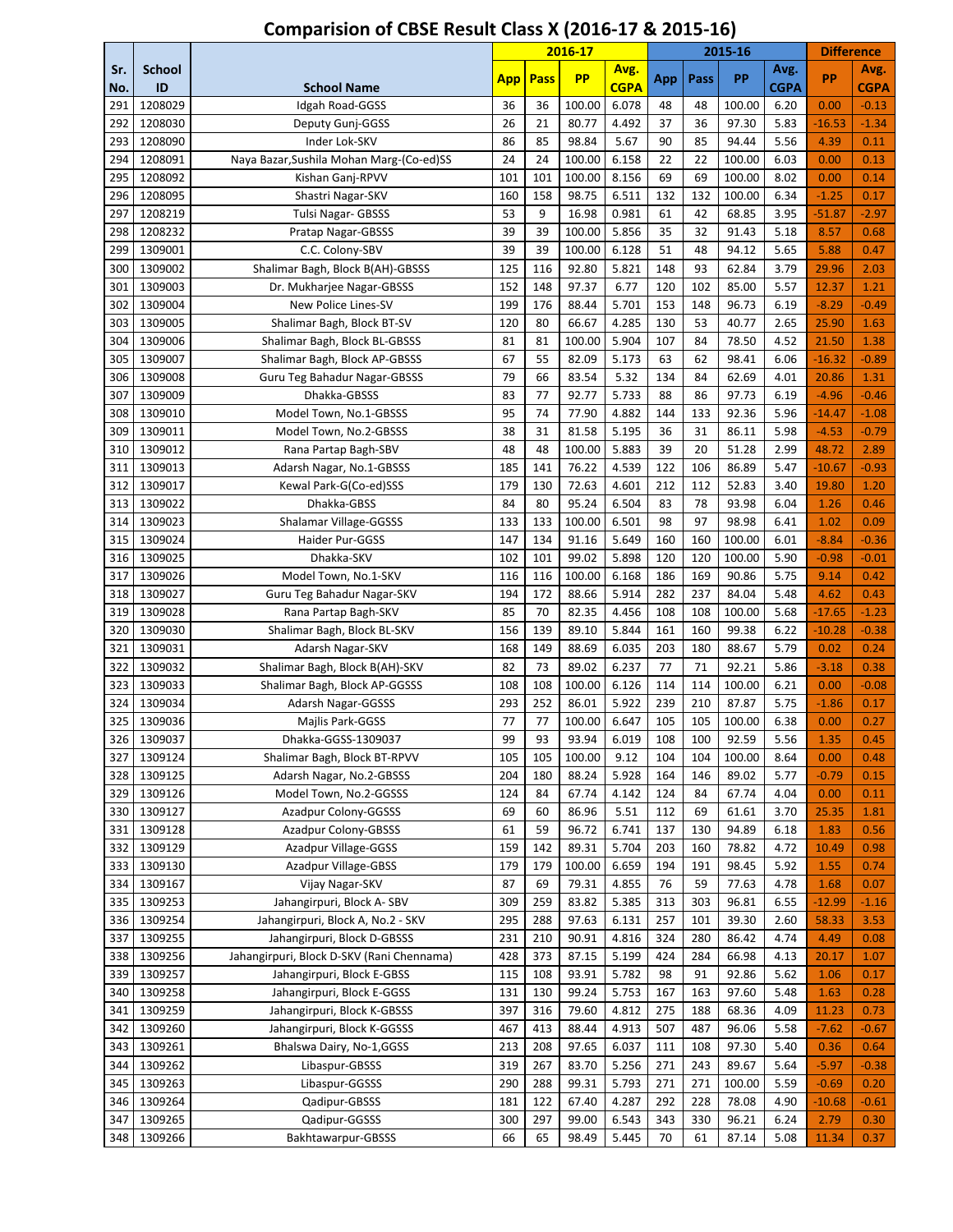# Comparision of CBSE Result Class X (2016-17 & 2015-16)

| Sr. No. | School ID | School Name | 2016-17 | | | | 2015-16 | | | | Difference | |
|---|---|---|---|---|---|---|---|---|---|---|---|---|
| | | | App | Pass | PP | Avg. CGPA | App | Pass | PP | Avg. CGPA | PP | Avg. CGPA |
| 291 | 1208029 | Idgah Road-GGSS | 36 | 36 | 100.00 | 6.078 | 48 | 48 | 100.00 | 6.20 | 0.00 | -0.13 |
| 292 | 1208030 | Deputy Gunj-GGSS | 26 | 21 | 80.77 | 4.492 | 37 | 36 | 97.30 | 5.83 | -16.53 | -1.34 |
| 293 | 1208090 | Inder Lok-SKV | 86 | 85 | 98.84 | 5.67 | 90 | 85 | 94.44 | 5.56 | 4.39 | 0.11 |
| 294 | 1208091 | Naya Bazar,Sushila Mohan Marg-(Co-ed)SS | 24 | 24 | 100.00 | 6.158 | 22 | 22 | 100.00 | 6.03 | 0.00 | 0.13 |
| 295 | 1208092 | Kishan Ganj-RPVV | 101 | 101 | 100.00 | 8.156 | 69 | 69 | 100.00 | 8.02 | 0.00 | 0.14 |
| 296 | 1208095 | Shastri Nagar-SKV | 160 | 158 | 98.75 | 6.511 | 132 | 132 | 100.00 | 6.34 | -1.25 | 0.17 |
| 297 | 1208219 | Tulsi Nagar- GBSSS | 53 | 9 | 16.98 | 0.981 | 61 | 42 | 68.85 | 3.95 | -51.87 | -2.97 |
| 298 | 1208232 | Pratap Nagar-GBSSS | 39 | 39 | 100.00 | 5.856 | 35 | 32 | 91.43 | 5.18 | 8.57 | 0.68 |
| 299 | 1309001 | C.C. Colony-SBV | 39 | 39 | 100.00 | 6.128 | 51 | 48 | 94.12 | 5.65 | 5.88 | 0.47 |
| 300 | 1309002 | Shalimar Bagh, Block B(AH)-GBSSS | 125 | 116 | 92.80 | 5.821 | 148 | 93 | 62.84 | 3.79 | 29.96 | 2.03 |
| 301 | 1309003 | Dr. Mukharjee Nagar-GBSSS | 152 | 148 | 97.37 | 6.77 | 120 | 102 | 85.00 | 5.57 | 12.37 | 1.21 |
| 302 | 1309004 | New Police Lines-SV | 199 | 176 | 88.44 | 5.701 | 153 | 148 | 96.73 | 6.19 | -8.29 | -0.49 |
| 303 | 1309005 | Shalimar Bagh, Block BT-SV | 120 | 80 | 66.67 | 4.285 | 130 | 53 | 40.77 | 2.65 | 25.90 | 1.63 |
| 304 | 1309006 | Shalimar Bagh, Block BL-GBSSS | 81 | 81 | 100.00 | 5.904 | 107 | 84 | 78.50 | 4.52 | 21.50 | 1.38 |
| 305 | 1309007 | Shalimar Bagh, Block AP-GBSSS | 67 | 55 | 82.09 | 5.173 | 63 | 62 | 98.41 | 6.06 | -16.32 | -0.89 |
| 306 | 1309008 | Guru Teg Bahadur Nagar-GBSSS | 79 | 66 | 83.54 | 5.32 | 134 | 84 | 62.69 | 4.01 | 20.86 | 1.31 |
| 307 | 1309009 | Dhakka-GBSSS | 83 | 77 | 92.77 | 5.733 | 88 | 86 | 97.73 | 6.19 | -4.96 | -0.46 |
| 308 | 1309010 | Model Town, No.1-GBSSS | 95 | 74 | 77.90 | 4.882 | 144 | 133 | 92.36 | 5.96 | -14.47 | -1.08 |
| 309 | 1309011 | Model Town, No.2-GBSSS | 38 | 31 | 81.58 | 5.195 | 36 | 31 | 86.11 | 5.98 | -4.53 | -0.79 |
| 310 | 1309012 | Rana Partap Bagh-SBV | 48 | 48 | 100.00 | 5.883 | 39 | 20 | 51.28 | 2.99 | 48.72 | 2.89 |
| 311 | 1309013 | Adarsh Nagar, No.1-GBSSS | 185 | 141 | 76.22 | 4.539 | 122 | 106 | 86.89 | 5.47 | -10.67 | -0.93 |
| 312 | 1309017 | Kewal Park-G(Co-ed)SSS | 179 | 130 | 72.63 | 4.601 | 212 | 112 | 52.83 | 3.40 | 19.80 | 1.20 |
| 313 | 1309022 | Dhakka-GBSS | 84 | 80 | 95.24 | 6.504 | 83 | 78 | 93.98 | 6.04 | 1.26 | 0.46 |
| 314 | 1309023 | Shalamar Village-GGSSS | 133 | 133 | 100.00 | 6.501 | 98 | 97 | 98.98 | 6.41 | 1.02 | 0.09 |
| 315 | 1309024 | Haider Pur-GGSS | 147 | 134 | 91.16 | 5.649 | 160 | 160 | 100.00 | 6.01 | -8.84 | -0.36 |
| 316 | 1309025 | Dhakka-SKV | 102 | 101 | 99.02 | 5.898 | 120 | 120 | 100.00 | 5.90 | -0.98 | -0.01 |
| 317 | 1309026 | Model Town, No.1-SKV | 116 | 116 | 100.00 | 6.168 | 186 | 169 | 90.86 | 5.75 | 9.14 | 0.42 |
| 318 | 1309027 | Guru Teg Bahadur Nagar-SKV | 194 | 172 | 88.66 | 5.914 | 282 | 237 | 84.04 | 5.48 | 4.62 | 0.43 |
| 319 | 1309028 | Rana Partap Bagh-SKV | 85 | 70 | 82.35 | 4.456 | 108 | 108 | 100.00 | 5.68 | -17.65 | -1.23 |
| 320 | 1309030 | Shalimar Bagh, Block BL-SKV | 156 | 139 | 89.10 | 5.844 | 161 | 160 | 99.38 | 6.22 | -10.28 | -0.38 |
| 321 | 1309031 | Adarsh Nagar-SKV | 168 | 149 | 88.69 | 6.035 | 203 | 180 | 88.67 | 5.79 | 0.02 | 0.24 |
| 322 | 1309032 | Shalimar Bagh, Block B(AH)-SKV | 82 | 73 | 89.02 | 6.237 | 77 | 71 | 92.21 | 5.86 | -3.18 | 0.38 |
| 323 | 1309033 | Shalimar Bagh, Block AP-GGSSS | 108 | 108 | 100.00 | 6.126 | 114 | 114 | 100.00 | 6.21 | 0.00 | -0.08 |
| 324 | 1309034 | Adarsh Nagar-GGSSS | 293 | 252 | 86.01 | 5.922 | 239 | 210 | 87.87 | 5.75 | -1.86 | 0.17 |
| 325 | 1309036 | Majlis Park-GGSS | 77 | 77 | 100.00 | 6.647 | 105 | 105 | 100.00 | 6.38 | 0.00 | 0.27 |
| 326 | 1309037 | Dhakka-GGSS-1309037 | 99 | 93 | 93.94 | 6.019 | 108 | 100 | 92.59 | 5.56 | 1.35 | 0.45 |
| 327 | 1309124 | Shalimar Bagh, Block BT-RPVV | 105 | 105 | 100.00 | 9.12 | 104 | 104 | 100.00 | 8.64 | 0.00 | 0.48 |
| 328 | 1309125 | Adarsh Nagar, No.2-GBSSS | 204 | 180 | 88.24 | 5.928 | 164 | 146 | 89.02 | 5.77 | -0.79 | 0.15 |
| 329 | 1309126 | Model Town, No.2-GGSSS | 124 | 84 | 67.74 | 4.142 | 124 | 84 | 67.74 | 4.04 | 0.00 | 0.11 |
| 330 | 1309127 | Azadpur Colony-GGSSS | 69 | 60 | 86.96 | 5.51 | 112 | 69 | 61.61 | 3.70 | 25.35 | 1.81 |
| 331 | 1309128 | Azadpur Colony-GBSSS | 61 | 59 | 96.72 | 6.741 | 137 | 130 | 94.89 | 6.18 | 1.83 | 0.56 |
| 332 | 1309129 | Azadpur Village-GGSS | 159 | 142 | 89.31 | 5.704 | 203 | 160 | 78.82 | 4.72 | 10.49 | 0.98 |
| 333 | 1309130 | Azadpur Village-GBSS | 179 | 179 | 100.00 | 6.659 | 194 | 191 | 98.45 | 5.92 | 1.55 | 0.74 |
| 334 | 1309167 | Vijay Nagar-SKV | 87 | 69 | 79.31 | 4.855 | 76 | 59 | 77.63 | 4.78 | 1.68 | 0.07 |
| 335 | 1309253 | Jahangirpuri, Block A- SBV | 309 | 259 | 83.82 | 5.385 | 313 | 303 | 96.81 | 6.55 | -12.99 | -1.16 |
| 336 | 1309254 | Jahangirpuri, Block A, No.2 - SKV | 295 | 288 | 97.63 | 6.131 | 257 | 101 | 39.30 | 2.60 | 58.33 | 3.53 |
| 337 | 1309255 | Jahangirpuri, Block D-GBSSS | 231 | 210 | 90.91 | 4.816 | 324 | 280 | 86.42 | 4.74 | 4.49 | 0.08 |
| 338 | 1309256 | Jahangirpuri, Block D-SKV (Rani Chennama) | 428 | 373 | 87.15 | 5.199 | 424 | 284 | 66.98 | 4.13 | 20.17 | 1.07 |
| 339 | 1309257 | Jahangirpuri, Block E-GBSS | 115 | 108 | 93.91 | 5.782 | 98 | 91 | 92.86 | 5.62 | 1.06 | 0.17 |
| 340 | 1309258 | Jahangirpuri, Block E-GGSS | 131 | 130 | 99.24 | 5.753 | 167 | 163 | 97.60 | 5.48 | 1.63 | 0.28 |
| 341 | 1309259 | Jahangirpuri, Block K-GBSSS | 397 | 316 | 79.60 | 4.812 | 275 | 188 | 68.36 | 4.09 | 11.23 | 0.73 |
| 342 | 1309260 | Jahangirpuri, Block K-GGSSS | 467 | 413 | 88.44 | 4.913 | 507 | 487 | 96.06 | 5.58 | -7.62 | -0.67 |
| 343 | 1309261 | Bhalswa Dairy, No-1,GGSS | 213 | 208 | 97.65 | 6.037 | 111 | 108 | 97.30 | 5.40 | 0.36 | 0.64 |
| 344 | 1309262 | Libaspur-GBSSS | 319 | 267 | 83.70 | 5.256 | 271 | 243 | 89.67 | 5.64 | -5.97 | -0.38 |
| 345 | 1309263 | Libaspur-GGSSS | 290 | 288 | 99.31 | 5.793 | 271 | 271 | 100.00 | 5.59 | -0.69 | 0.20 |
| 346 | 1309264 | Qadipur-GBSSS | 181 | 122 | 67.40 | 4.287 | 292 | 228 | 78.08 | 4.90 | -10.68 | -0.61 |
| 347 | 1309265 | Qadipur-GGSSS | 300 | 297 | 99.00 | 6.543 | 343 | 330 | 96.21 | 6.24 | 2.79 | 0.30 |
| 348 | 1309266 | Bakhtawarpur-GBSSS | 66 | 65 | 98.49 | 5.445 | 70 | 61 | 87.14 | 5.08 | 11.34 | 0.37 |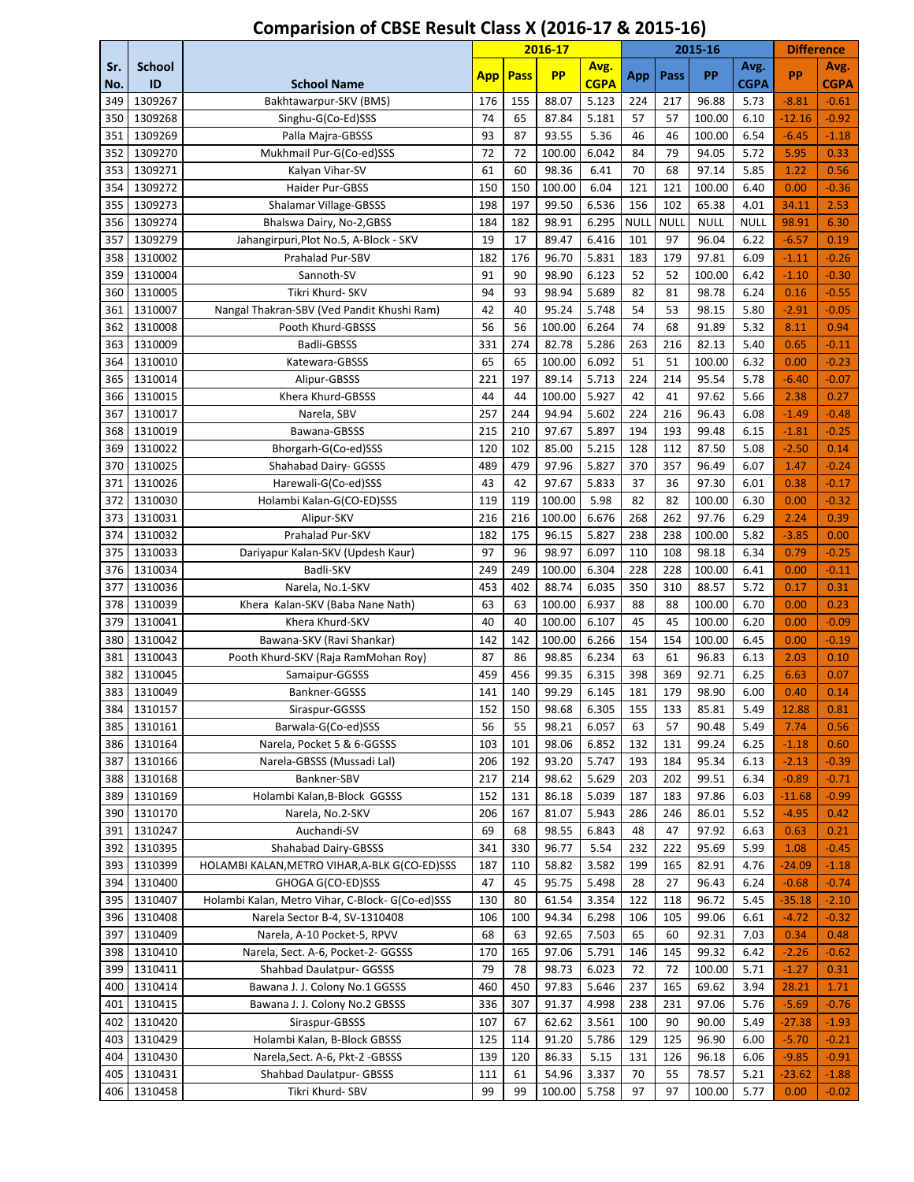# Comparision of CBSE Result Class X (2016-17 & 2015-16)

| Sr. No. | School ID | School Name | 2016-17 | | | | 2015-16 | | | | Difference | |
|---|---|---|---|---|---|---|---|---|---|---|---|---|
| | | | App | Pass | PP | Avg. CGPA | App | Pass | PP | Avg. CGPA | PP | Avg. CGPA |
| 349 | 1309267 | Bakhtawarpur-SKV (BMS) | 176 | 155 | 88.07 | 5.123 | 224 | 217 | 96.88 | 5.73 | -8.81 | -0.61 |
| 350 | 1309268 | Singhu-G(Co-Ed)SSS | 74 | 65 | 87.84 | 5.181 | 57 | 57 | 100.00 | 6.10 | -12.16 | -0.92 |
| 351 | 1309269 | Palla Majra-GBSSS | 93 | 87 | 93.55 | 5.36 | 46 | 46 | 100.00 | 6.54 | -6.45 | -1.18 |
| 352 | 1309270 | Mukhmail Pur-G(Co-ed)SSS | 72 | 72 | 100.00 | 6.042 | 84 | 79 | 94.05 | 5.72 | 5.95 | 0.33 |
| 353 | 1309271 | Kalyan Vihar-SV | 61 | 60 | 98.36 | 6.41 | 70 | 68 | 97.14 | 5.85 | 1.22 | 0.56 |
| 354 | 1309272 | Haider Pur-GBSS | 150 | 150 | 100.00 | 6.04 | 121 | 121 | 100.00 | 6.40 | 0.00 | -0.36 |
| 355 | 1309273 | Shalamar Village-GBSSS | 198 | 197 | 99.50 | 6.536 | 156 | 102 | 65.38 | 4.01 | 34.11 | 2.53 |
| 356 | 1309274 | Bhalswa Dairy, No-2,GBSS | 184 | 182 | 98.91 | 6.295 | NULL | NULL | NULL | NULL | 98.91 | 6.30 |
| 357 | 1309279 | Jahangirpuri,Plot No.5, A-Block - SKV | 19 | 17 | 89.47 | 6.416 | 101 | 97 | 96.04 | 6.22 | -6.57 | 0.19 |
| 358 | 1310002 | Prahalad Pur-SBV | 182 | 176 | 96.70 | 5.831 | 183 | 179 | 97.81 | 6.09 | -1.11 | -0.26 |
| 359 | 1310004 | Sannoth-SV | 91 | 90 | 98.90 | 6.123 | 52 | 52 | 100.00 | 6.42 | -1.10 | -0.30 |
| 360 | 1310005 | Tikri Khurd- SKV | 94 | 93 | 98.94 | 5.689 | 82 | 81 | 98.78 | 6.24 | 0.16 | -0.55 |
| 361 | 1310007 | Nangal Thakran-SBV (Ved Pandit Khushi Ram) | 42 | 40 | 95.24 | 5.748 | 54 | 53 | 98.15 | 5.80 | -2.91 | -0.05 |
| 362 | 1310008 | Pooth Khurd-GBSSS | 56 | 56 | 100.00 | 6.264 | 74 | 68 | 91.89 | 5.32 | 8.11 | 0.94 |
| 363 | 1310009 | Badli-GBSSS | 331 | 274 | 82.78 | 5.286 | 263 | 216 | 82.13 | 5.40 | 0.65 | -0.11 |
| 364 | 1310010 | Katewara-GBSSS | 65 | 65 | 100.00 | 6.092 | 51 | 51 | 100.00 | 6.32 | 0.00 | -0.23 |
| 365 | 1310014 | Alipur-GBSSS | 221 | 197 | 89.14 | 5.713 | 224 | 214 | 95.54 | 5.78 | -6.40 | -0.07 |
| 366 | 1310015 | Khera Khurd-GBSSS | 44 | 44 | 100.00 | 5.927 | 42 | 41 | 97.62 | 5.66 | 2.38 | 0.27 |
| 367 | 1310017 | Narela, SBV | 257 | 244 | 94.94 | 5.602 | 224 | 216 | 96.43 | 6.08 | -1.49 | -0.48 |
| 368 | 1310019 | Bawana-GBSSS | 215 | 210 | 97.67 | 5.897 | 194 | 193 | 99.48 | 6.15 | -1.81 | -0.25 |
| 369 | 1310022 | Bhorgarh-G(Co-ed)SSS | 120 | 102 | 85.00 | 5.215 | 128 | 112 | 87.50 | 5.08 | -2.50 | 0.14 |
| 370 | 1310025 | Shahabad Dairy- GGSSS | 489 | 479 | 97.96 | 5.827 | 370 | 357 | 96.49 | 6.07 | 1.47 | -0.24 |
| 371 | 1310026 | Harewali-G(Co-ed)SSS | 43 | 42 | 97.67 | 5.833 | 37 | 36 | 97.30 | 6.01 | 0.38 | -0.17 |
| 372 | 1310030 | Holambi Kalan-G(CO-ED)SSS | 119 | 119 | 100.00 | 5.98 | 82 | 82 | 100.00 | 6.30 | 0.00 | -0.32 |
| 373 | 1310031 | Alipur-SKV | 216 | 216 | 100.00 | 6.676 | 268 | 262 | 97.76 | 6.29 | 2.24 | 0.39 |
| 374 | 1310032 | Prahalad Pur-SKV | 182 | 175 | 96.15 | 5.827 | 238 | 238 | 100.00 | 5.82 | -3.85 | 0.00 |
| 375 | 1310033 | Dariyapur Kalan-SKV (Updesh Kaur) | 97 | 96 | 98.97 | 6.097 | 110 | 108 | 98.18 | 6.34 | 0.79 | -0.25 |
| 376 | 1310034 | Badli-SKV | 249 | 249 | 100.00 | 6.304 | 228 | 228 | 100.00 | 6.41 | 0.00 | -0.11 |
| 377 | 1310036 | Narela, No.1-SKV | 453 | 402 | 88.74 | 6.035 | 350 | 310 | 88.57 | 5.72 | 0.17 | 0.31 |
| 378 | 1310039 | Khera Kalan-SKV (Baba Nane Nath) | 63 | 63 | 100.00 | 6.937 | 88 | 88 | 100.00 | 6.70 | 0.00 | 0.23 |
| 379 | 1310041 | Khera Khurd-SKV | 40 | 40 | 100.00 | 6.107 | 45 | 45 | 100.00 | 6.20 | 0.00 | -0.09 |
| 380 | 1310042 | Bawana-SKV (Ravi Shankar) | 142 | 142 | 100.00 | 6.266 | 154 | 154 | 100.00 | 6.45 | 0.00 | -0.19 |
| 381 | 1310043 | Pooth Khurd-SKV (Raja RamMohan Roy) | 87 | 86 | 98.85 | 6.234 | 63 | 61 | 96.83 | 6.13 | 2.03 | 0.10 |
| 382 | 1310045 | Samaipur-GGSSS | 459 | 456 | 99.35 | 6.315 | 398 | 369 | 92.71 | 6.25 | 6.63 | 0.07 |
| 383 | 1310049 | Bankner-GGSSS | 141 | 140 | 99.29 | 6.145 | 181 | 179 | 98.90 | 6.00 | 0.40 | 0.14 |
| 384 | 1310157 | Siraspur-GGSSS | 152 | 150 | 98.68 | 6.305 | 155 | 133 | 85.81 | 5.49 | 12.88 | 0.81 |
| 385 | 1310161 | Barwala-G(Co-ed)SSS | 56 | 55 | 98.21 | 6.057 | 63 | 57 | 90.48 | 5.49 | 7.74 | 0.56 |
| 386 | 1310164 | Narela, Pocket 5 & 6-GGSSS | 103 | 101 | 98.06 | 6.852 | 132 | 131 | 99.24 | 6.25 | -1.18 | 0.60 |
| 387 | 1310166 | Narela-GBSSS (Mussadi Lal) | 206 | 192 | 93.20 | 5.747 | 193 | 184 | 95.34 | 6.13 | -2.13 | -0.39 |
| 388 | 1310168 | Bankner-SBV | 217 | 214 | 98.62 | 5.629 | 203 | 202 | 99.51 | 6.34 | -0.89 | -0.71 |
| 389 | 1310169 | Holambi Kalan,B-Block GGSSS | 152 | 131 | 86.18 | 5.039 | 187 | 183 | 97.86 | 6.03 | -11.68 | -0.99 |
| 390 | 1310170 | Narela, No.2-SKV | 206 | 167 | 81.07 | 5.943 | 286 | 246 | 86.01 | 5.52 | -4.95 | 0.42 |
| 391 | 1310247 | Auchandi-SV | 69 | 68 | 98.55 | 6.843 | 48 | 47 | 97.92 | 6.63 | 0.63 | 0.21 |
| 392 | 1310395 | Shahabad Dairy-GBSSS | 341 | 330 | 96.77 | 5.54 | 232 | 222 | 95.69 | 5.99 | 1.08 | -0.45 |
| 393 | 1310399 | HOLAMBI KALAN,METRO VIHAR,A-BLK G(CO-ED)SSS | 187 | 110 | 58.82 | 3.582 | 199 | 165 | 82.91 | 4.76 | -24.09 | -1.18 |
| 394 | 1310400 | GHOGA G(CO-ED)SSS | 47 | 45 | 95.75 | 5.498 | 28 | 27 | 96.43 | 6.24 | -0.68 | -0.74 |
| 395 | 1310407 | Holambi Kalan, Metro Vihar, C-Block- G(Co-ed)SSS | 130 | 80 | 61.54 | 3.354 | 122 | 118 | 96.72 | 5.45 | -35.18 | -2.10 |
| 396 | 1310408 | Narela Sector B-4, SV-1310408 | 106 | 100 | 94.34 | 6.298 | 106 | 105 | 99.06 | 6.61 | -4.72 | -0.32 |
| 397 | 1310409 | Narela, A-10 Pocket-5, RPVV | 68 | 63 | 92.65 | 7.503 | 65 | 60 | 92.31 | 7.03 | 0.34 | 0.48 |
| 398 | 1310410 | Narela, Sect. A-6, Pocket-2- GGSSS | 170 | 165 | 97.06 | 5.791 | 146 | 145 | 99.32 | 6.42 | -2.26 | -0.62 |
| 399 | 1310411 | Shahbad Daulatpur- GGSSS | 79 | 78 | 98.73 | 6.023 | 72 | 72 | 100.00 | 5.71 | -1.27 | 0.31 |
| 400 | 1310414 | Bawana J. J. Colony No.1 GGSSS | 460 | 450 | 97.83 | 5.646 | 237 | 165 | 69.62 | 3.94 | 28.21 | 1.71 |
| 401 | 1310415 | Bawana J. J. Colony No.2 GBSSS | 336 | 307 | 91.37 | 4.998 | 238 | 231 | 97.06 | 5.76 | -5.69 | -0.76 |
| 402 | 1310420 | Siraspur-GBSSS | 107 | 67 | 62.62 | 3.561 | 100 | 90 | 90.00 | 5.49 | -27.38 | -1.93 |
| 403 | 1310429 | Holambi Kalan, B-Block GBSSS | 125 | 114 | 91.20 | 5.786 | 129 | 125 | 96.90 | 6.00 | -5.70 | -0.21 |
| 404 | 1310430 | Narela,Sect. A-6, Pkt-2 -GBSSS | 139 | 120 | 86.33 | 5.15 | 131 | 126 | 96.18 | 6.06 | -9.85 | -0.91 |
| 405 | 1310431 | Shahbad Daulatpur- GBSSS | 111 | 61 | 54.96 | 3.337 | 70 | 55 | 78.57 | 5.21 | -23.62 | -1.88 |
| 406 | 1310458 | Tikri Khurd- SBV | 99 | 99 | 100.00 | 5.758 | 97 | 97 | 100.00 | 5.77 | 0.00 | -0.02 |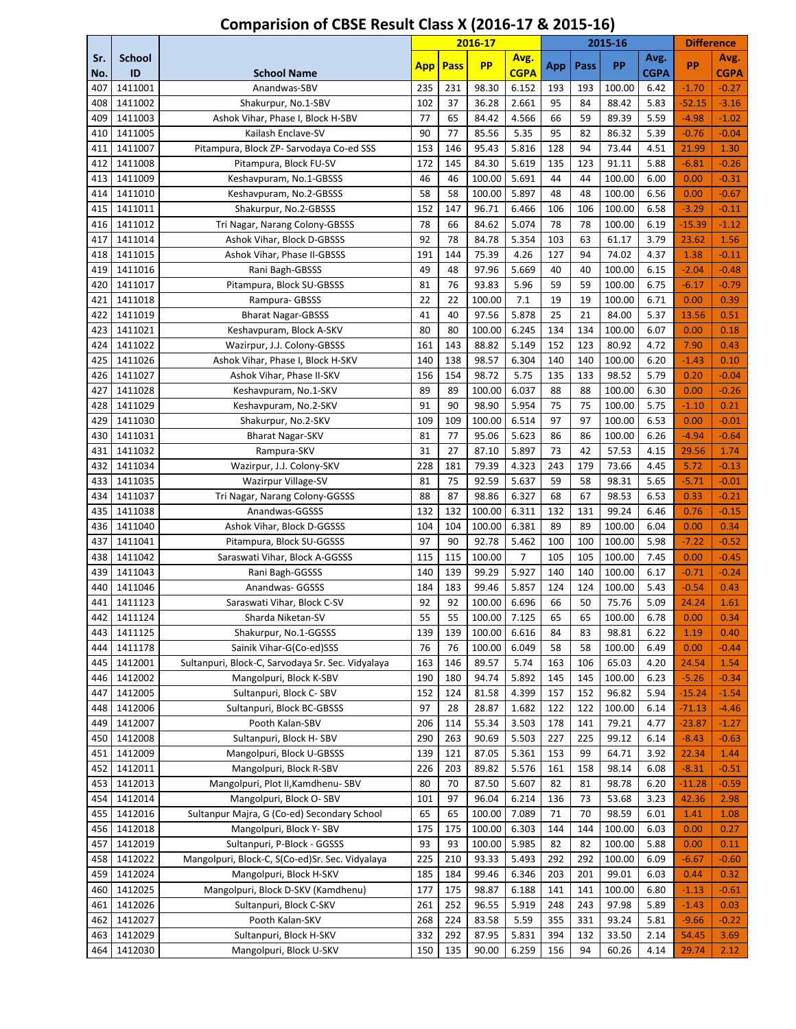# Comparision of CBSE Result Class X (2016-17 & 2015-16)

| Sr. No. | School ID | School Name | 2016-17 App | 2016-17 Pass | 2016-17 PP | 2016-17 Avg. CGPA | 2015-16 App | 2015-16 Pass | 2015-16 PP | 2015-16 Avg. CGPA | Difference PP | Difference Avg. CGPA |
|---|---|---|---|---|---|---|---|---|---|---|---|---|
| 407 | 1411001 | Anandwas-SBV | 235 | 231 | 98.30 | 6.152 | 193 | 193 | 100.00 | 6.42 | -1.70 | -0.27 |
| 408 | 1411002 | Shakurpur, No.1-SBV | 102 | 37 | 36.28 | 2.661 | 95 | 84 | 88.42 | 5.83 | -52.15 | -3.16 |
| 409 | 1411003 | Ashok Vihar, Phase I, Block H-SBV | 77 | 65 | 84.42 | 4.566 | 66 | 59 | 89.39 | 5.59 | -4.98 | -1.02 |
| 410 | 1411005 | Kailash Enclave-SV | 90 | 77 | 85.56 | 5.35 | 95 | 82 | 86.32 | 5.39 | -0.76 | -0.04 |
| 411 | 1411007 | Pitampura, Block ZP- Sarvodaya Co-ed SSS | 153 | 146 | 95.43 | 5.816 | 128 | 94 | 73.44 | 4.51 | 21.99 | 1.30 |
| 412 | 1411008 | Pitampura, Block FU-SV | 172 | 145 | 84.30 | 5.619 | 135 | 123 | 91.11 | 5.88 | -6.81 | -0.26 |
| 413 | 1411009 | Keshavpuram, No.1-GBSSS | 46 | 46 | 100.00 | 5.691 | 44 | 44 | 100.00 | 6.00 | 0.00 | -0.31 |
| 414 | 1411010 | Keshavpuram, No.2-GBSSS | 58 | 58 | 100.00 | 5.897 | 48 | 48 | 100.00 | 6.56 | 0.00 | -0.67 |
| 415 | 1411011 | Shakurpur, No.2-GBSSS | 152 | 147 | 96.71 | 6.466 | 106 | 106 | 100.00 | 6.58 | -3.29 | -0.11 |
| 416 | 1411012 | Tri Nagar, Narang Colony-GBSSS | 78 | 66 | 84.62 | 5.074 | 78 | 78 | 100.00 | 6.19 | -15.39 | -1.12 |
| 417 | 1411014 | Ashok Vihar, Block D-GBSSS | 92 | 78 | 84.78 | 5.354 | 103 | 63 | 61.17 | 3.79 | 23.62 | 1.56 |
| 418 | 1411015 | Ashok Vihar, Phase II-GBSSS | 191 | 144 | 75.39 | 4.26 | 127 | 94 | 74.02 | 4.37 | 1.38 | -0.11 |
| 419 | 1411016 | Rani Bagh-GBSSS | 49 | 48 | 97.96 | 5.669 | 40 | 40 | 100.00 | 6.15 | -2.04 | -0.48 |
| 420 | 1411017 | Pitampura, Block SU-GBSSS | 81 | 76 | 93.83 | 5.96 | 59 | 59 | 100.00 | 6.75 | -6.17 | -0.79 |
| 421 | 1411018 | Rampura- GBSSS | 22 | 22 | 100.00 | 7.1 | 19 | 19 | 100.00 | 6.71 | 0.00 | 0.39 |
| 422 | 1411019 | Bharat Nagar-GBSSS | 41 | 40 | 97.56 | 5.878 | 25 | 21 | 84.00 | 5.37 | 13.56 | 0.51 |
| 423 | 1411021 | Keshavpuram, Block A-SKV | 80 | 80 | 100.00 | 6.245 | 134 | 134 | 100.00 | 6.07 | 0.00 | 0.18 |
| 424 | 1411022 | Wazirpur, J.J. Colony-GBSSS | 161 | 143 | 88.82 | 5.149 | 152 | 123 | 80.92 | 4.72 | 7.90 | 0.43 |
| 425 | 1411026 | Ashok Vihar, Phase I, Block H-SKV | 140 | 138 | 98.57 | 6.304 | 140 | 140 | 100.00 | 6.20 | -1.43 | 0.10 |
| 426 | 1411027 | Ashok Vihar, Phase II-SKV | 156 | 154 | 98.72 | 5.75 | 135 | 133 | 98.52 | 5.79 | 0.20 | -0.04 |
| 427 | 1411028 | Keshavpuram, No.1-SKV | 89 | 89 | 100.00 | 6.037 | 88 | 88 | 100.00 | 6.30 | 0.00 | -0.26 |
| 428 | 1411029 | Keshavpuram, No.2-SKV | 91 | 90 | 98.90 | 5.954 | 75 | 75 | 100.00 | 5.75 | -1.10 | 0.21 |
| 429 | 1411030 | Shakurpur, No.2-SKV | 109 | 109 | 100.00 | 6.514 | 97 | 97 | 100.00 | 6.53 | 0.00 | -0.01 |
| 430 | 1411031 | Bharat Nagar-SKV | 81 | 77 | 95.06 | 5.623 | 86 | 86 | 100.00 | 6.26 | -4.94 | -0.64 |
| 431 | 1411032 | Rampura-SKV | 31 | 27 | 87.10 | 5.897 | 73 | 42 | 57.53 | 4.15 | 29.56 | 1.74 |
| 432 | 1411034 | Wazirpur, J.J. Colony-SKV | 228 | 181 | 79.39 | 4.323 | 243 | 179 | 73.66 | 4.45 | 5.72 | -0.13 |
| 433 | 1411035 | Wazirpur Village-SV | 81 | 75 | 92.59 | 5.637 | 59 | 58 | 98.31 | 5.65 | -5.71 | -0.01 |
| 434 | 1411037 | Tri Nagar, Narang Colony-GGSSS | 88 | 87 | 98.86 | 6.327 | 68 | 67 | 98.53 | 6.53 | 0.33 | -0.21 |
| 435 | 1411038 | Anandwas-GGSSS | 132 | 132 | 100.00 | 6.311 | 132 | 131 | 99.24 | 6.46 | 0.76 | -0.15 |
| 436 | 1411040 | Ashok Vihar, Block D-GGSSS | 104 | 104 | 100.00 | 6.381 | 89 | 89 | 100.00 | 6.04 | 0.00 | 0.34 |
| 437 | 1411041 | Pitampura, Block SU-GGSSS | 97 | 90 | 92.78 | 5.462 | 100 | 100 | 100.00 | 5.98 | -7.22 | -0.52 |
| 438 | 1411042 | Saraswati Vihar, Block A-GGSSS | 115 | 115 | 100.00 | 7 | 105 | 105 | 100.00 | 7.45 | 0.00 | -0.45 |
| 439 | 1411043 | Rani Bagh-GGSSS | 140 | 139 | 99.29 | 5.927 | 140 | 140 | 100.00 | 6.17 | -0.71 | -0.24 |
| 440 | 1411046 | Anandwas- GGSSS | 184 | 183 | 99.46 | 5.857 | 124 | 124 | 100.00 | 5.43 | -0.54 | 0.43 |
| 441 | 1411123 | Saraswati Vihar, Block C-SV | 92 | 92 | 100.00 | 6.696 | 66 | 50 | 75.76 | 5.09 | 24.24 | 1.61 |
| 442 | 1411124 | Sharda Niketan-SV | 55 | 55 | 100.00 | 7.125 | 65 | 65 | 100.00 | 6.78 | 0.00 | 0.34 |
| 443 | 1411125 | Shakurpur, No.1-GGSSS | 139 | 139 | 100.00 | 6.616 | 84 | 83 | 98.81 | 6.22 | 1.19 | 0.40 |
| 444 | 1411178 | Sainik Vihar-G(Co-ed)SSS | 76 | 76 | 100.00 | 6.049 | 58 | 58 | 100.00 | 6.49 | 0.00 | -0.44 |
| 445 | 1412001 | Sultanpuri, Block-C, Sarvodaya Sr. Sec. Vidyalaya | 163 | 146 | 89.57 | 5.74 | 163 | 106 | 65.03 | 4.20 | 24.54 | 1.54 |
| 446 | 1412002 | Mangolpuri, Block K-SBV | 190 | 180 | 94.74 | 5.892 | 145 | 145 | 100.00 | 6.23 | -5.26 | -0.34 |
| 447 | 1412005 | Sultanpuri, Block C- SBV | 152 | 124 | 81.58 | 4.399 | 157 | 152 | 96.82 | 5.94 | -15.24 | -1.54 |
| 448 | 1412006 | Sultanpuri, Block BC-GBSSS | 97 | 28 | 28.87 | 1.682 | 122 | 122 | 100.00 | 6.14 | -71.13 | -4.46 |
| 449 | 1412007 | Pooth Kalan-SBV | 206 | 114 | 55.34 | 3.503 | 178 | 141 | 79.21 | 4.77 | -23.87 | -1.27 |
| 450 | 1412008 | Sultanpuri, Block H- SBV | 290 | 263 | 90.69 | 5.503 | 227 | 225 | 99.12 | 6.14 | -8.43 | -0.63 |
| 451 | 1412009 | Mangolpuri, Block U-GBSSS | 139 | 121 | 87.05 | 5.361 | 153 | 99 | 64.71 | 3.92 | 22.34 | 1.44 |
| 452 | 1412011 | Mangolpuri, Block R-SBV | 226 | 203 | 89.82 | 5.576 | 161 | 158 | 98.14 | 6.08 | -8.31 | -0.51 |
| 453 | 1412013 | Mangolpuri, Plot II,Kamdhenu- SBV | 80 | 70 | 87.50 | 5.607 | 82 | 81 | 98.78 | 6.20 | -11.28 | -0.59 |
| 454 | 1412014 | Mangolpuri, Block O- SBV | 101 | 97 | 96.04 | 6.214 | 136 | 73 | 53.68 | 3.23 | 42.36 | 2.98 |
| 455 | 1412016 | Sultanpur Majra, G (Co-ed) Secondary School | 65 | 65 | 100.00 | 7.089 | 71 | 70 | 98.59 | 6.01 | 1.41 | 1.08 |
| 456 | 1412018 | Mangolpuri, Block Y- SBV | 175 | 175 | 100.00 | 6.303 | 144 | 144 | 100.00 | 6.03 | 0.00 | 0.27 |
| 457 | 1412019 | Sultanpuri, P-Block - GGSSS | 93 | 93 | 100.00 | 5.985 | 82 | 82 | 100.00 | 5.88 | 0.00 | 0.11 |
| 458 | 1412022 | Mangolpuri, Block-C, S(Co-ed)Sr. Sec. Vidyalaya | 225 | 210 | 93.33 | 5.493 | 292 | 292 | 100.00 | 6.09 | -6.67 | -0.60 |
| 459 | 1412024 | Mangolpuri, Block H-SKV | 185 | 184 | 99.46 | 6.346 | 203 | 201 | 99.01 | 6.03 | 0.44 | 0.32 |
| 460 | 1412025 | Mangolpuri, Block D-SKV (Kamdhenu) | 177 | 175 | 98.87 | 6.188 | 141 | 141 | 100.00 | 6.80 | -1.13 | -0.61 |
| 461 | 1412026 | Sultanpuri, Block C-SKV | 261 | 252 | 96.55 | 5.919 | 248 | 243 | 97.98 | 5.89 | -1.43 | 0.03 |
| 462 | 1412027 | Pooth Kalan-SKV | 268 | 224 | 83.58 | 5.59 | 355 | 331 | 93.24 | 5.81 | -9.66 | -0.22 |
| 463 | 1412029 | Sultanpuri, Block H-SKV | 332 | 292 | 87.95 | 5.831 | 394 | 132 | 33.50 | 2.14 | 54.45 | 3.69 |
| 464 | 1412030 | Mangolpuri, Block U-SKV | 150 | 135 | 90.00 | 6.259 | 156 | 94 | 60.26 | 4.14 | 29.74 | 2.12 |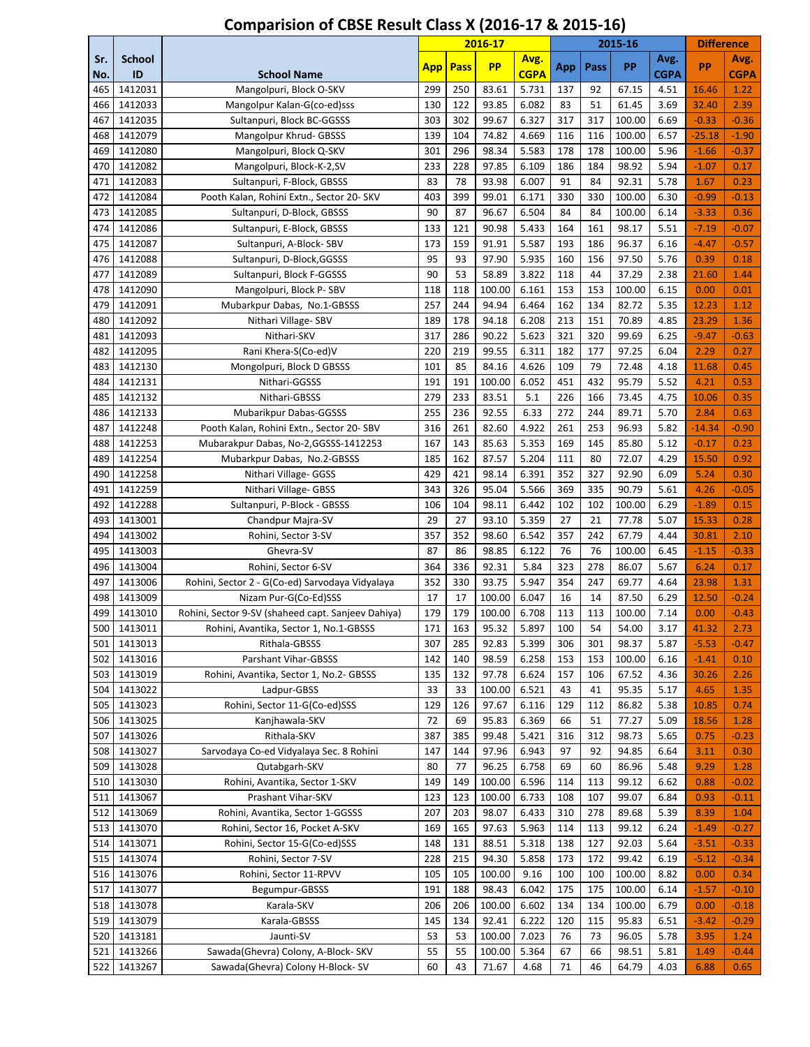# Comparision of CBSE Result Class X (2016-17 & 2015-16)

| Sr. No. | School ID | School Name | 2016-17 | | | | 2015-16 | | | | Difference | |
|---|---|---|---|---|---|---|---|---|---|---|---|---|
| | | | App | Pass | PP | Avg. CGPA | App | Pass | PP | Avg. CGPA | PP | Avg. CGPA |
| 465 | 1412031 | Mangolpuri, Block O-SKV | 299 | 250 | 83.61 | 5.731 | 137 | 92 | 67.15 | 4.51 | 16.46 | 1.22 |
| 466 | 1412033 | Mangolpur Kalan-G(co-ed)sss | 130 | 122 | 93.85 | 6.082 | 83 | 51 | 61.45 | 3.69 | 32.40 | 2.39 |
| 467 | 1412035 | Sultanpuri, Block BC-GGSSS | 303 | 302 | 99.67 | 6.327 | 317 | 317 | 100.00 | 6.69 | -0.33 | -0.36 |
| 468 | 1412079 | Mangolpur Khrud- GBSSS | 139 | 104 | 74.82 | 4.669 | 116 | 116 | 100.00 | 6.57 | -25.18 | -1.90 |
| 469 | 1412080 | Mangolpuri, Block Q-SKV | 301 | 296 | 98.34 | 5.583 | 178 | 178 | 100.00 | 5.96 | -1.66 | -0.37 |
| 470 | 1412082 | Mangolpuri, Block-K-2,SV | 233 | 228 | 97.85 | 6.109 | 186 | 184 | 98.92 | 5.94 | -1.07 | 0.17 |
| 471 | 1412083 | Sultanpuri, F-Block, GBSSS | 83 | 78 | 93.98 | 6.007 | 91 | 84 | 92.31 | 5.78 | 1.67 | 0.23 |
| 472 | 1412084 | Pooth Kalan, Rohini Extn., Sector 20- SKV | 403 | 399 | 99.01 | 6.171 | 330 | 330 | 100.00 | 6.30 | -0.99 | -0.13 |
| 473 | 1412085 | Sultanpuri, D-Block, GBSSS | 90 | 87 | 96.67 | 6.504 | 84 | 84 | 100.00 | 6.14 | -3.33 | 0.36 |
| 474 | 1412086 | Sultanpuri, E-Block, GBSSS | 133 | 121 | 90.98 | 5.433 | 164 | 161 | 98.17 | 5.51 | -7.19 | -0.07 |
| 475 | 1412087 | Sultanpuri, A-Block- SBV | 173 | 159 | 91.91 | 5.587 | 193 | 186 | 96.37 | 6.16 | -4.47 | -0.57 |
| 476 | 1412088 | Sultanpuri, D-Block,GGSSS | 95 | 93 | 97.90 | 5.935 | 160 | 156 | 97.50 | 5.76 | 0.39 | 0.18 |
| 477 | 1412089 | Sultanpuri, Block F-GGSSS | 90 | 53 | 58.89 | 3.822 | 118 | 44 | 37.29 | 2.38 | 21.60 | 1.44 |
| 478 | 1412090 | Mangolpuri, Block P- SBV | 118 | 118 | 100.00 | 6.161 | 153 | 153 | 100.00 | 6.15 | 0.00 | 0.01 |
| 479 | 1412091 | Mubarkpur Dabas, No.1-GBSSS | 257 | 244 | 94.94 | 6.464 | 162 | 134 | 82.72 | 5.35 | 12.23 | 1.12 |
| 480 | 1412092 | Nithari Village- SBV | 189 | 178 | 94.18 | 6.208 | 213 | 151 | 70.89 | 4.85 | 23.29 | 1.36 |
| 481 | 1412093 | Nithari-SKV | 317 | 286 | 90.22 | 5.623 | 321 | 320 | 99.69 | 6.25 | -9.47 | -0.63 |
| 482 | 1412095 | Rani Khera-S(Co-ed)V | 220 | 219 | 99.55 | 6.311 | 182 | 177 | 97.25 | 6.04 | 2.29 | 0.27 |
| 483 | 1412130 | Mongolpuri, Block D GBSSS | 101 | 85 | 84.16 | 4.626 | 109 | 79 | 72.48 | 4.18 | 11.68 | 0.45 |
| 484 | 1412131 | Nithari-GGSSS | 191 | 191 | 100.00 | 6.052 | 451 | 432 | 95.79 | 5.52 | 4.21 | 0.53 |
| 485 | 1412132 | Nithari-GBSSS | 279 | 233 | 83.51 | 5.1 | 226 | 166 | 73.45 | 4.75 | 10.06 | 0.35 |
| 486 | 1412133 | Mubarikpur Dabas-GGSSS | 255 | 236 | 92.55 | 6.33 | 272 | 244 | 89.71 | 5.70 | 2.84 | 0.63 |
| 487 | 1412248 | Pooth Kalan, Rohini Extn., Sector 20- SBV | 316 | 261 | 82.60 | 4.922 | 261 | 253 | 96.93 | 5.82 | -14.34 | -0.90 |
| 488 | 1412253 | Mubarakpur Dabas, No-2,GGSSS-1412253 | 167 | 143 | 85.63 | 5.353 | 169 | 145 | 85.80 | 5.12 | -0.17 | 0.23 |
| 489 | 1412254 | Mubarkpur Dabas, No.2-GBSSS | 185 | 162 | 87.57 | 5.204 | 111 | 80 | 72.07 | 4.29 | 15.50 | 0.92 |
| 490 | 1412258 | Nithari Village- GGSS | 429 | 421 | 98.14 | 6.391 | 352 | 327 | 92.90 | 6.09 | 5.24 | 0.30 |
| 491 | 1412259 | Nithari Village- GBSS | 343 | 326 | 95.04 | 5.566 | 369 | 335 | 90.79 | 5.61 | 4.26 | -0.05 |
| 492 | 1412288 | Sultanpuri, P-Block - GBSSS | 106 | 104 | 98.11 | 6.442 | 102 | 102 | 100.00 | 6.29 | -1.89 | 0.15 |
| 493 | 1413001 | Chandpur Majra-SV | 29 | 27 | 93.10 | 5.359 | 27 | 21 | 77.78 | 5.07 | 15.33 | 0.28 |
| 494 | 1413002 | Rohini, Sector 3-SV | 357 | 352 | 98.60 | 6.542 | 357 | 242 | 67.79 | 4.44 | 30.81 | 2.10 |
| 495 | 1413003 | Ghevra-SV | 87 | 86 | 98.85 | 6.122 | 76 | 76 | 100.00 | 6.45 | -1.15 | -0.33 |
| 496 | 1413004 | Rohini, Sector 6-SV | 364 | 336 | 92.31 | 5.84 | 323 | 278 | 86.07 | 5.67 | 6.24 | 0.17 |
| 497 | 1413006 | Rohini, Sector 2 - G(Co-ed) Sarvodaya Vidyalaya | 352 | 330 | 93.75 | 5.947 | 354 | 247 | 69.77 | 4.64 | 23.98 | 1.31 |
| 498 | 1413009 | Nizam Pur-G(Co-Ed)SSS | 17 | 17 | 100.00 | 6.047 | 16 | 14 | 87.50 | 6.29 | 12.50 | -0.24 |
| 499 | 1413010 | Rohini, Sector 9-SV (shaheed capt. Sanjeev Dahiya) | 179 | 179 | 100.00 | 6.708 | 113 | 113 | 100.00 | 7.14 | 0.00 | -0.43 |
| 500 | 1413011 | Rohini, Avantika, Sector 1, No.1-GBSSS | 171 | 163 | 95.32 | 5.897 | 100 | 54 | 54.00 | 3.17 | 41.32 | 2.73 |
| 501 | 1413013 | Rithala-GBSSS | 307 | 285 | 92.83 | 5.399 | 306 | 301 | 98.37 | 5.87 | -5.53 | -0.47 |
| 502 | 1413016 | Parshant Vihar-GBSSS | 142 | 140 | 98.59 | 6.258 | 153 | 153 | 100.00 | 6.16 | -1.41 | 0.10 |
| 503 | 1413019 | Rohini, Avantika, Sector 1, No.2- GBSSS | 135 | 132 | 97.78 | 6.624 | 157 | 106 | 67.52 | 4.36 | 30.26 | 2.26 |
| 504 | 1413022 | Ladpur-GBSS | 33 | 33 | 100.00 | 6.521 | 43 | 41 | 95.35 | 5.17 | 4.65 | 1.35 |
| 505 | 1413023 | Rohini, Sector 11-G(Co-ed)SSS | 129 | 126 | 97.67 | 6.116 | 129 | 112 | 86.82 | 5.38 | 10.85 | 0.74 |
| 506 | 1413025 | Kanjhawala-SKV | 72 | 69 | 95.83 | 6.369 | 66 | 51 | 77.27 | 5.09 | 18.56 | 1.28 |
| 507 | 1413026 | Rithala-SKV | 387 | 385 | 99.48 | 5.421 | 316 | 312 | 98.73 | 5.65 | 0.75 | -0.23 |
| 508 | 1413027 | Sarvodaya Co-ed Vidyalaya Sec. 8 Rohini | 147 | 144 | 97.96 | 6.943 | 97 | 92 | 94.85 | 6.64 | 3.11 | 0.30 |
| 509 | 1413028 | Qutabgarh-SKV | 80 | 77 | 96.25 | 6.758 | 69 | 60 | 86.96 | 5.48 | 9.29 | 1.28 |
| 510 | 1413030 | Rohini, Avantika, Sector 1-SKV | 149 | 149 | 100.00 | 6.596 | 114 | 113 | 99.12 | 6.62 | 0.88 | -0.02 |
| 511 | 1413067 | Prashant Vihar-SKV | 123 | 123 | 100.00 | 6.733 | 108 | 107 | 99.07 | 6.84 | 0.93 | -0.11 |
| 512 | 1413069 | Rohini, Avantika, Sector 1-GGSSS | 207 | 203 | 98.07 | 6.433 | 310 | 278 | 89.68 | 5.39 | 8.39 | 1.04 |
| 513 | 1413070 | Rohini, Sector 16, Pocket A-SKV | 169 | 165 | 97.63 | 5.963 | 114 | 113 | 99.12 | 6.24 | -1.49 | -0.27 |
| 514 | 1413071 | Rohini, Sector 15-G(Co-ed)SSS | 148 | 131 | 88.51 | 5.318 | 138 | 127 | 92.03 | 5.64 | -3.51 | -0.33 |
| 515 | 1413074 | Rohini, Sector 7-SV | 228 | 215 | 94.30 | 5.858 | 173 | 172 | 99.42 | 6.19 | -5.12 | -0.34 |
| 516 | 1413076 | Rohini, Sector 11-RPVV | 105 | 105 | 100.00 | 9.16 | 100 | 100 | 100.00 | 8.82 | 0.00 | 0.34 |
| 517 | 1413077 | Begumpur-GBSSS | 191 | 188 | 98.43 | 6.042 | 175 | 175 | 100.00 | 6.14 | -1.57 | -0.10 |
| 518 | 1413078 | Karala-SKV | 206 | 206 | 100.00 | 6.602 | 134 | 134 | 100.00 | 6.79 | 0.00 | -0.18 |
| 519 | 1413079 | Karala-GBSSS | 145 | 134 | 92.41 | 6.222 | 120 | 115 | 95.83 | 6.51 | -3.42 | -0.29 |
| 520 | 1413181 | Jaunti-SV | 53 | 53 | 100.00 | 7.023 | 76 | 73 | 96.05 | 5.78 | 3.95 | 1.24 |
| 521 | 1413266 | Sawada(Ghevra) Colony, A-Block- SKV | 55 | 55 | 100.00 | 5.364 | 67 | 66 | 98.51 | 5.81 | 1.49 | -0.44 |
| 522 | 1413267 | Sawada(Ghevra) Colony H-Block- SV | 60 | 43 | 71.67 | 4.68 | 71 | 46 | 64.79 | 4.03 | 6.88 | 0.65 |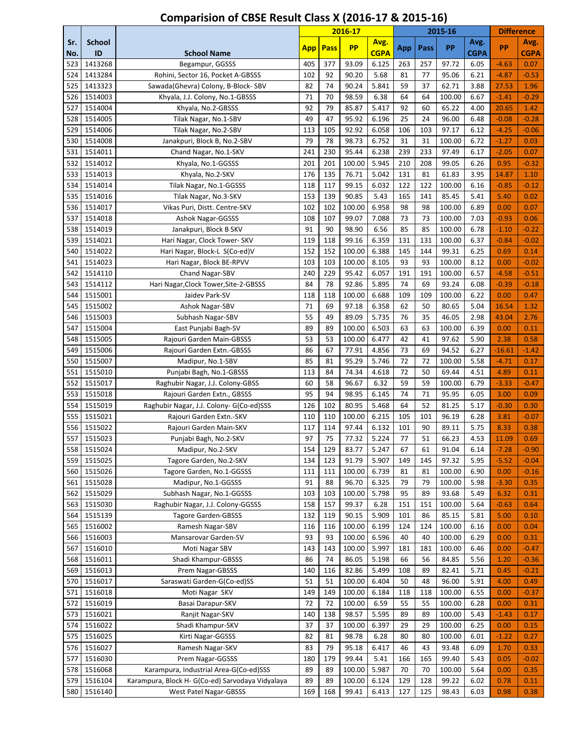# Comparision of CBSE Result Class X (2016-17 & 2015-16)

| Sr. No. | School ID | School Name | 2016-17 | | | | 2015-16 | | | | Difference | |
|---|---|---|---|---|---|---|---|---|---|---|---|---|
| | | | App | Pass | PP | Avg. CGPA | App | Pass | PP | Avg. CGPA | PP | Avg. CGPA |
| 523 | 1413268 | Begampur, GGSSS | 405 | 377 | 93.09 | 6.125 | 263 | 257 | 97.72 | 6.05 | -4.63 | 0.07 |
| 524 | 1413284 | Rohini, Sector 16, Pocket A-GBSSS | 102 | 92 | 90.20 | 5.68 | 81 | 77 | 95.06 | 6.21 | -4.87 | -0.53 |
| 525 | 1413323 | Sawada(Ghevra) Colony, B-Block- SBV | 82 | 74 | 90.24 | 5.841 | 59 | 37 | 62.71 | 3.88 | 27.53 | 1.96 |
| 526 | 1514003 | Khyala, J.J. Colony, No.1-GBSSS | 71 | 70 | 98.59 | 6.38 | 64 | 64 | 100.00 | 6.67 | -1.41 | -0.29 |
| 527 | 1514004 | Khyala, No.2-GBSSS | 92 | 79 | 85.87 | 5.417 | 92 | 60 | 65.22 | 4.00 | 20.65 | 1.42 |
| 528 | 1514005 | Tilak Nagar, No.1-SBV | 49 | 47 | 95.92 | 6.196 | 25 | 24 | 96.00 | 6.48 | -0.08 | -0.28 |
| 529 | 1514006 | Tilak Nagar, No.2-SBV | 113 | 105 | 92.92 | 6.058 | 106 | 103 | 97.17 | 6.12 | -4.25 | -0.06 |
| 530 | 1514008 | Janakpuri, Block B, No.2-SBV | 79 | 78 | 98.73 | 6.752 | 31 | 31 | 100.00 | 6.72 | -1.27 | 0.03 |
| 531 | 1514011 | Chand Nagar, No.1-SKV | 241 | 230 | 95.44 | 6.238 | 239 | 233 | 97.49 | 6.17 | -2.05 | 0.07 |
| 532 | 1514012 | Khyala, No.1-GGSSS | 201 | 201 | 100.00 | 5.945 | 210 | 208 | 99.05 | 6.26 | 0.95 | -0.32 |
| 533 | 1514013 | Khyala, No.2-SKV | 176 | 135 | 76.71 | 5.042 | 131 | 81 | 61.83 | 3.95 | 14.87 | 1.10 |
| 534 | 1514014 | Tilak Nagar, No.1-GGSSS | 118 | 117 | 99.15 | 6.032 | 122 | 122 | 100.00 | 6.16 | -0.85 | -0.12 |
| 535 | 1514016 | Tilak Nagar, No.3-SKV | 153 | 139 | 90.85 | 5.43 | 165 | 141 | 85.45 | 5.41 | 5.40 | 0.02 |
| 536 | 1514017 | Vikas Puri, Distt. Centre-SKV | 102 | 102 | 100.00 | 6.958 | 98 | 98 | 100.00 | 6.89 | 0.00 | 0.07 |
| 537 | 1514018 | Ashok Nagar-GGSSS | 108 | 107 | 99.07 | 7.088 | 73 | 73 | 100.00 | 7.03 | -0.93 | 0.06 |
| 538 | 1514019 | Janakpuri, Block B SKV | 91 | 90 | 98.90 | 6.56 | 85 | 85 | 100.00 | 6.78 | -1.10 | -0.22 |
| 539 | 1514021 | Hari Nagar, Clock Tower- SKV | 119 | 118 | 99.16 | 6.359 | 131 | 131 | 100.00 | 6.37 | -0.84 | -0.02 |
| 540 | 1514022 | Hari Nagar, Block-L S(Co-ed)V | 152 | 152 | 100.00 | 6.388 | 145 | 144 | 99.31 | 6.25 | 0.69 | 0.14 |
| 541 | 1514023 | Hari Nagar, Block BE-RPVV | 103 | 103 | 100.00 | 8.105 | 93 | 93 | 100.00 | 8.12 | 0.00 | -0.02 |
| 542 | 1514110 | Chand Nagar-SBV | 240 | 229 | 95.42 | 6.057 | 191 | 191 | 100.00 | 6.57 | -4.58 | -0.51 |
| 543 | 1514112 | Hari Nagar,Clock Tower,Site-2-GBSSS | 84 | 78 | 92.86 | 5.895 | 74 | 69 | 93.24 | 6.08 | -0.39 | -0.18 |
| 544 | 1515001 | Jaidev Park-SV | 118 | 118 | 100.00 | 6.688 | 109 | 109 | 100.00 | 6.22 | 0.00 | 0.47 |
| 545 | 1515002 | Ashok Nagar-SBV | 71 | 69 | 97.18 | 6.358 | 62 | 50 | 80.65 | 5.04 | 16.54 | 1.32 |
| 546 | 1515003 | Subhash Nagar-SBV | 55 | 49 | 89.09 | 5.735 | 76 | 35 | 46.05 | 2.98 | 43.04 | 2.76 |
| 547 | 1515004 | East Punjabi Bagh-SV | 89 | 89 | 100.00 | 6.503 | 63 | 63 | 100.00 | 6.39 | 0.00 | 0.11 |
| 548 | 1515005 | Rajouri Garden Main-GBSSS | 53 | 53 | 100.00 | 6.477 | 42 | 41 | 97.62 | 5.90 | 2.38 | 0.58 |
| 549 | 1515006 | Rajouri Garden Extn.-GBSSS | 86 | 67 | 77.91 | 4.856 | 73 | 69 | 94.52 | 6.27 | -16.61 | -1.42 |
| 550 | 1515007 | Madipur, No.1-SBV | 85 | 81 | 95.29 | 5.746 | 72 | 72 | 100.00 | 5.58 | -4.71 | 0.17 |
| 551 | 1515010 | Punjabi Bagh, No.1-GBSSS | 113 | 84 | 74.34 | 4.618 | 72 | 50 | 69.44 | 4.51 | 4.89 | 0.11 |
| 552 | 1515017 | Raghubir Nagar, J.J. Colony-GBSS | 60 | 58 | 96.67 | 6.32 | 59 | 59 | 100.00 | 6.79 | -3.33 | -0.47 |
| 553 | 1515018 | Rajouri Garden Extn., GBSSS | 95 | 94 | 98.95 | 6.145 | 74 | 71 | 95.95 | 6.05 | 3.00 | 0.09 |
| 554 | 1515019 | Raghubir Nagar, J.J. Colony- G(Co-ed)SSS | 126 | 102 | 80.95 | 5.468 | 64 | 52 | 81.25 | 5.17 | -0.30 | 0.30 |
| 555 | 1515021 | Rajouri Garden Extn.-SKV | 110 | 110 | 100.00 | 6.215 | 105 | 101 | 96.19 | 6.28 | 3.81 | -0.07 |
| 556 | 1515022 | Rajouri Garden Main-SKV | 117 | 114 | 97.44 | 6.132 | 101 | 90 | 89.11 | 5.75 | 8.33 | 0.38 |
| 557 | 1515023 | Punjabi Bagh, No.2-SKV | 97 | 75 | 77.32 | 5.224 | 77 | 51 | 66.23 | 4.53 | 11.09 | 0.69 |
| 558 | 1515024 | Madipur, No.2-SKV | 154 | 129 | 83.77 | 5.247 | 67 | 61 | 91.04 | 6.14 | -7.28 | -0.90 |
| 559 | 1515025 | Tagore Garden, No.2-SKV | 134 | 123 | 91.79 | 5.907 | 149 | 145 | 97.32 | 5.95 | -5.52 | -0.04 |
| 560 | 1515026 | Tagore Garden, No.1-GGSSS | 111 | 111 | 100.00 | 6.739 | 81 | 81 | 100.00 | 6.90 | 0.00 | -0.16 |
| 561 | 1515028 | Madipur, No.1-GGSSS | 91 | 88 | 96.70 | 6.325 | 79 | 79 | 100.00 | 5.98 | -3.30 | 0.35 |
| 562 | 1515029 | Subhash Nagar, No.1-GGSSS | 103 | 103 | 100.00 | 5.798 | 95 | 89 | 93.68 | 5.49 | 6.32 | 0.31 |
| 563 | 1515030 | Raghubir Nagar, J.J. Colony-GGSSS | 158 | 157 | 99.37 | 6.28 | 151 | 151 | 100.00 | 5.64 | -0.63 | 0.64 |
| 564 | 1515139 | Tagore Garden-GBSSS | 132 | 119 | 90.15 | 5.909 | 101 | 86 | 85.15 | 5.81 | 5.00 | 0.10 |
| 565 | 1516002 | Ramesh Nagar-SBV | 116 | 116 | 100.00 | 6.199 | 124 | 124 | 100.00 | 6.16 | 0.00 | 0.04 |
| 566 | 1516003 | Mansarovar Garden-SV | 93 | 93 | 100.00 | 6.596 | 40 | 40 | 100.00 | 6.29 | 0.00 | 0.31 |
| 567 | 1516010 | Moti Nagar SBV | 143 | 143 | 100.00 | 5.997 | 181 | 181 | 100.00 | 6.46 | 0.00 | -0.47 |
| 568 | 1516011 | Shadi Khampur-GBSSS | 86 | 74 | 86.05 | 5.198 | 66 | 56 | 84.85 | 5.56 | 1.20 | -0.36 |
| 569 | 1516013 | Prem Nagar-GBSSS | 140 | 116 | 82.86 | 5.499 | 108 | 89 | 82.41 | 5.71 | 0.45 | -0.21 |
| 570 | 1516017 | Saraswati Garden-G(Co-ed)SS | 51 | 51 | 100.00 | 6.404 | 50 | 48 | 96.00 | 5.91 | 4.00 | 0.49 |
| 571 | 1516018 | Moti Nagar SKV | 149 | 149 | 100.00 | 6.184 | 118 | 118 | 100.00 | 6.55 | 0.00 | -0.37 |
| 572 | 1516019 | Basai Darapur-SKV | 72 | 72 | 100.00 | 6.59 | 55 | 55 | 100.00 | 6.28 | 0.00 | 0.31 |
| 573 | 1516021 | Ranjit Nagar-SKV | 140 | 138 | 98.57 | 5.595 | 89 | 89 | 100.00 | 5.43 | -1.43 | 0.17 |
| 574 | 1516022 | Shadi Khampur-SKV | 37 | 37 | 100.00 | 6.397 | 29 | 29 | 100.00 | 6.25 | 0.00 | 0.15 |
| 575 | 1516025 | Kirti Nagar-GGSSS | 82 | 81 | 98.78 | 6.28 | 80 | 80 | 100.00 | 6.01 | -1.22 | 0.27 |
| 576 | 1516027 | Ramesh Nagar-SKV | 83 | 79 | 95.18 | 6.417 | 46 | 43 | 93.48 | 6.09 | 1.70 | 0.33 |
| 577 | 1516030 | Prem Nagar-GGSSS | 180 | 179 | 99.44 | 5.41 | 166 | 165 | 99.40 | 5.43 | 0.05 | -0.02 |
| 578 | 1516068 | Karampura, Industrial Area-G(Co-ed)SSS | 89 | 89 | 100.00 | 5.987 | 70 | 70 | 100.00 | 5.64 | 0.00 | 0.35 |
| 579 | 1516104 | Karampura, Block H- G(Co-ed) Sarvodaya Vidyalaya | 89 | 89 | 100.00 | 6.124 | 129 | 128 | 99.22 | 6.02 | 0.78 | 0.11 |
| 580 | 1516140 | West Patel Nagar-GBSSS | 169 | 168 | 99.41 | 6.413 | 127 | 125 | 98.43 | 6.03 | 0.98 | 0.38 |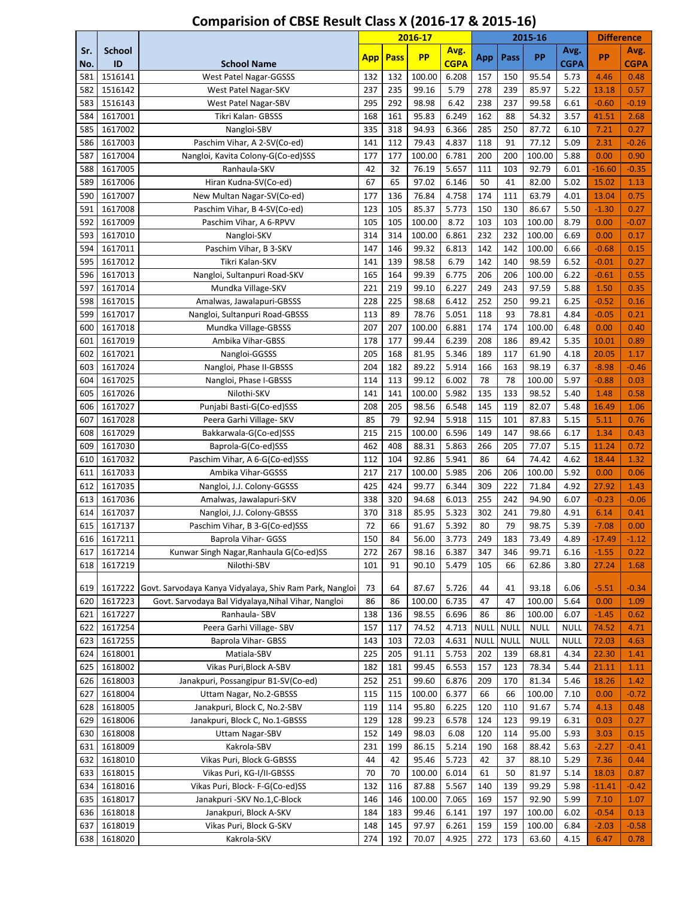# Comparision of CBSE Result Class X (2016-17 & 2015-16)

| Sr. No. | School ID | School Name | 2016-17 | | | | 2015-16 | | | | Difference | |
|---|---|---|---|---|---|---|---|---|---|---|---|---|
| | | | App | Pass | PP | Avg. CGPA | App | Pass | PP | Avg. CGPA | PP | Avg. CGPA |
| 581 | 1516141 | West Patel Nagar-GGSSS | 132 | 132 | 100.00 | 6.208 | 157 | 150 | 95.54 | 5.73 | 4.46 | 0.48 |
| 582 | 1516142 | West Patel Nagar-SKV | 237 | 235 | 99.16 | 5.79 | 278 | 239 | 85.97 | 5.22 | 13.18 | 0.57 |
| 583 | 1516143 | West Patel Nagar-SBV | 295 | 292 | 98.98 | 6.42 | 238 | 237 | 99.58 | 6.61 | -0.60 | -0.19 |
| 584 | 1617001 | Tikri Kalan- GBSSS | 168 | 161 | 95.83 | 6.249 | 162 | 88 | 54.32 | 3.57 | 41.51 | 2.68 |
| 585 | 1617002 | Nangloi-SBV | 335 | 318 | 94.93 | 6.366 | 285 | 250 | 87.72 | 6.10 | 7.21 | 0.27 |
| 586 | 1617003 | Paschim Vihar, A 2-SV(Co-ed) | 141 | 112 | 79.43 | 4.837 | 118 | 91 | 77.12 | 5.09 | 2.31 | -0.26 |
| 587 | 1617004 | Nangloi, Kavita Colony-G(Co-ed)SSS | 177 | 177 | 100.00 | 6.781 | 200 | 200 | 100.00 | 5.88 | 0.00 | 0.90 |
| 588 | 1617005 | Ranhaula-SKV | 42 | 32 | 76.19 | 5.657 | 111 | 103 | 92.79 | 6.01 | -16.60 | -0.35 |
| 589 | 1617006 | Hiran Kudna-SV(Co-ed) | 67 | 65 | 97.02 | 6.146 | 50 | 41 | 82.00 | 5.02 | 15.02 | 1.13 |
| 590 | 1617007 | New Multan Nagar-SV(Co-ed) | 177 | 136 | 76.84 | 4.758 | 174 | 111 | 63.79 | 4.01 | 13.04 | 0.75 |
| 591 | 1617008 | Paschim Vihar, B 4-SV(Co-ed) | 123 | 105 | 85.37 | 5.773 | 150 | 130 | 86.67 | 5.50 | -1.30 | 0.27 |
| 592 | 1617009 | Paschim Vihar, A 6-RPVV | 105 | 105 | 100.00 | 8.72 | 103 | 103 | 100.00 | 8.79 | 0.00 | -0.07 |
| 593 | 1617010 | Nangloi-SKV | 314 | 314 | 100.00 | 6.861 | 232 | 232 | 100.00 | 6.69 | 0.00 | 0.17 |
| 594 | 1617011 | Paschim Vihar, B 3-SKV | 147 | 146 | 99.32 | 6.813 | 142 | 142 | 100.00 | 6.66 | -0.68 | 0.15 |
| 595 | 1617012 | Tikri Kalan-SKV | 141 | 139 | 98.58 | 6.79 | 142 | 140 | 98.59 | 6.52 | -0.01 | 0.27 |
| 596 | 1617013 | Nangloi, Sultanpuri Road-SKV | 165 | 164 | 99.39 | 6.775 | 206 | 206 | 100.00 | 6.22 | -0.61 | 0.55 |
| 597 | 1617014 | Mundka Village-SKV | 221 | 219 | 99.10 | 6.227 | 249 | 243 | 97.59 | 5.88 | 1.50 | 0.35 |
| 598 | 1617015 | Amalwas, Jawalapuri-GBSSS | 228 | 225 | 98.68 | 6.412 | 252 | 250 | 99.21 | 6.25 | -0.52 | 0.16 |
| 599 | 1617017 | Nangloi, Sultanpuri Road-GBSSS | 113 | 89 | 78.76 | 5.051 | 118 | 93 | 78.81 | 4.84 | -0.05 | 0.21 |
| 600 | 1617018 | Mundka Village-GBSSS | 207 | 207 | 100.00 | 6.881 | 174 | 174 | 100.00 | 6.48 | 0.00 | 0.40 |
| 601 | 1617019 | Ambika Vihar-GBSS | 178 | 177 | 99.44 | 6.239 | 208 | 186 | 89.42 | 5.35 | 10.01 | 0.89 |
| 602 | 1617021 | Nangloi-GGSSS | 205 | 168 | 81.95 | 5.346 | 189 | 117 | 61.90 | 4.18 | 20.05 | 1.17 |
| 603 | 1617024 | Nangloi, Phase II-GBSSS | 204 | 182 | 89.22 | 5.914 | 166 | 163 | 98.19 | 6.37 | -8.98 | -0.46 |
| 604 | 1617025 | Nangloi, Phase I-GBSSS | 114 | 113 | 99.12 | 6.002 | 78 | 78 | 100.00 | 5.97 | -0.88 | 0.03 |
| 605 | 1617026 | Nilothi-SKV | 141 | 141 | 100.00 | 5.982 | 135 | 133 | 98.52 | 5.40 | 1.48 | 0.58 |
| 606 | 1617027 | Punjabi Basti-G(Co-ed)SSS | 208 | 205 | 98.56 | 6.548 | 145 | 119 | 82.07 | 5.48 | 16.49 | 1.06 |
| 607 | 1617028 | Peera Garhi Village- SKV | 85 | 79 | 92.94 | 5.918 | 115 | 101 | 87.83 | 5.15 | 5.11 | 0.76 |
| 608 | 1617029 | Bakkarwala-G(Co-ed)SSS | 215 | 215 | 100.00 | 6.596 | 149 | 147 | 98.66 | 6.17 | 1.34 | 0.43 |
| 609 | 1617030 | Baprola-G(Co-ed)SSS | 462 | 408 | 88.31 | 5.863 | 266 | 205 | 77.07 | 5.15 | 11.24 | 0.72 |
| 610 | 1617032 | Paschim Vihar, A 6-G(Co-ed)SSS | 112 | 104 | 92.86 | 5.941 | 86 | 64 | 74.42 | 4.62 | 18.44 | 1.32 |
| 611 | 1617033 | Ambika Vihar-GGSSS | 217 | 217 | 100.00 | 5.985 | 206 | 206 | 100.00 | 5.92 | 0.00 | 0.06 |
| 612 | 1617035 | Nangloi, J.J. Colony-GGSSS | 425 | 424 | 99.77 | 6.344 | 309 | 222 | 71.84 | 4.92 | 27.92 | 1.43 |
| 613 | 1617036 | Amalwas, Jawalapuri-SKV | 338 | 320 | 94.68 | 6.013 | 255 | 242 | 94.90 | 6.07 | -0.23 | -0.06 |
| 614 | 1617037 | Nangloi, J.J. Colony-GBSSS | 370 | 318 | 85.95 | 5.323 | 302 | 241 | 79.80 | 4.91 | 6.14 | 0.41 |
| 615 | 1617137 | Paschim Vihar, B 3-G(Co-ed)SSS | 72 | 66 | 91.67 | 5.392 | 80 | 79 | 98.75 | 5.39 | -7.08 | 0.00 |
| 616 | 1617211 | Baprola Vihar- GGSS | 150 | 84 | 56.00 | 3.773 | 249 | 183 | 73.49 | 4.89 | -17.49 | -1.12 |
| 617 | 1617214 | Kunwar Singh Nagar,Ranhaula G(Co-ed)SS | 272 | 267 | 98.16 | 6.387 | 347 | 346 | 99.71 | 6.16 | -1.55 | 0.22 |
| 618 | 1617219 | Nilothi-SBV | 101 | 91 | 90.10 | 5.479 | 105 | 66 | 62.86 | 3.80 | 27.24 | 1.68 |
| 619 | 1617222 | Govt. Sarvodaya Kanya Vidyalaya, Shiv Ram Park, Nangloi | 73 | 64 | 87.67 | 5.726 | 44 | 41 | 93.18 | 6.06 | -5.51 | -0.34 |
| 620 | 1617223 | Govt. Sarvodaya Bal Vidyalaya,Nihal Vihar, Nangloi | 86 | 86 | 100.00 | 6.735 | 47 | 47 | 100.00 | 5.64 | 0.00 | 1.09 |
| 621 | 1617227 | Ranhaula- SBV | 138 | 136 | 98.55 | 6.696 | 86 | 86 | 100.00 | 6.07 | -1.45 | 0.62 |
| 622 | 1617254 | Peera Garhi Village- SBV | 157 | 117 | 74.52 | 4.713 | NULL | NULL | NULL | NULL | 74.52 | 4.71 |
| 623 | 1617255 | Baprola Vihar- GBSS | 143 | 103 | 72.03 | 4.631 | NULL | NULL | NULL | NULL | 72.03 | 4.63 |
| 624 | 1618001 | Matiala-SBV | 225 | 205 | 91.11 | 5.753 | 202 | 139 | 68.81 | 4.34 | 22.30 | 1.41 |
| 625 | 1618002 | Vikas Puri,Block A-SBV | 182 | 181 | 99.45 | 6.553 | 157 | 123 | 78.34 | 5.44 | 21.11 | 1.11 |
| 626 | 1618003 | Janakpuri, Possangipur B1-SV(Co-ed) | 252 | 251 | 99.60 | 6.876 | 209 | 170 | 81.34 | 5.46 | 18.26 | 1.42 |
| 627 | 1618004 | Uttam Nagar, No.2-GBSSS | 115 | 115 | 100.00 | 6.377 | 66 | 66 | 100.00 | 7.10 | 0.00 | -0.72 |
| 628 | 1618005 | Janakpuri, Block C, No.2-SBV | 119 | 114 | 95.80 | 6.225 | 120 | 110 | 91.67 | 5.74 | 4.13 | 0.48 |
| 629 | 1618006 | Janakpuri, Block C, No.1-GBSSS | 129 | 128 | 99.23 | 6.578 | 124 | 123 | 99.19 | 6.31 | 0.03 | 0.27 |
| 630 | 1618008 | Uttam Nagar-SBV | 152 | 149 | 98.03 | 6.08 | 120 | 114 | 95.00 | 5.93 | 3.03 | 0.15 |
| 631 | 1618009 | Kakrola-SBV | 231 | 199 | 86.15 | 5.214 | 190 | 168 | 88.42 | 5.63 | -2.27 | -0.41 |
| 632 | 1618010 | Vikas Puri, Block G-GBSSS | 44 | 42 | 95.46 | 5.723 | 42 | 37 | 88.10 | 5.29 | 7.36 | 0.44 |
| 633 | 1618015 | Vikas Puri, KG-I/II-GBSSS | 70 | 70 | 100.00 | 6.014 | 61 | 50 | 81.97 | 5.14 | 18.03 | 0.87 |
| 634 | 1618016 | Vikas Puri, Block- F-G(Co-ed)SS | 132 | 116 | 87.88 | 5.567 | 140 | 139 | 99.29 | 5.98 | -11.41 | -0.42 |
| 635 | 1618017 | Janakpuri -SKV No.1,C-Block | 146 | 146 | 100.00 | 7.065 | 169 | 157 | 92.90 | 5.99 | 7.10 | 1.07 |
| 636 | 1618018 | Janakpuri, Block A-SKV | 184 | 183 | 99.46 | 6.141 | 197 | 197 | 100.00 | 6.02 | -0.54 | 0.13 |
| 637 | 1618019 | Vikas Puri, Block G-SKV | 148 | 145 | 97.97 | 6.261 | 159 | 159 | 100.00 | 6.84 | -2.03 | -0.58 |
| 638 | 1618020 | Kakrola-SKV | 274 | 192 | 70.07 | 4.925 | 272 | 173 | 63.60 | 4.15 | 6.47 | 0.78 |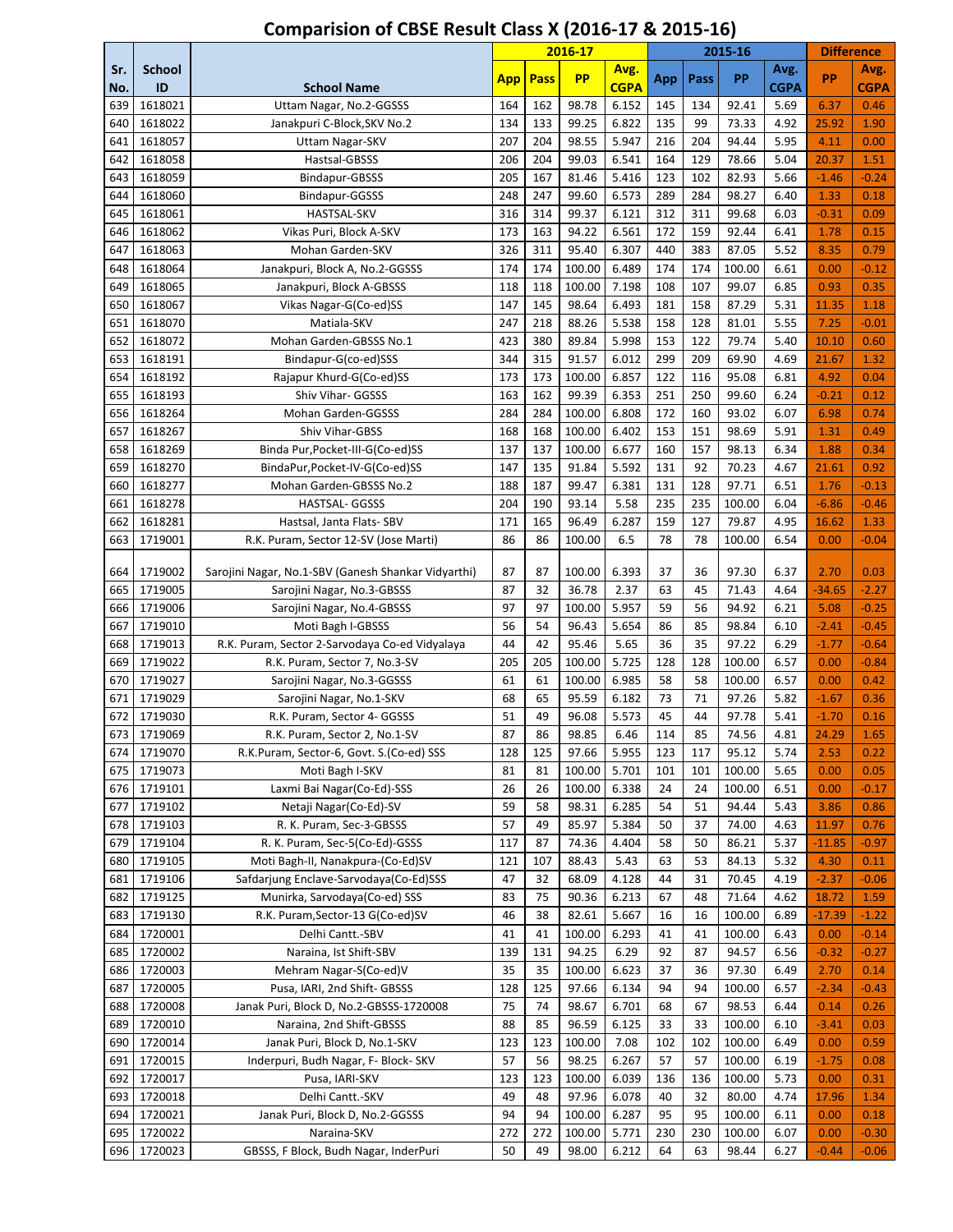# Comparision of CBSE Result Class X (2016-17 & 2015-16)

| Sr. No. | School ID | School Name | 2016-17 | | | | 2015-16 | | | | Difference | |
|---|---|---|---|---|---|---|---|---|---|---|---|---|
| | | | App | Pass | PP | Avg. CGPA | App | Pass | PP | Avg. CGPA | PP | Avg. CGPA |
| 639 | 1618021 | Uttam Nagar, No.2-GGSSS | 164 | 162 | 98.78 | 6.152 | 145 | 134 | 92.41 | 5.69 | 6.37 | 0.46 |
| 640 | 1618022 | Janakpuri C-Block,SKV No.2 | 134 | 133 | 99.25 | 6.822 | 135 | 99 | 73.33 | 4.92 | 25.92 | 1.90 |
| 641 | 1618057 | Uttam Nagar-SKV | 207 | 204 | 98.55 | 5.947 | 216 | 204 | 94.44 | 5.95 | 4.11 | 0.00 |
| 642 | 1618058 | Hastsal-GBSSS | 206 | 204 | 99.03 | 6.541 | 164 | 129 | 78.66 | 5.04 | 20.37 | 1.51 |
| 643 | 1618059 | Bindapur-GBSSS | 205 | 167 | 81.46 | 5.416 | 123 | 102 | 82.93 | 5.66 | -1.46 | -0.24 |
| 644 | 1618060 | Bindapur-GGSSS | 248 | 247 | 99.60 | 6.573 | 289 | 284 | 98.27 | 6.40 | 1.33 | 0.18 |
| 645 | 1618061 | HASTSAL-SKV | 316 | 314 | 99.37 | 6.121 | 312 | 311 | 99.68 | 6.03 | -0.31 | 0.09 |
| 646 | 1618062 | Vikas Puri, Block A-SKV | 173 | 163 | 94.22 | 6.561 | 172 | 159 | 92.44 | 6.41 | 1.78 | 0.15 |
| 647 | 1618063 | Mohan Garden-SKV | 326 | 311 | 95.40 | 6.307 | 440 | 383 | 87.05 | 5.52 | 8.35 | 0.79 |
| 648 | 1618064 | Janakpuri, Block A, No.2-GGSSS | 174 | 174 | 100.00 | 6.489 | 174 | 174 | 100.00 | 6.61 | 0.00 | -0.12 |
| 649 | 1618065 | Janakpuri, Block A-GBSSS | 118 | 118 | 100.00 | 7.198 | 108 | 107 | 99.07 | 6.85 | 0.93 | 0.35 |
| 650 | 1618067 | Vikas Nagar-G(Co-ed)SS | 147 | 145 | 98.64 | 6.493 | 181 | 158 | 87.29 | 5.31 | 11.35 | 1.18 |
| 651 | 1618070 | Matiala-SKV | 247 | 218 | 88.26 | 5.538 | 158 | 128 | 81.01 | 5.55 | 7.25 | -0.01 |
| 652 | 1618072 | Mohan Garden-GBSSS No.1 | 423 | 380 | 89.84 | 5.998 | 153 | 122 | 79.74 | 5.40 | 10.10 | 0.60 |
| 653 | 1618191 | Bindapur-G(co-ed)SSS | 344 | 315 | 91.57 | 6.012 | 299 | 209 | 69.90 | 4.69 | 21.67 | 1.32 |
| 654 | 1618192 | Rajapur Khurd-G(Co-ed)SS | 173 | 173 | 100.00 | 6.857 | 122 | 116 | 95.08 | 6.81 | 4.92 | 0.04 |
| 655 | 1618193 | Shiv Vihar- GGSSS | 163 | 162 | 99.39 | 6.353 | 251 | 250 | 99.60 | 6.24 | -0.21 | 0.12 |
| 656 | 1618264 | Mohan Garden-GGSSS | 284 | 284 | 100.00 | 6.808 | 172 | 160 | 93.02 | 6.07 | 6.98 | 0.74 |
| 657 | 1618267 | Shiv Vihar-GBSS | 168 | 168 | 100.00 | 6.402 | 153 | 151 | 98.69 | 5.91 | 1.31 | 0.49 |
| 658 | 1618269 | Binda Pur,Pocket-III-G(Co-ed)SS | 137 | 137 | 100.00 | 6.677 | 160 | 157 | 98.13 | 6.34 | 1.88 | 0.34 |
| 659 | 1618270 | BindaPur,Pocket-IV-G(Co-ed)SS | 147 | 135 | 91.84 | 5.592 | 131 | 92 | 70.23 | 4.67 | 21.61 | 0.92 |
| 660 | 1618277 | Mohan Garden-GBSSS No.2 | 188 | 187 | 99.47 | 6.381 | 131 | 128 | 97.71 | 6.51 | 1.76 | -0.13 |
| 661 | 1618278 | HASTSAL- GGSSS | 204 | 190 | 93.14 | 5.58 | 235 | 235 | 100.00 | 6.04 | -6.86 | -0.46 |
| 662 | 1618281 | Hastsal, Janta Flats- SBV | 171 | 165 | 96.49 | 6.287 | 159 | 127 | 79.87 | 4.95 | 16.62 | 1.33 |
| 663 | 1719001 | R.K. Puram, Sector 12-SV (Jose Marti) | 86 | 86 | 100.00 | 6.5 | 78 | 78 | 100.00 | 6.54 | 0.00 | -0.04 |
| 664 | 1719002 | Sarojini Nagar, No.1-SBV (Ganesh Shankar Vidyarthi) | 87 | 87 | 100.00 | 6.393 | 37 | 36 | 97.30 | 6.37 | 2.70 | 0.03 |
| 665 | 1719005 | Sarojini Nagar, No.3-GBSSS | 87 | 32 | 36.78 | 2.37 | 63 | 45 | 71.43 | 4.64 | -34.65 | -2.27 |
| 666 | 1719006 | Sarojini Nagar, No.4-GBSSS | 97 | 97 | 100.00 | 5.957 | 59 | 56 | 94.92 | 6.21 | 5.08 | -0.25 |
| 667 | 1719010 | Moti Bagh I-GBSSS | 56 | 54 | 96.43 | 5.654 | 86 | 85 | 98.84 | 6.10 | -2.41 | -0.45 |
| 668 | 1719013 | R.K. Puram, Sector 2-Sarvodaya Co-ed Vidyalaya | 44 | 42 | 95.46 | 5.65 | 36 | 35 | 97.22 | 6.29 | -1.77 | -0.64 |
| 669 | 1719022 | R.K. Puram, Sector 7, No.3-SV | 205 | 205 | 100.00 | 5.725 | 128 | 128 | 100.00 | 6.57 | 0.00 | -0.84 |
| 670 | 1719027 | Sarojini Nagar, No.3-GGSSS | 61 | 61 | 100.00 | 6.985 | 58 | 58 | 100.00 | 6.57 | 0.00 | 0.42 |
| 671 | 1719029 | Sarojini Nagar, No.1-SKV | 68 | 65 | 95.59 | 6.182 | 73 | 71 | 97.26 | 5.82 | -1.67 | 0.36 |
| 672 | 1719030 | R.K. Puram, Sector 4- GGSSS | 51 | 49 | 96.08 | 5.573 | 45 | 44 | 97.78 | 5.41 | -1.70 | 0.16 |
| 673 | 1719069 | R.K. Puram, Sector 2, No.1-SV | 87 | 86 | 98.85 | 6.46 | 114 | 85 | 74.56 | 4.81 | 24.29 | 1.65 |
| 674 | 1719070 | R.K.Puram, Sector-6, Govt. S.(Co-ed) SSS | 128 | 125 | 97.66 | 5.955 | 123 | 117 | 95.12 | 5.74 | 2.53 | 0.22 |
| 675 | 1719073 | Moti Bagh I-SKV | 81 | 81 | 100.00 | 5.701 | 101 | 101 | 100.00 | 5.65 | 0.00 | 0.05 |
| 676 | 1719101 | Laxmi Bai Nagar(Co-Ed)-SSS | 26 | 26 | 100.00 | 6.338 | 24 | 24 | 100.00 | 6.51 | 0.00 | -0.17 |
| 677 | 1719102 | Netaji Nagar(Co-Ed)-SV | 59 | 58 | 98.31 | 6.285 | 54 | 51 | 94.44 | 5.43 | 3.86 | 0.86 |
| 678 | 1719103 | R. K. Puram, Sec-3-GBSSS | 57 | 49 | 85.97 | 5.384 | 50 | 37 | 74.00 | 4.63 | 11.97 | 0.76 |
| 679 | 1719104 | R. K. Puram, Sec-5(Co-Ed)-GSSS | 117 | 87 | 74.36 | 4.404 | 58 | 50 | 86.21 | 5.37 | -11.85 | -0.97 |
| 680 | 1719105 | Moti Bagh-II, Nanakpura-(Co-Ed)SV | 121 | 107 | 88.43 | 5.43 | 63 | 53 | 84.13 | 5.32 | 4.30 | 0.11 |
| 681 | 1719106 | Safdarjung Enclave-Sarvodaya(Co-Ed)SSS | 47 | 32 | 68.09 | 4.128 | 44 | 31 | 70.45 | 4.19 | -2.37 | -0.06 |
| 682 | 1719125 | Munirka, Sarvodaya(Co-ed) SSS | 83 | 75 | 90.36 | 6.213 | 67 | 48 | 71.64 | 4.62 | 18.72 | 1.59 |
| 683 | 1719130 | R.K. Puram,Sector-13 G(Co-ed)SV | 46 | 38 | 82.61 | 5.667 | 16 | 16 | 100.00 | 6.89 | -17.39 | -1.22 |
| 684 | 1720001 | Delhi Cantt.-SBV | 41 | 41 | 100.00 | 6.293 | 41 | 41 | 100.00 | 6.43 | 0.00 | -0.14 |
| 685 | 1720002 | Naraina, Ist Shift-SBV | 139 | 131 | 94.25 | 6.29 | 92 | 87 | 94.57 | 6.56 | -0.32 | -0.27 |
| 686 | 1720003 | Mehram Nagar-S(Co-ed)V | 35 | 35 | 100.00 | 6.623 | 37 | 36 | 97.30 | 6.49 | 2.70 | 0.14 |
| 687 | 1720005 | Pusa, IARI, 2nd Shift- GBSSS | 128 | 125 | 97.66 | 6.134 | 94 | 94 | 100.00 | 6.57 | -2.34 | -0.43 |
| 688 | 1720008 | Janak Puri, Block D, No.2-GBSSS-1720008 | 75 | 74 | 98.67 | 6.701 | 68 | 67 | 98.53 | 6.44 | 0.14 | 0.26 |
| 689 | 1720010 | Naraina, 2nd Shift-GBSSS | 88 | 85 | 96.59 | 6.125 | 33 | 33 | 100.00 | 6.10 | -3.41 | 0.03 |
| 690 | 1720014 | Janak Puri, Block D, No.1-SKV | 123 | 123 | 100.00 | 7.08 | 102 | 102 | 100.00 | 6.49 | 0.00 | 0.59 |
| 691 | 1720015 | Inderpuri, Budh Nagar, F- Block- SKV | 57 | 56 | 98.25 | 6.267 | 57 | 57 | 100.00 | 6.19 | -1.75 | 0.08 |
| 692 | 1720017 | Pusa, IARI-SKV | 123 | 123 | 100.00 | 6.039 | 136 | 136 | 100.00 | 5.73 | 0.00 | 0.31 |
| 693 | 1720018 | Delhi Cantt.-SKV | 49 | 48 | 97.96 | 6.078 | 40 | 32 | 80.00 | 4.74 | 17.96 | 1.34 |
| 694 | 1720021 | Janak Puri, Block D, No.2-GGSSS | 94 | 94 | 100.00 | 6.287 | 95 | 95 | 100.00 | 6.11 | 0.00 | 0.18 |
| 695 | 1720022 | Naraina-SKV | 272 | 272 | 100.00 | 5.771 | 230 | 230 | 100.00 | 6.07 | 0.00 | -0.30 |
| 696 | 1720023 | GBSSS, F Block, Budh Nagar, InderPuri | 50 | 49 | 98.00 | 6.212 | 64 | 63 | 98.44 | 6.27 | -0.44 | -0.06 |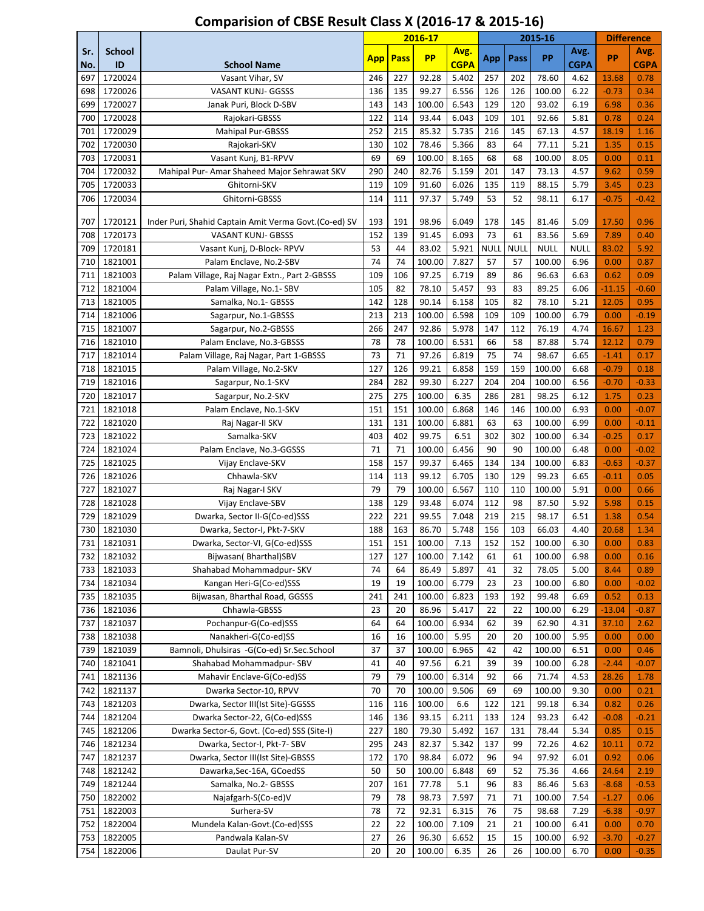# Comparision of CBSE Result Class X (2016-17 & 2015-16)

| Sr. No. | School ID | School Name | 2016-17 | | | | 2015-16 | | | | Difference | |
|---|---|---|---|---|---|---|---|---|---|---|---|---|
| | | | App | Pass | PP | Avg. CGPA | App | Pass | PP | Avg. CGPA | PP | Avg. CGPA |
| 697 | 1720024 | Vasant Vihar, SV | 246 | 227 | 92.28 | 5.402 | 257 | 202 | 78.60 | 4.62 | 13.68 | 0.78 |
| 698 | 1720026 | VASANT KUNJ- GGSSS | 136 | 135 | 99.27 | 6.556 | 126 | 126 | 100.00 | 6.22 | -0.73 | 0.34 |
| 699 | 1720027 | Janak Puri, Block D-SBV | 143 | 143 | 100.00 | 6.543 | 129 | 120 | 93.02 | 6.19 | 6.98 | 0.36 |
| 700 | 1720028 | Rajokari-GBSSS | 122 | 114 | 93.44 | 6.043 | 109 | 101 | 92.66 | 5.81 | 0.78 | 0.24 |
| 701 | 1720029 | Mahipal Pur-GBSSS | 252 | 215 | 85.32 | 5.735 | 216 | 145 | 67.13 | 4.57 | 18.19 | 1.16 |
| 702 | 1720030 | Rajokari-SKV | 130 | 102 | 78.46 | 5.366 | 83 | 64 | 77.11 | 5.21 | 1.35 | 0.15 |
| 703 | 1720031 | Vasant Kunj, B1-RPVV | 69 | 69 | 100.00 | 8.165 | 68 | 68 | 100.00 | 8.05 | 0.00 | 0.11 |
| 704 | 1720032 | Mahipal Pur- Amar Shaheed Major Sehrawat SKV | 290 | 240 | 82.76 | 5.159 | 201 | 147 | 73.13 | 4.57 | 9.62 | 0.59 |
| 705 | 1720033 | Ghitorni-SKV | 119 | 109 | 91.60 | 6.026 | 135 | 119 | 88.15 | 5.79 | 3.45 | 0.23 |
| 706 | 1720034 | Ghitorni-GBSSS | 114 | 111 | 97.37 | 5.749 | 53 | 52 | 98.11 | 6.17 | -0.75 | -0.42 |
| 707 | 1720121 | Inder Puri, Shahid Captain Amit Verma Govt.(Co-ed) SV | 193 | 191 | 98.96 | 6.049 | 178 | 145 | 81.46 | 5.09 | 17.50 | 0.96 |
| 708 | 1720173 | VASANT KUNJ- GBSSS | 152 | 139 | 91.45 | 6.093 | 73 | 61 | 83.56 | 5.69 | 7.89 | 0.40 |
| 709 | 1720181 | Vasant Kunj, D-Block- RPVV | 53 | 44 | 83.02 | 5.921 | NULL | NULL | NULL | NULL | 83.02 | 5.92 |
| 710 | 1821001 | Palam Enclave, No.2-SBV | 74 | 74 | 100.00 | 7.827 | 57 | 57 | 100.00 | 6.96 | 0.00 | 0.87 |
| 711 | 1821003 | Palam Village, Raj Nagar Extn., Part 2-GBSSS | 109 | 106 | 97.25 | 6.719 | 89 | 86 | 96.63 | 6.63 | 0.62 | 0.09 |
| 712 | 1821004 | Palam Village, No.1- SBV | 105 | 82 | 78.10 | 5.457 | 93 | 83 | 89.25 | 6.06 | -11.15 | -0.60 |
| 713 | 1821005 | Samalka, No.1- GBSSS | 142 | 128 | 90.14 | 6.158 | 105 | 82 | 78.10 | 5.21 | 12.05 | 0.95 |
| 714 | 1821006 | Sagarpur, No.1-GBSSS | 213 | 213 | 100.00 | 6.598 | 109 | 109 | 100.00 | 6.79 | 0.00 | -0.19 |
| 715 | 1821007 | Sagarpur, No.2-GBSSS | 266 | 247 | 92.86 | 5.978 | 147 | 112 | 76.19 | 4.74 | 16.67 | 1.23 |
| 716 | 1821010 | Palam Enclave, No.3-GBSSS | 78 | 78 | 100.00 | 6.531 | 66 | 58 | 87.88 | 5.74 | 12.12 | 0.79 |
| 717 | 1821014 | Palam Village, Raj Nagar, Part 1-GBSSS | 73 | 71 | 97.26 | 6.819 | 75 | 74 | 98.67 | 6.65 | -1.41 | 0.17 |
| 718 | 1821015 | Palam Village, No.2-SKV | 127 | 126 | 99.21 | 6.858 | 159 | 159 | 100.00 | 6.68 | -0.79 | 0.18 |
| 719 | 1821016 | Sagarpur, No.1-SKV | 284 | 282 | 99.30 | 6.227 | 204 | 204 | 100.00 | 6.56 | -0.70 | -0.33 |
| 720 | 1821017 | Sagarpur, No.2-SKV | 275 | 275 | 100.00 | 6.35 | 286 | 281 | 98.25 | 6.12 | 1.75 | 0.23 |
| 721 | 1821018 | Palam Enclave, No.1-SKV | 151 | 151 | 100.00 | 6.868 | 146 | 146 | 100.00 | 6.93 | 0.00 | -0.07 |
| 722 | 1821020 | Raj Nagar-II SKV | 131 | 131 | 100.00 | 6.881 | 63 | 63 | 100.00 | 6.99 | 0.00 | -0.11 |
| 723 | 1821022 | Samalka-SKV | 403 | 402 | 99.75 | 6.51 | 302 | 302 | 100.00 | 6.34 | -0.25 | 0.17 |
| 724 | 1821024 | Palam Enclave, No.3-GGSSS | 71 | 71 | 100.00 | 6.456 | 90 | 90 | 100.00 | 6.48 | 0.00 | -0.02 |
| 725 | 1821025 | Vijay Enclave-SKV | 158 | 157 | 99.37 | 6.465 | 134 | 134 | 100.00 | 6.83 | -0.63 | -0.37 |
| 726 | 1821026 | Chhawla-SKV | 114 | 113 | 99.12 | 6.705 | 130 | 129 | 99.23 | 6.65 | -0.11 | 0.05 |
| 727 | 1821027 | Raj Nagar-I SKV | 79 | 79 | 100.00 | 6.567 | 110 | 110 | 100.00 | 5.91 | 0.00 | 0.66 |
| 728 | 1821028 | Vijay Enclave-SBV | 138 | 129 | 93.48 | 6.074 | 112 | 98 | 87.50 | 5.92 | 5.98 | 0.15 |
| 729 | 1821029 | Dwarka, Sector II-G(Co-ed)SSS | 222 | 221 | 99.55 | 7.048 | 219 | 215 | 98.17 | 6.51 | 1.38 | 0.54 |
| 730 | 1821030 | Dwarka, Sector-I, Pkt-7-SKV | 188 | 163 | 86.70 | 5.748 | 156 | 103 | 66.03 | 4.40 | 20.68 | 1.34 |
| 731 | 1821031 | Dwarka, Sector-VI, G(Co-ed)SSS | 151 | 151 | 100.00 | 7.13 | 152 | 152 | 100.00 | 6.30 | 0.00 | 0.83 |
| 732 | 1821032 | Bijwasan( Bharthal)SBV | 127 | 127 | 100.00 | 7.142 | 61 | 61 | 100.00 | 6.98 | 0.00 | 0.16 |
| 733 | 1821033 | Shahabad Mohammadpur- SKV | 74 | 64 | 86.49 | 5.897 | 41 | 32 | 78.05 | 5.00 | 8.44 | 0.89 |
| 734 | 1821034 | Kangan Heri-G(Co-ed)SSS | 19 | 19 | 100.00 | 6.779 | 23 | 23 | 100.00 | 6.80 | 0.00 | -0.02 |
| 735 | 1821035 | Bijwasan, Bharthal Road, GGSSS | 241 | 241 | 100.00 | 6.823 | 193 | 192 | 99.48 | 6.69 | 0.52 | 0.13 |
| 736 | 1821036 | Chhawla-GBSSS | 23 | 20 | 86.96 | 5.417 | 22 | 22 | 100.00 | 6.29 | -13.04 | -0.87 |
| 737 | 1821037 | Pochanpur-G(Co-ed)SSS | 64 | 64 | 100.00 | 6.934 | 62 | 39 | 62.90 | 4.31 | 37.10 | 2.62 |
| 738 | 1821038 | Nanakheri-G(Co-ed)SS | 16 | 16 | 100.00 | 5.95 | 20 | 20 | 100.00 | 5.95 | 0.00 | 0.00 |
| 739 | 1821039 | Bamnoli, Dhulsiras -G(Co-ed) Sr.Sec.School | 37 | 37 | 100.00 | 6.965 | 42 | 42 | 100.00 | 6.51 | 0.00 | 0.46 |
| 740 | 1821041 | Shahabad Mohammadpur- SBV | 41 | 40 | 97.56 | 6.21 | 39 | 39 | 100.00 | 6.28 | -2.44 | -0.07 |
| 741 | 1821136 | Mahavir Enclave-G(Co-ed)SS | 79 | 79 | 100.00 | 6.314 | 92 | 66 | 71.74 | 4.53 | 28.26 | 1.78 |
| 742 | 1821137 | Dwarka Sector-10, RPVV | 70 | 70 | 100.00 | 9.506 | 69 | 69 | 100.00 | 9.30 | 0.00 | 0.21 |
| 743 | 1821203 | Dwarka, Sector III(Ist Site)-GGSSS | 116 | 116 | 100.00 | 6.6 | 122 | 121 | 99.18 | 6.34 | 0.82 | 0.26 |
| 744 | 1821204 | Dwarka Sector-22, G(Co-ed)SSS | 146 | 136 | 93.15 | 6.211 | 133 | 124 | 93.23 | 6.42 | -0.08 | -0.21 |
| 745 | 1821206 | Dwarka Sector-6, Govt. (Co-ed) SSS (Site-I) | 227 | 180 | 79.30 | 5.492 | 167 | 131 | 78.44 | 5.34 | 0.85 | 0.15 |
| 746 | 1821234 | Dwarka, Sector-I, Pkt-7- SBV | 295 | 243 | 82.37 | 5.342 | 137 | 99 | 72.26 | 4.62 | 10.11 | 0.72 |
| 747 | 1821237 | Dwarka, Sector III(Ist Site)-GBSSS | 172 | 170 | 98.84 | 6.072 | 96 | 94 | 97.92 | 6.01 | 0.92 | 0.06 |
| 748 | 1821242 | Dawarka,Sec-16A, GCoedSS | 50 | 50 | 100.00 | 6.848 | 69 | 52 | 75.36 | 4.66 | 24.64 | 2.19 |
| 749 | 1821244 | Samalka, No.2- GBSSS | 207 | 161 | 77.78 | 5.1 | 96 | 83 | 86.46 | 5.63 | -8.68 | -0.53 |
| 750 | 1822002 | Najafgarh-S(Co-ed)V | 79 | 78 | 98.73 | 7.597 | 71 | 71 | 100.00 | 7.54 | -1.27 | 0.06 |
| 751 | 1822003 | Surhera-SV | 78 | 72 | 92.31 | 6.315 | 76 | 75 | 98.68 | 7.29 | -6.38 | -0.97 |
| 752 | 1822004 | Mundela Kalan-Govt.(Co-ed)SSS | 22 | 22 | 100.00 | 7.109 | 21 | 21 | 100.00 | 6.41 | 0.00 | 0.70 |
| 753 | 1822005 | Pandwala Kalan-SV | 27 | 26 | 96.30 | 6.652 | 15 | 15 | 100.00 | 6.92 | -3.70 | -0.27 |
| 754 | 1822006 | Daulat Pur-SV | 20 | 20 | 100.00 | 6.35 | 26 | 26 | 100.00 | 6.70 | 0.00 | -0.35 |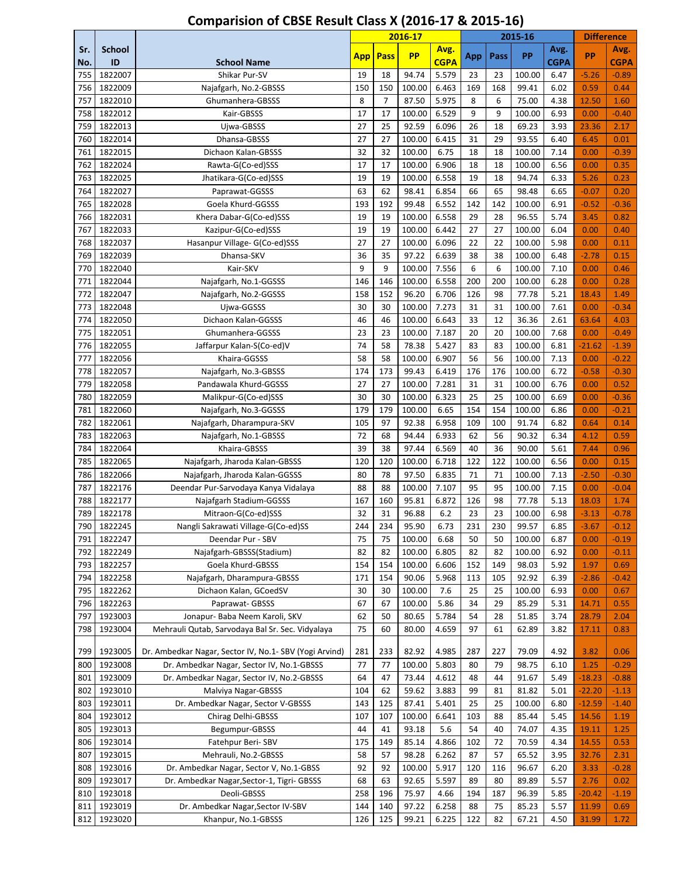# Comparision of CBSE Result Class X (2016-17 & 2015-16)

| Sr. No. | School ID | School Name | 2016-17 | | | | 2015-16 | | | | Difference | |
|---|---|---|---|---|---|---|---|---|---|---|---|---|
| | | | App | Pass | PP | Avg. CGPA | App | Pass | PP | Avg. CGPA | PP | Avg. CGPA |
| 755 | 1822007 | Shikar Pur-SV | 19 | 18 | 94.74 | 5.579 | 23 | 23 | 100.00 | 6.47 | -5.26 | -0.89 |
| 756 | 1822009 | Najafgarh, No.2-GBSSS | 150 | 150 | 100.00 | 6.463 | 169 | 168 | 99.41 | 6.02 | 0.59 | 0.44 |
| 757 | 1822010 | Ghumanhera-GBSSS | 8 | 7 | 87.50 | 5.975 | 8 | 6 | 75.00 | 4.38 | 12.50 | 1.60 |
| 758 | 1822012 | Kair-GBSSS | 17 | 17 | 100.00 | 6.529 | 9 | 9 | 100.00 | 6.93 | 0.00 | -0.40 |
| 759 | 1822013 | Ujwa-GBSSS | 27 | 25 | 92.59 | 6.096 | 26 | 18 | 69.23 | 3.93 | 23.36 | 2.17 |
| 760 | 1822014 | Dhansa-GBSSS | 27 | 27 | 100.00 | 6.415 | 31 | 29 | 93.55 | 6.40 | 6.45 | 0.01 |
| 761 | 1822015 | Dichaon Kalan-GBSSS | 32 | 32 | 100.00 | 6.75 | 18 | 18 | 100.00 | 7.14 | 0.00 | -0.39 |
| 762 | 1822024 | Rawta-G(Co-ed)SSS | 17 | 17 | 100.00 | 6.906 | 18 | 18 | 100.00 | 6.56 | 0.00 | 0.35 |
| 763 | 1822025 | Jhatikara-G(Co-ed)SSS | 19 | 19 | 100.00 | 6.558 | 19 | 18 | 94.74 | 6.33 | 5.26 | 0.23 |
| 764 | 1822027 | Paprawat-GGSSS | 63 | 62 | 98.41 | 6.854 | 66 | 65 | 98.48 | 6.65 | -0.07 | 0.20 |
| 765 | 1822028 | Goela Khurd-GGSSS | 193 | 192 | 99.48 | 6.552 | 142 | 142 | 100.00 | 6.91 | -0.52 | -0.36 |
| 766 | 1822031 | Khera Dabar-G(Co-ed)SSS | 19 | 19 | 100.00 | 6.558 | 29 | 28 | 96.55 | 5.74 | 3.45 | 0.82 |
| 767 | 1822033 | Kazipur-G(Co-ed)SSS | 19 | 19 | 100.00 | 6.442 | 27 | 27 | 100.00 | 6.04 | 0.00 | 0.40 |
| 768 | 1822037 | Hasanpur Village- G(Co-ed)SSS | 27 | 27 | 100.00 | 6.096 | 22 | 22 | 100.00 | 5.98 | 0.00 | 0.11 |
| 769 | 1822039 | Dhansa-SKV | 36 | 35 | 97.22 | 6.639 | 38 | 38 | 100.00 | 6.48 | -2.78 | 0.15 |
| 770 | 1822040 | Kair-SKV | 9 | 9 | 100.00 | 7.556 | 6 | 6 | 100.00 | 7.10 | 0.00 | 0.46 |
| 771 | 1822044 | Najafgarh, No.1-GGSSS | 146 | 146 | 100.00 | 6.558 | 200 | 200 | 100.00 | 6.28 | 0.00 | 0.28 |
| 772 | 1822047 | Najafgarh, No.2-GGSSS | 158 | 152 | 96.20 | 6.706 | 126 | 98 | 77.78 | 5.21 | 18.43 | 1.49 |
| 773 | 1822048 | Ujwa-GGSSS | 30 | 30 | 100.00 | 7.273 | 31 | 31 | 100.00 | 7.61 | 0.00 | -0.34 |
| 774 | 1822050 | Dichaon Kalan-GGSSS | 46 | 46 | 100.00 | 6.643 | 33 | 12 | 36.36 | 2.61 | 63.64 | 4.03 |
| 775 | 1822051 | Ghumanhera-GGSSS | 23 | 23 | 100.00 | 7.187 | 20 | 20 | 100.00 | 7.68 | 0.00 | -0.49 |
| 776 | 1822055 | Jaffarpur Kalan-S(Co-ed)V | 74 | 58 | 78.38 | 5.427 | 83 | 83 | 100.00 | 6.81 | -21.62 | -1.39 |
| 777 | 1822056 | Khaira-GGSSS | 58 | 58 | 100.00 | 6.907 | 56 | 56 | 100.00 | 7.13 | 0.00 | -0.22 |
| 778 | 1822057 | Najafgarh, No.3-GBSSS | 174 | 173 | 99.43 | 6.419 | 176 | 176 | 100.00 | 6.72 | -0.58 | -0.30 |
| 779 | 1822058 | Pandawala Khurd-GGSSS | 27 | 27 | 100.00 | 7.281 | 31 | 31 | 100.00 | 6.76 | 0.00 | 0.52 |
| 780 | 1822059 | Malikpur-G(Co-ed)SSS | 30 | 30 | 100.00 | 6.323 | 25 | 25 | 100.00 | 6.69 | 0.00 | -0.36 |
| 781 | 1822060 | Najafgarh, No.3-GGSSS | 179 | 179 | 100.00 | 6.65 | 154 | 154 | 100.00 | 6.86 | 0.00 | -0.21 |
| 782 | 1822061 | Najafgarh, Dharampura-SKV | 105 | 97 | 92.38 | 6.958 | 109 | 100 | 91.74 | 6.82 | 0.64 | 0.14 |
| 783 | 1822063 | Najafgarh, No.1-GBSSS | 72 | 68 | 94.44 | 6.933 | 62 | 56 | 90.32 | 6.34 | 4.12 | 0.59 |
| 784 | 1822064 | Khaira-GBSSS | 39 | 38 | 97.44 | 6.569 | 40 | 36 | 90.00 | 5.61 | 7.44 | 0.96 |
| 785 | 1822065 | Najafgarh, Jharoda Kalan-GBSSS | 120 | 120 | 100.00 | 6.718 | 122 | 122 | 100.00 | 6.56 | 0.00 | 0.15 |
| 786 | 1822066 | Najafgarh, Jharoda Kalan-GGSSS | 80 | 78 | 97.50 | 6.835 | 71 | 71 | 100.00 | 7.13 | -2.50 | -0.30 |
| 787 | 1822176 | Deendar Pur-Sarvodaya Kanya Vidalaya | 88 | 88 | 100.00 | 7.107 | 95 | 95 | 100.00 | 7.15 | 0.00 | -0.04 |
| 788 | 1822177 | Najafgarh Stadium-GGSSS | 167 | 160 | 95.81 | 6.872 | 126 | 98 | 77.78 | 5.13 | 18.03 | 1.74 |
| 789 | 1822178 | Mitraon-G(Co-ed)SSS | 32 | 31 | 96.88 | 6.2 | 23 | 23 | 100.00 | 6.98 | -3.13 | -0.78 |
| 790 | 1822245 | Nangli Sakrawati Village-G(Co-ed)SS | 244 | 234 | 95.90 | 6.73 | 231 | 230 | 99.57 | 6.85 | -3.67 | -0.12 |
| 791 | 1822247 | Deendar Pur - SBV | 75 | 75 | 100.00 | 6.68 | 50 | 50 | 100.00 | 6.87 | 0.00 | -0.19 |
| 792 | 1822249 | Najafgarh-GBSSS(Stadium) | 82 | 82 | 100.00 | 6.805 | 82 | 82 | 100.00 | 6.92 | 0.00 | -0.11 |
| 793 | 1822257 | Goela Khurd-GBSSS | 154 | 154 | 100.00 | 6.606 | 152 | 149 | 98.03 | 5.92 | 1.97 | 0.69 |
| 794 | 1822258 | Najafgarh, Dharampura-GBSSS | 171 | 154 | 90.06 | 5.968 | 113 | 105 | 92.92 | 6.39 | -2.86 | -0.42 |
| 795 | 1822262 | Dichaon Kalan, GCoedSV | 30 | 30 | 100.00 | 7.6 | 25 | 25 | 100.00 | 6.93 | 0.00 | 0.67 |
| 796 | 1822263 | Paprawat- GBSSS | 67 | 67 | 100.00 | 5.86 | 34 | 29 | 85.29 | 5.31 | 14.71 | 0.55 |
| 797 | 1923003 | Jonapur- Baba Neem Karoli, SKV | 62 | 50 | 80.65 | 5.784 | 54 | 28 | 51.85 | 3.74 | 28.79 | 2.04 |
| 798 | 1923004 | Mehrauli Qutab, Sarvodaya Bal Sr. Sec. Vidyalaya | 75 | 60 | 80.00 | 4.659 | 97 | 61 | 62.89 | 3.82 | 17.11 | 0.83 |
| 799 | 1923005 | Dr. Ambedkar Nagar, Sector IV, No.1- SBV (Yogi Arvind) | 281 | 233 | 82.92 | 4.985 | 287 | 227 | 79.09 | 4.92 | 3.82 | 0.06 |
| 800 | 1923008 | Dr. Ambedkar Nagar, Sector IV, No.1-GBSSS | 77 | 77 | 100.00 | 5.803 | 80 | 79 | 98.75 | 6.10 | 1.25 | -0.29 |
| 801 | 1923009 | Dr. Ambedkar Nagar, Sector IV, No.2-GBSSS | 64 | 47 | 73.44 | 4.612 | 48 | 44 | 91.67 | 5.49 | -18.23 | -0.88 |
| 802 | 1923010 | Malviya Nagar-GBSSS | 104 | 62 | 59.62 | 3.883 | 99 | 81 | 81.82 | 5.01 | -22.20 | -1.13 |
| 803 | 1923011 | Dr. Ambedkar Nagar, Sector V-GBSSS | 143 | 125 | 87.41 | 5.401 | 25 | 25 | 100.00 | 6.80 | -12.59 | -1.40 |
| 804 | 1923012 | Chirag Delhi-GBSSS | 107 | 107 | 100.00 | 6.641 | 103 | 88 | 85.44 | 5.45 | 14.56 | 1.19 |
| 805 | 1923013 | Begumpur-GBSSS | 44 | 41 | 93.18 | 5.6 | 54 | 40 | 74.07 | 4.35 | 19.11 | 1.25 |
| 806 | 1923014 | Fatehpur Beri- SBV | 175 | 149 | 85.14 | 4.866 | 102 | 72 | 70.59 | 4.34 | 14.55 | 0.53 |
| 807 | 1923015 | Mehrauli, No.2-GBSSS | 58 | 57 | 98.28 | 6.262 | 87 | 57 | 65.52 | 3.95 | 32.76 | 2.31 |
| 808 | 1923016 | Dr. Ambedkar Nagar, Sector V, No.1-GBSS | 92 | 92 | 100.00 | 5.917 | 120 | 116 | 96.67 | 6.20 | 3.33 | -0.28 |
| 809 | 1923017 | Dr. Ambedkar Nagar,Sector-1, Tigri- GBSSS | 68 | 63 | 92.65 | 5.597 | 89 | 80 | 89.89 | 5.57 | 2.76 | 0.02 |
| 810 | 1923018 | Deoli-GBSSS | 258 | 196 | 75.97 | 4.66 | 194 | 187 | 96.39 | 5.85 | -20.42 | -1.19 |
| 811 | 1923019 | Dr. Ambedkar Nagar,Sector IV-SBV | 144 | 140 | 97.22 | 6.258 | 88 | 75 | 85.23 | 5.57 | 11.99 | 0.69 |
| 812 | 1923020 | Khanpur, No.1-GBSSS | 126 | 125 | 99.21 | 6.225 | 122 | 82 | 67.21 | 4.50 | 31.99 | 1.72 |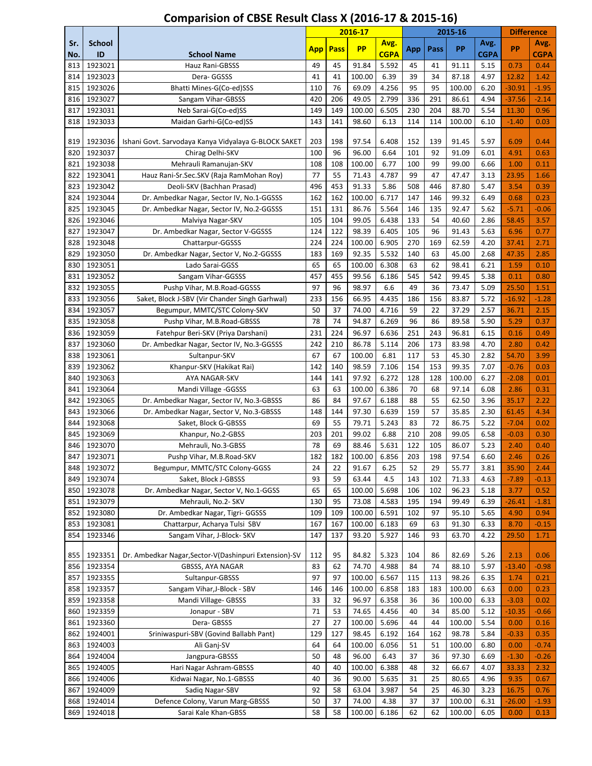# Comparision of CBSE Result Class X (2016-17 & 2015-16)

| Sr. No. | School ID | School Name | 2016-17 App | 2016-17 Pass | 2016-17 PP | 2016-17 Avg. CGPA | 2015-16 App | 2015-16 Pass | 2015-16 PP | 2015-16 Avg. CGPA | Difference PP | Difference Avg. CGPA |
|---|---|---|---|---|---|---|---|---|---|---|---|---|
| 813 | 1923021 | Hauz Rani-GBSSS | 49 | 45 | 91.84 | 5.592 | 45 | 41 | 91.11 | 5.15 | 0.73 | 0.44 |
| 814 | 1923023 | Dera- GGSSS | 41 | 41 | 100.00 | 6.39 | 39 | 34 | 87.18 | 4.97 | 12.82 | 1.42 |
| 815 | 1923026 | Bhatti Mines-G(Co-ed)SSS | 110 | 76 | 69.09 | 4.256 | 95 | 95 | 100.00 | 6.20 | -30.91 | -1.95 |
| 816 | 1923027 | Sangam Vihar-GBSSS | 420 | 206 | 49.05 | 2.799 | 336 | 291 | 86.61 | 4.94 | -37.56 | -2.14 |
| 817 | 1923031 | Neb Sarai-G(Co-ed)SS | 149 | 149 | 100.00 | 6.505 | 230 | 204 | 88.70 | 5.54 | 11.30 | 0.96 |
| 818 | 1923033 | Maidan Garhi-G(Co-ed)SS | 143 | 141 | 98.60 | 6.13 | 114 | 114 | 100.00 | 6.10 | -1.40 | 0.03 |
| 819 | 1923036 | Ishani Govt. Sarvodaya Kanya Vidyalaya G-BLOCK SAKET | 203 | 198 | 97.54 | 6.408 | 152 | 139 | 91.45 | 5.97 | 6.09 | 0.44 |
| 820 | 1923037 | Chirag Delhi-SKV | 100 | 96 | 96.00 | 6.64 | 101 | 92 | 91.09 | 6.01 | 4.91 | 0.63 |
| 821 | 1923038 | Mehrauli Ramanujan-SKV | 108 | 108 | 100.00 | 6.77 | 100 | 99 | 99.00 | 6.66 | 1.00 | 0.11 |
| 822 | 1923041 | Hauz Rani-Sr.Sec.SKV (Raja RamMohan Roy) | 77 | 55 | 71.43 | 4.787 | 99 | 47 | 47.47 | 3.13 | 23.95 | 1.66 |
| 823 | 1923042 | Deoli-SKV (Bachhan Prasad) | 496 | 453 | 91.33 | 5.86 | 508 | 446 | 87.80 | 5.47 | 3.54 | 0.39 |
| 824 | 1923044 | Dr. Ambedkar Nagar, Sector IV, No.1-GGSSS | 162 | 162 | 100.00 | 6.717 | 147 | 146 | 99.32 | 6.49 | 0.68 | 0.23 |
| 825 | 1923045 | Dr. Ambedkar Nagar, Sector IV, No.2-GGSSS | 151 | 131 | 86.76 | 5.564 | 146 | 135 | 92.47 | 5.62 | -5.71 | -0.06 |
| 826 | 1923046 | Malviya Nagar-SKV | 105 | 104 | 99.05 | 6.438 | 133 | 54 | 40.60 | 2.86 | 58.45 | 3.57 |
| 827 | 1923047 | Dr. Ambekar Nagar, Sector V-GGSSS | 124 | 122 | 98.39 | 6.405 | 105 | 96 | 91.43 | 5.63 | 6.96 | 0.77 |
| 828 | 1923048 | Chattarpur-GGSSS | 224 | 224 | 100.00 | 6.905 | 270 | 169 | 62.59 | 4.20 | 37.41 | 2.71 |
| 829 | 1923050 | Dr. Ambedkar Nagar, Sector V, No.2-GGSSS | 183 | 169 | 92.35 | 5.532 | 140 | 63 | 45.00 | 2.68 | 47.35 | 2.85 |
| 830 | 1923051 | Lado Sarai-GGSS | 65 | 65 | 100.00 | 6.308 | 63 | 62 | 98.41 | 6.21 | 1.59 | 0.10 |
| 831 | 1923052 | Sangam Vihar-GGSSS | 457 | 455 | 99.56 | 6.186 | 545 | 542 | 99.45 | 5.38 | 0.11 | 0.80 |
| 832 | 1923055 | Pushp Vihar, M.B.Road-GGSSS | 97 | 96 | 98.97 | 6.6 | 49 | 36 | 73.47 | 5.09 | 25.50 | 1.51 |
| 833 | 1923056 | Saket, Block J-SBV (Vir Chander Singh Garhwal) | 233 | 156 | 66.95 | 4.435 | 186 | 156 | 83.87 | 5.72 | -16.92 | -1.28 |
| 834 | 1923057 | Begumpur, MMTC/STC Colony-SKV | 50 | 37 | 74.00 | 4.716 | 59 | 22 | 37.29 | 2.57 | 36.71 | 2.15 |
| 835 | 1923058 | Pushp Vihar, M.B.Road-GBSSS | 78 | 74 | 94.87 | 6.269 | 96 | 86 | 89.58 | 5.90 | 5.29 | 0.37 |
| 836 | 1923059 | Fatehpur Beri-SKV (Priya Darshani) | 231 | 224 | 96.97 | 6.636 | 251 | 243 | 96.81 | 6.15 | 0.16 | 0.49 |
| 837 | 1923060 | Dr. Ambedkar Nagar, Sector IV, No.3-GGSSS | 242 | 210 | 86.78 | 5.114 | 206 | 173 | 83.98 | 4.70 | 2.80 | 0.42 |
| 838 | 1923061 | Sultanpur-SKV | 67 | 67 | 100.00 | 6.81 | 117 | 53 | 45.30 | 2.82 | 54.70 | 3.99 |
| 839 | 1923062 | Khanpur-SKV (Hakikat Rai) | 142 | 140 | 98.59 | 7.106 | 154 | 153 | 99.35 | 7.07 | -0.76 | 0.03 |
| 840 | 1923063 | AYA NAGAR-SKV | 144 | 141 | 97.92 | 6.272 | 128 | 128 | 100.00 | 6.27 | -2.08 | 0.01 |
| 841 | 1923064 | Mandi Village -GGSSS | 63 | 63 | 100.00 | 6.386 | 70 | 68 | 97.14 | 6.08 | 2.86 | 0.31 |
| 842 | 1923065 | Dr. Ambedkar Nagar, Sector IV, No.3-GBSSS | 86 | 84 | 97.67 | 6.188 | 88 | 55 | 62.50 | 3.96 | 35.17 | 2.22 |
| 843 | 1923066 | Dr. Ambedkar Nagar, Sector V, No.3-GBSSS | 148 | 144 | 97.30 | 6.639 | 159 | 57 | 35.85 | 2.30 | 61.45 | 4.34 |
| 844 | 1923068 | Saket, Block G-GBSSS | 69 | 55 | 79.71 | 5.243 | 83 | 72 | 86.75 | 5.22 | -7.04 | 0.02 |
| 845 | 1923069 | Khanpur, No.2-GBSS | 203 | 201 | 99.02 | 6.88 | 210 | 208 | 99.05 | 6.58 | -0.03 | 0.30 |
| 846 | 1923070 | Mehrauli, No.3-GBSS | 78 | 69 | 88.46 | 5.631 | 122 | 105 | 86.07 | 5.23 | 2.40 | 0.40 |
| 847 | 1923071 | Pushp Vihar, M.B.Road-SKV | 182 | 182 | 100.00 | 6.856 | 203 | 198 | 97.54 | 6.60 | 2.46 | 0.26 |
| 848 | 1923072 | Begumpur, MMTC/STC Colony-GGSS | 24 | 22 | 91.67 | 6.25 | 52 | 29 | 55.77 | 3.81 | 35.90 | 2.44 |
| 849 | 1923074 | Saket, Block J-GBSSS | 93 | 59 | 63.44 | 4.5 | 143 | 102 | 71.33 | 4.63 | -7.89 | -0.13 |
| 850 | 1923078 | Dr. Ambedkar Nagar, Sector V, No.1-GGSS | 65 | 65 | 100.00 | 5.698 | 106 | 102 | 96.23 | 5.18 | 3.77 | 0.52 |
| 851 | 1923079 | Mehrauli, No.2- SKV | 130 | 95 | 73.08 | 4.583 | 195 | 194 | 99.49 | 6.39 | -26.41 | -1.81 |
| 852 | 1923080 | Dr. Ambedkar Nagar, Tigri- GGSSS | 109 | 109 | 100.00 | 6.591 | 102 | 97 | 95.10 | 5.65 | 4.90 | 0.94 |
| 853 | 1923081 | Chattarpur, Acharya Tulsi SBV | 167 | 167 | 100.00 | 6.183 | 69 | 63 | 91.30 | 6.33 | 8.70 | -0.15 |
| 854 | 1923346 | Sangam Vihar, J-Block- SKV | 147 | 137 | 93.20 | 5.927 | 146 | 93 | 63.70 | 4.22 | 29.50 | 1.71 |
| 855 | 1923351 | Dr. Ambedkar Nagar,Sector-V(Dashinpuri Extension)-SV | 112 | 95 | 84.82 | 5.323 | 104 | 86 | 82.69 | 5.26 | 2.13 | 0.06 |
| 856 | 1923354 | GBSSS, AYA NAGAR | 83 | 62 | 74.70 | 4.988 | 84 | 74 | 88.10 | 5.97 | -13.40 | -0.98 |
| 857 | 1923355 | Sultanpur-GBSSS | 97 | 97 | 100.00 | 6.567 | 115 | 113 | 98.26 | 6.35 | 1.74 | 0.21 |
| 858 | 1923357 | Sangam Vihar,J-Block - SBV | 146 | 146 | 100.00 | 6.858 | 183 | 183 | 100.00 | 6.63 | 0.00 | 0.23 |
| 859 | 1923358 | Mandi Village- GBSSS | 33 | 32 | 96.97 | 6.358 | 36 | 36 | 100.00 | 6.33 | -3.03 | 0.02 |
| 860 | 1923359 | Jonapur - SBV | 71 | 53 | 74.65 | 4.456 | 40 | 34 | 85.00 | 5.12 | -10.35 | -0.66 |
| 861 | 1923360 | Dera- GBSSS | 27 | 27 | 100.00 | 5.696 | 44 | 44 | 100.00 | 5.54 | 0.00 | 0.16 |
| 862 | 1924001 | Sriniwaspuri-SBV (Govind Ballabh Pant) | 129 | 127 | 98.45 | 6.192 | 164 | 162 | 98.78 | 5.84 | -0.33 | 0.35 |
| 863 | 1924003 | Ali Ganj-SV | 64 | 64 | 100.00 | 6.056 | 51 | 51 | 100.00 | 6.80 | 0.00 | -0.74 |
| 864 | 1924004 | Jangpura-GBSSS | 50 | 48 | 96.00 | 6.43 | 37 | 36 | 97.30 | 6.69 | -1.30 | -0.26 |
| 865 | 1924005 | Hari Nagar Ashram-GBSSS | 40 | 40 | 100.00 | 6.388 | 48 | 32 | 66.67 | 4.07 | 33.33 | 2.32 |
| 866 | 1924006 | Kidwai Nagar, No.1-GBSSS | 40 | 36 | 90.00 | 5.635 | 31 | 25 | 80.65 | 4.96 | 9.35 | 0.67 |
| 867 | 1924009 | Sadiq Nagar-SBV | 92 | 58 | 63.04 | 3.987 | 54 | 25 | 46.30 | 3.23 | 16.75 | 0.76 |
| 868 | 1924014 | Defence Colony, Varun Marg-GBSSS | 50 | 37 | 74.00 | 4.38 | 37 | 37 | 100.00 | 6.31 | -26.00 | -1.93 |
| 869 | 1924018 | Sarai Kale Khan-GBSS | 58 | 58 | 100.00 | 6.186 | 62 | 62 | 100.00 | 6.05 | 0.00 | 0.13 |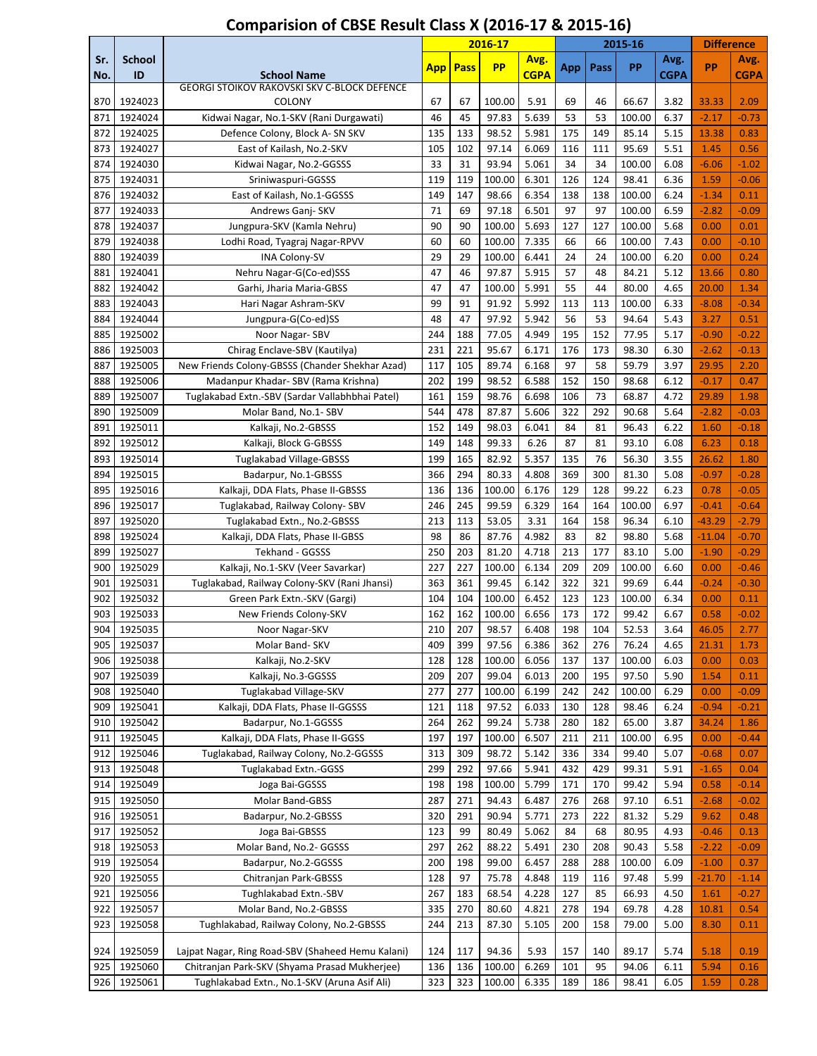# Comparision of CBSE Result Class X (2016-17 & 2015-16)

| Sr. No. | School ID | School Name | 2016-17 App | 2016-17 Pass | 2016-17 PP | 2016-17 Avg. CGPA | 2015-16 App | 2015-16 Pass | 2015-16 PP | 2015-16 Avg. CGPA | Difference PP | Difference Avg. CGPA |
|---|---|---|---|---|---|---|---|---|---|---|---|---|
| 870 | 1924023 | GEORGI STOIKOV RAKOVSKI SKV C-BLOCK DEFENCE COLONY | 67 | 67 | 100.00 | 5.91 | 69 | 46 | 66.67 | 3.82 | 33.33 | 2.09 |
| 871 | 1924024 | Kidwai Nagar, No.1-SKV (Rani Durgawati) | 46 | 45 | 97.83 | 5.639 | 53 | 53 | 100.00 | 6.37 | -2.17 | -0.73 |
| 872 | 1924025 | Defence Colony, Block A- SN SKV | 135 | 133 | 98.52 | 5.981 | 175 | 149 | 85.14 | 5.15 | 13.38 | 0.83 |
| 873 | 1924027 | East of Kailash, No.2-SKV | 105 | 102 | 97.14 | 6.069 | 116 | 111 | 95.69 | 5.51 | 1.45 | 0.56 |
| 874 | 1924030 | Kidwai Nagar, No.2-GGSSS | 33 | 31 | 93.94 | 5.061 | 34 | 34 | 100.00 | 6.08 | -6.06 | -1.02 |
| 875 | 1924031 | Sriniwaspuri-GGSSS | 119 | 119 | 100.00 | 6.301 | 126 | 124 | 98.41 | 6.36 | 1.59 | -0.06 |
| 876 | 1924032 | East of Kailash, No.1-GGSSS | 149 | 147 | 98.66 | 6.354 | 138 | 138 | 100.00 | 6.24 | -1.34 | 0.11 |
| 877 | 1924033 | Andrews Ganj- SKV | 71 | 69 | 97.18 | 6.501 | 97 | 97 | 100.00 | 6.59 | -2.82 | -0.09 |
| 878 | 1924037 | Jungpura-SKV (Kamla Nehru) | 90 | 90 | 100.00 | 5.693 | 127 | 127 | 100.00 | 5.68 | 0.00 | 0.01 |
| 879 | 1924038 | Lodhi Road, Tyagraj Nagar-RPVV | 60 | 60 | 100.00 | 7.335 | 66 | 66 | 100.00 | 7.43 | 0.00 | -0.10 |
| 880 | 1924039 | INA Colony-SV | 29 | 29 | 100.00 | 6.441 | 24 | 24 | 100.00 | 6.20 | 0.00 | 0.24 |
| 881 | 1924041 | Nehru Nagar-G(Co-ed)SSS | 47 | 46 | 97.87 | 5.915 | 57 | 48 | 84.21 | 5.12 | 13.66 | 0.80 |
| 882 | 1924042 | Garhi, Jharia Maria-GBSS | 47 | 47 | 100.00 | 5.991 | 55 | 44 | 80.00 | 4.65 | 20.00 | 1.34 |
| 883 | 1924043 | Hari Nagar Ashram-SKV | 99 | 91 | 91.92 | 5.992 | 113 | 113 | 100.00 | 6.33 | -8.08 | -0.34 |
| 884 | 1924044 | Jungpura-G(Co-ed)SS | 48 | 47 | 97.92 | 5.942 | 56 | 53 | 94.64 | 5.43 | 3.27 | 0.51 |
| 885 | 1925002 | Noor Nagar- SBV | 244 | 188 | 77.05 | 4.949 | 195 | 152 | 77.95 | 5.17 | -0.90 | -0.22 |
| 886 | 1925003 | Chirag Enclave-SBV (Kautilya) | 231 | 221 | 95.67 | 6.171 | 176 | 173 | 98.30 | 6.30 | -2.62 | -0.13 |
| 887 | 1925005 | New Friends Colony-GBSSS (Chander Shekhar Azad) | 117 | 105 | 89.74 | 6.168 | 97 | 58 | 59.79 | 3.97 | 29.95 | 2.20 |
| 888 | 1925006 | Madanpur Khadar- SBV (Rama Krishna) | 202 | 199 | 98.52 | 6.588 | 152 | 150 | 98.68 | 6.12 | -0.17 | 0.47 |
| 889 | 1925007 | Tuglakabad Extn.-SBV (Sardar Vallabhbhai Patel) | 161 | 159 | 98.76 | 6.698 | 106 | 73 | 68.87 | 4.72 | 29.89 | 1.98 |
| 890 | 1925009 | Molar Band, No.1- SBV | 544 | 478 | 87.87 | 5.606 | 322 | 292 | 90.68 | 5.64 | -2.82 | -0.03 |
| 891 | 1925011 | Kalkaji, No.2-GBSSS | 152 | 149 | 98.03 | 6.041 | 84 | 81 | 96.43 | 6.22 | 1.60 | -0.18 |
| 892 | 1925012 | Kalkaji, Block G-GBSSS | 149 | 148 | 99.33 | 6.26 | 87 | 81 | 93.10 | 6.08 | 6.23 | 0.18 |
| 893 | 1925014 | Tuglakabad Village-GBSSS | 199 | 165 | 82.92 | 5.357 | 135 | 76 | 56.30 | 3.55 | 26.62 | 1.80 |
| 894 | 1925015 | Badarpur, No.1-GBSSS | 366 | 294 | 80.33 | 4.808 | 369 | 300 | 81.30 | 5.08 | -0.97 | -0.28 |
| 895 | 1925016 | Kalkaji, DDA Flats, Phase II-GBSSS | 136 | 136 | 100.00 | 6.176 | 129 | 128 | 99.22 | 6.23 | 0.78 | -0.05 |
| 896 | 1925017 | Tuglakabad, Railway Colony- SBV | 246 | 245 | 99.59 | 6.329 | 164 | 164 | 100.00 | 6.97 | -0.41 | -0.64 |
| 897 | 1925020 | Tuglakabad Extn., No.2-GBSSS | 213 | 113 | 53.05 | 3.31 | 164 | 158 | 96.34 | 6.10 | -43.29 | -2.79 |
| 898 | 1925024 | Kalkaji, DDA Flats, Phase II-GBSS | 98 | 86 | 87.76 | 4.982 | 83 | 82 | 98.80 | 5.68 | -11.04 | -0.70 |
| 899 | 1925027 | Tekhand - GGSSS | 250 | 203 | 81.20 | 4.718 | 213 | 177 | 83.10 | 5.00 | -1.90 | -0.29 |
| 900 | 1925029 | Kalkaji, No.1-SKV (Veer Savarkar) | 227 | 227 | 100.00 | 6.134 | 209 | 209 | 100.00 | 6.60 | 0.00 | -0.46 |
| 901 | 1925031 | Tuglakabad, Railway Colony-SKV (Rani Jhansi) | 363 | 361 | 99.45 | 6.142 | 322 | 321 | 99.69 | 6.44 | -0.24 | -0.30 |
| 902 | 1925032 | Green Park Extn.-SKV (Gargi) | 104 | 104 | 100.00 | 6.452 | 123 | 123 | 100.00 | 6.34 | 0.00 | 0.11 |
| 903 | 1925033 | New Friends Colony-SKV | 162 | 162 | 100.00 | 6.656 | 173 | 172 | 99.42 | 6.67 | 0.58 | -0.02 |
| 904 | 1925035 | Noor Nagar-SKV | 210 | 207 | 98.57 | 6.408 | 198 | 104 | 52.53 | 3.64 | 46.05 | 2.77 |
| 905 | 1925037 | Molar Band- SKV | 409 | 399 | 97.56 | 6.386 | 362 | 276 | 76.24 | 4.65 | 21.31 | 1.73 |
| 906 | 1925038 | Kalkaji, No.2-SKV | 128 | 128 | 100.00 | 6.056 | 137 | 137 | 100.00 | 6.03 | 0.00 | 0.03 |
| 907 | 1925039 | Kalkaji, No.3-GGSSS | 209 | 207 | 99.04 | 6.013 | 200 | 195 | 97.50 | 5.90 | 1.54 | 0.11 |
| 908 | 1925040 | Tuglakabad Village-SKV | 277 | 277 | 100.00 | 6.199 | 242 | 242 | 100.00 | 6.29 | 0.00 | -0.09 |
| 909 | 1925041 | Kalkaji, DDA Flats, Phase II-GGSSS | 121 | 118 | 97.52 | 6.033 | 130 | 128 | 98.46 | 6.24 | -0.94 | -0.21 |
| 910 | 1925042 | Badarpur, No.1-GGSSS | 264 | 262 | 99.24 | 5.738 | 280 | 182 | 65.00 | 3.87 | 34.24 | 1.86 |
| 911 | 1925045 | Kalkaji, DDA Flats, Phase II-GGSS | 197 | 197 | 100.00 | 6.507 | 211 | 211 | 100.00 | 6.95 | 0.00 | -0.44 |
| 912 | 1925046 | Tuglakabad, Railway Colony, No.2-GGSSS | 313 | 309 | 98.72 | 5.142 | 336 | 334 | 99.40 | 5.07 | -0.68 | 0.07 |
| 913 | 1925048 | Tuglakabad Extn.-GGSS | 299 | 292 | 97.66 | 5.941 | 432 | 429 | 99.31 | 5.91 | -1.65 | 0.04 |
| 914 | 1925049 | Joga Bai-GGSSS | 198 | 198 | 100.00 | 5.799 | 171 | 170 | 99.42 | 5.94 | 0.58 | -0.14 |
| 915 | 1925050 | Molar Band-GBSS | 287 | 271 | 94.43 | 6.487 | 276 | 268 | 97.10 | 6.51 | -2.68 | -0.02 |
| 916 | 1925051 | Badarpur, No.2-GBSSS | 320 | 291 | 90.94 | 5.771 | 273 | 222 | 81.32 | 5.29 | 9.62 | 0.48 |
| 917 | 1925052 | Joga Bai-GBSSS | 123 | 99 | 80.49 | 5.062 | 84 | 68 | 80.95 | 4.93 | -0.46 | 0.13 |
| 918 | 1925053 | Molar Band, No.2- GGSSS | 297 | 262 | 88.22 | 5.491 | 230 | 208 | 90.43 | 5.58 | -2.22 | -0.09 |
| 919 | 1925054 | Badarpur, No.2-GGSSS | 200 | 198 | 99.00 | 6.457 | 288 | 288 | 100.00 | 6.09 | -1.00 | 0.37 |
| 920 | 1925055 | Chitranjan Park-GBSSS | 128 | 97 | 75.78 | 4.848 | 119 | 116 | 97.48 | 5.99 | -21.70 | -1.14 |
| 921 | 1925056 | Tughlakabad Extn.-SBV | 267 | 183 | 68.54 | 4.228 | 127 | 85 | 66.93 | 4.50 | 1.61 | -0.27 |
| 922 | 1925057 | Molar Band, No.2-GBSSS | 335 | 270 | 80.60 | 4.821 | 278 | 194 | 69.78 | 4.28 | 10.81 | 0.54 |
| 923 | 1925058 | Tughlakabad, Railway Colony, No.2-GBSSS | 244 | 213 | 87.30 | 5.105 | 200 | 158 | 79.00 | 5.00 | 8.30 | 0.11 |
| 924 | 1925059 | Lajpat Nagar, Ring Road-SBV (Shaheed Hemu Kalani) | 124 | 117 | 94.36 | 5.93 | 157 | 140 | 89.17 | 5.74 | 5.18 | 0.19 |
| 925 | 1925060 | Chitranjan Park-SKV (Shyama Prasad Mukherjee) | 136 | 136 | 100.00 | 6.269 | 101 | 95 | 94.06 | 6.11 | 5.94 | 0.16 |
| 926 | 1925061 | Tughlakabad Extn., No.1-SKV (Aruna Asif Ali) | 323 | 323 | 100.00 | 6.335 | 189 | 186 | 98.41 | 6.05 | 1.59 | 0.28 |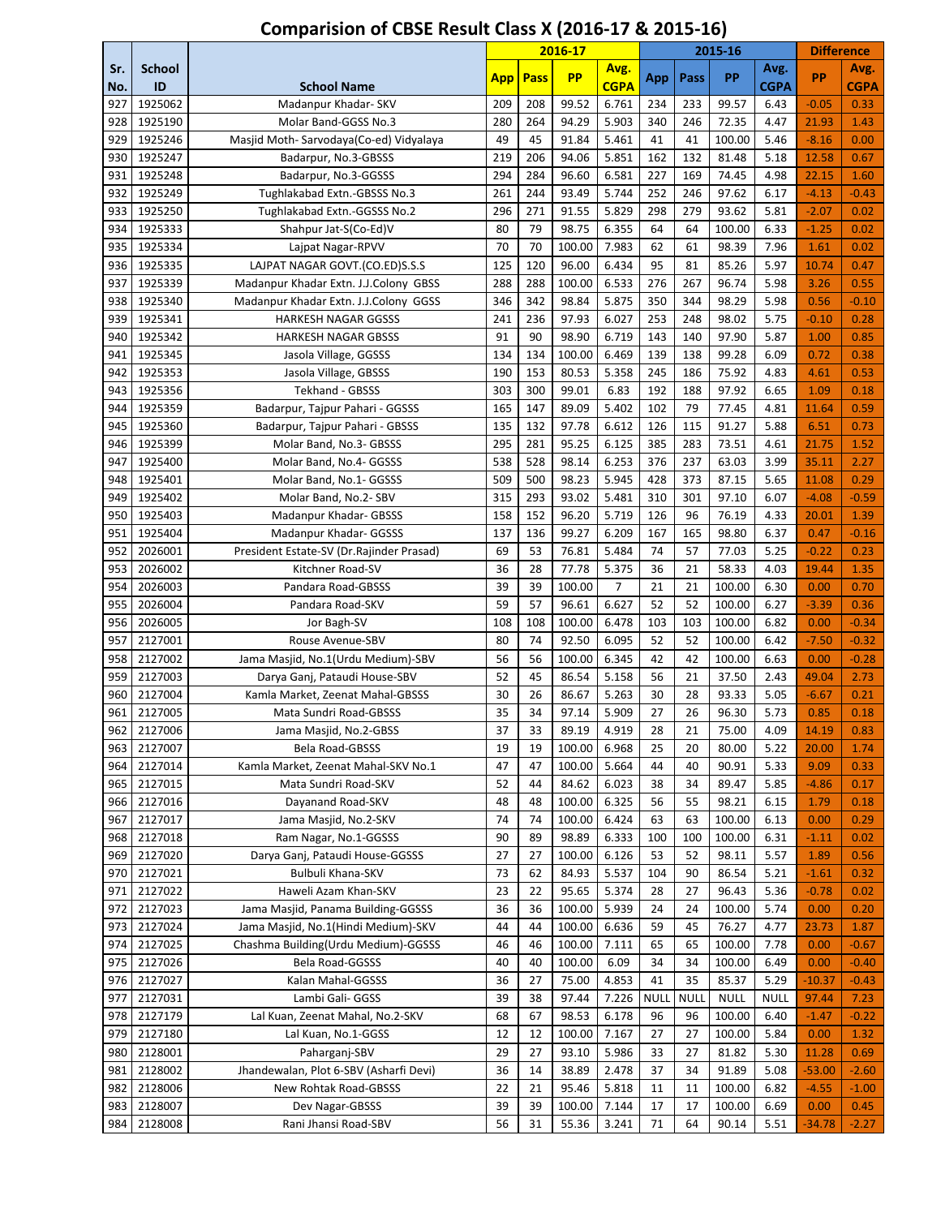# Comparision of CBSE Result Class X (2016-17 & 2015-16)

| Sr. No. | School ID | School Name | 2016-17 | | | | 2015-16 | | | | Difference | |
|---|---|---|---|---|---|---|---|---|---|---|---|---|
| | | | App | Pass | PP | Avg. CGPA | App | Pass | PP | Avg. CGPA | PP | Avg. CGPA |
| 927 | 1925062 | Madanpur Khadar- SKV | 209 | 208 | 99.52 | 6.761 | 234 | 233 | 99.57 | 6.43 | -0.05 | 0.33 |
| 928 | 1925190 | Molar Band-GGSS No.3 | 280 | 264 | 94.29 | 5.903 | 340 | 246 | 72.35 | 4.47 | 21.93 | 1.43 |
| 929 | 1925246 | Masjid Moth- Sarvodaya(Co-ed) Vidyalaya | 49 | 45 | 91.84 | 5.461 | 41 | 41 | 100.00 | 5.46 | -8.16 | 0.00 |
| 930 | 1925247 | Badarpur, No.3-GBSSS | 219 | 206 | 94.06 | 5.851 | 162 | 132 | 81.48 | 5.18 | 12.58 | 0.67 |
| 931 | 1925248 | Badarpur, No.3-GGSSS | 294 | 284 | 96.60 | 6.581 | 227 | 169 | 74.45 | 4.98 | 22.15 | 1.60 |
| 932 | 1925249 | Tughlakabad Extn.-GBSSS No.3 | 261 | 244 | 93.49 | 5.744 | 252 | 246 | 97.62 | 6.17 | -4.13 | -0.43 |
| 933 | 1925250 | Tughlakabad Extn.-GGSSS No.2 | 296 | 271 | 91.55 | 5.829 | 298 | 279 | 93.62 | 5.81 | -2.07 | 0.02 |
| 934 | 1925333 | Shahpur Jat-S(Co-Ed)V | 80 | 79 | 98.75 | 6.355 | 64 | 64 | 100.00 | 6.33 | -1.25 | 0.02 |
| 935 | 1925334 | Lajpat Nagar-RPVV | 70 | 70 | 100.00 | 7.983 | 62 | 61 | 98.39 | 7.96 | 1.61 | 0.02 |
| 936 | 1925335 | LAJPAT NAGAR GOVT.(CO.ED)S.S.S | 125 | 120 | 96.00 | 6.434 | 95 | 81 | 85.26 | 5.97 | 10.74 | 0.47 |
| 937 | 1925339 | Madanpur Khadar Extn. J.J.Colony GBSS | 288 | 288 | 100.00 | 6.533 | 276 | 267 | 96.74 | 5.98 | 3.26 | 0.55 |
| 938 | 1925340 | Madanpur Khadar Extn. J.J.Colony GGSS | 346 | 342 | 98.84 | 5.875 | 350 | 344 | 98.29 | 5.98 | 0.56 | -0.10 |
| 939 | 1925341 | HARKESH NAGAR GGSSS | 241 | 236 | 97.93 | 6.027 | 253 | 248 | 98.02 | 5.75 | -0.10 | 0.28 |
| 940 | 1925342 | HARKESH NAGAR GBSSS | 91 | 90 | 98.90 | 6.719 | 143 | 140 | 97.90 | 5.87 | 1.00 | 0.85 |
| 941 | 1925345 | Jasola Village, GGSSS | 134 | 134 | 100.00 | 6.469 | 139 | 138 | 99.28 | 6.09 | 0.72 | 0.38 |
| 942 | 1925353 | Jasola Village, GBSSS | 190 | 153 | 80.53 | 5.358 | 245 | 186 | 75.92 | 4.83 | 4.61 | 0.53 |
| 943 | 1925356 | Tekhand - GBSSS | 303 | 300 | 99.01 | 6.83 | 192 | 188 | 97.92 | 6.65 | 1.09 | 0.18 |
| 944 | 1925359 | Badarpur, Tajpur Pahari - GGSSS | 165 | 147 | 89.09 | 5.402 | 102 | 79 | 77.45 | 4.81 | 11.64 | 0.59 |
| 945 | 1925360 | Badarpur, Tajpur Pahari - GBSSS | 135 | 132 | 97.78 | 6.612 | 126 | 115 | 91.27 | 5.88 | 6.51 | 0.73 |
| 946 | 1925399 | Molar Band, No.3- GBSSS | 295 | 281 | 95.25 | 6.125 | 385 | 283 | 73.51 | 4.61 | 21.75 | 1.52 |
| 947 | 1925400 | Molar Band, No.4- GGSSS | 538 | 528 | 98.14 | 6.253 | 376 | 237 | 63.03 | 3.99 | 35.11 | 2.27 |
| 948 | 1925401 | Molar Band, No.1- GGSSS | 509 | 500 | 98.23 | 5.945 | 428 | 373 | 87.15 | 5.65 | 11.08 | 0.29 |
| 949 | 1925402 | Molar Band, No.2- SBV | 315 | 293 | 93.02 | 5.481 | 310 | 301 | 97.10 | 6.07 | -4.08 | -0.59 |
| 950 | 1925403 | Madanpur Khadar- GBSSS | 158 | 152 | 96.20 | 5.719 | 126 | 96 | 76.19 | 4.33 | 20.01 | 1.39 |
| 951 | 1925404 | Madanpur Khadar- GGSSS | 137 | 136 | 99.27 | 6.209 | 167 | 165 | 98.80 | 6.37 | 0.47 | -0.16 |
| 952 | 2026001 | President Estate-SV (Dr.Rajinder Prasad) | 69 | 53 | 76.81 | 5.484 | 74 | 57 | 77.03 | 5.25 | -0.22 | 0.23 |
| 953 | 2026002 | Kitchner Road-SV | 36 | 28 | 77.78 | 5.375 | 36 | 21 | 58.33 | 4.03 | 19.44 | 1.35 |
| 954 | 2026003 | Pandara Road-GBSSS | 39 | 39 | 100.00 | 7 | 21 | 21 | 100.00 | 6.30 | 0.00 | 0.70 |
| 955 | 2026004 | Pandara Road-SKV | 59 | 57 | 96.61 | 6.627 | 52 | 52 | 100.00 | 6.27 | -3.39 | 0.36 |
| 956 | 2026005 | Jor Bagh-SV | 108 | 108 | 100.00 | 6.478 | 103 | 103 | 100.00 | 6.82 | 0.00 | -0.34 |
| 957 | 2127001 | Rouse Avenue-SBV | 80 | 74 | 92.50 | 6.095 | 52 | 52 | 100.00 | 6.42 | -7.50 | -0.32 |
| 958 | 2127002 | Jama Masjid, No.1(Urdu Medium)-SBV | 56 | 56 | 100.00 | 6.345 | 42 | 42 | 100.00 | 6.63 | 0.00 | -0.28 |
| 959 | 2127003 | Darya Ganj, Pataudi House-SBV | 52 | 45 | 86.54 | 5.158 | 56 | 21 | 37.50 | 2.43 | 49.04 | 2.73 |
| 960 | 2127004 | Kamla Market, Zeenat Mahal-GBSSS | 30 | 26 | 86.67 | 5.263 | 30 | 28 | 93.33 | 5.05 | -6.67 | 0.21 |
| 961 | 2127005 | Mata Sundri Road-GBSSS | 35 | 34 | 97.14 | 5.909 | 27 | 26 | 96.30 | 5.73 | 0.85 | 0.18 |
| 962 | 2127006 | Jama Masjid, No.2-GBSS | 37 | 33 | 89.19 | 4.919 | 28 | 21 | 75.00 | 4.09 | 14.19 | 0.83 |
| 963 | 2127007 | Bela Road-GBSSS | 19 | 19 | 100.00 | 6.968 | 25 | 20 | 80.00 | 5.22 | 20.00 | 1.74 |
| 964 | 2127014 | Kamla Market, Zeenat Mahal-SKV No.1 | 47 | 47 | 100.00 | 5.664 | 44 | 40 | 90.91 | 5.33 | 9.09 | 0.33 |
| 965 | 2127015 | Mata Sundri Road-SKV | 52 | 44 | 84.62 | 6.023 | 38 | 34 | 89.47 | 5.85 | -4.86 | 0.17 |
| 966 | 2127016 | Dayanand Road-SKV | 48 | 48 | 100.00 | 6.325 | 56 | 55 | 98.21 | 6.15 | 1.79 | 0.18 |
| 967 | 2127017 | Jama Masjid, No.2-SKV | 74 | 74 | 100.00 | 6.424 | 63 | 63 | 100.00 | 6.13 | 0.00 | 0.29 |
| 968 | 2127018 | Ram Nagar, No.1-GGSSS | 90 | 89 | 98.89 | 6.333 | 100 | 100 | 100.00 | 6.31 | -1.11 | 0.02 |
| 969 | 2127020 | Darya Ganj, Pataudi House-GGSSS | 27 | 27 | 100.00 | 6.126 | 53 | 52 | 98.11 | 5.57 | 1.89 | 0.56 |
| 970 | 2127021 | Bulbuli Khana-SKV | 73 | 62 | 84.93 | 5.537 | 104 | 90 | 86.54 | 5.21 | -1.61 | 0.32 |
| 971 | 2127022 | Haweli Azam Khan-SKV | 23 | 22 | 95.65 | 5.374 | 28 | 27 | 96.43 | 5.36 | -0.78 | 0.02 |
| 972 | 2127023 | Jama Masjid, Panama Building-GGSSS | 36 | 36 | 100.00 | 5.939 | 24 | 24 | 100.00 | 5.74 | 0.00 | 0.20 |
| 973 | 2127024 | Jama Masjid, No.1(Hindi Medium)-SKV | 44 | 44 | 100.00 | 6.636 | 59 | 45 | 76.27 | 4.77 | 23.73 | 1.87 |
| 974 | 2127025 | Chashma Building(Urdu Medium)-GGSSS | 46 | 46 | 100.00 | 7.111 | 65 | 65 | 100.00 | 7.78 | 0.00 | -0.67 |
| 975 | 2127026 | Bela Road-GGSSS | 40 | 40 | 100.00 | 6.09 | 34 | 34 | 100.00 | 6.49 | 0.00 | -0.40 |
| 976 | 2127027 | Kalan Mahal-GGSSS | 36 | 27 | 75.00 | 4.853 | 41 | 35 | 85.37 | 5.29 | -10.37 | -0.43 |
| 977 | 2127031 | Lambi Gali- GGSS | 39 | 38 | 97.44 | 7.226 | NULL | NULL | NULL | NULL | 97.44 | 7.23 |
| 978 | 2127179 | Lal Kuan, Zeenat Mahal, No.2-SKV | 68 | 67 | 98.53 | 6.178 | 96 | 96 | 100.00 | 6.40 | -1.47 | -0.22 |
| 979 | 2127180 | Lal Kuan, No.1-GGSS | 12 | 12 | 100.00 | 7.167 | 27 | 27 | 100.00 | 5.84 | 0.00 | 1.32 |
| 980 | 2128001 | Paharganj-SBV | 29 | 27 | 93.10 | 5.986 | 33 | 27 | 81.82 | 5.30 | 11.28 | 0.69 |
| 981 | 2128002 | Jhandewalan, Plot 6-SBV (Asharfi Devi) | 36 | 14 | 38.89 | 2.478 | 37 | 34 | 91.89 | 5.08 | -53.00 | -2.60 |
| 982 | 2128006 | New Rohtak Road-GBSSS | 22 | 21 | 95.46 | 5.818 | 11 | 11 | 100.00 | 6.82 | -4.55 | -1.00 |
| 983 | 2128007 | Dev Nagar-GBSSS | 39 | 39 | 100.00 | 7.144 | 17 | 17 | 100.00 | 6.69 | 0.00 | 0.45 |
| 984 | 2128008 | Rani Jhansi Road-SBV | 56 | 31 | 55.36 | 3.241 | 71 | 64 | 90.14 | 5.51 | -34.78 | -2.27 |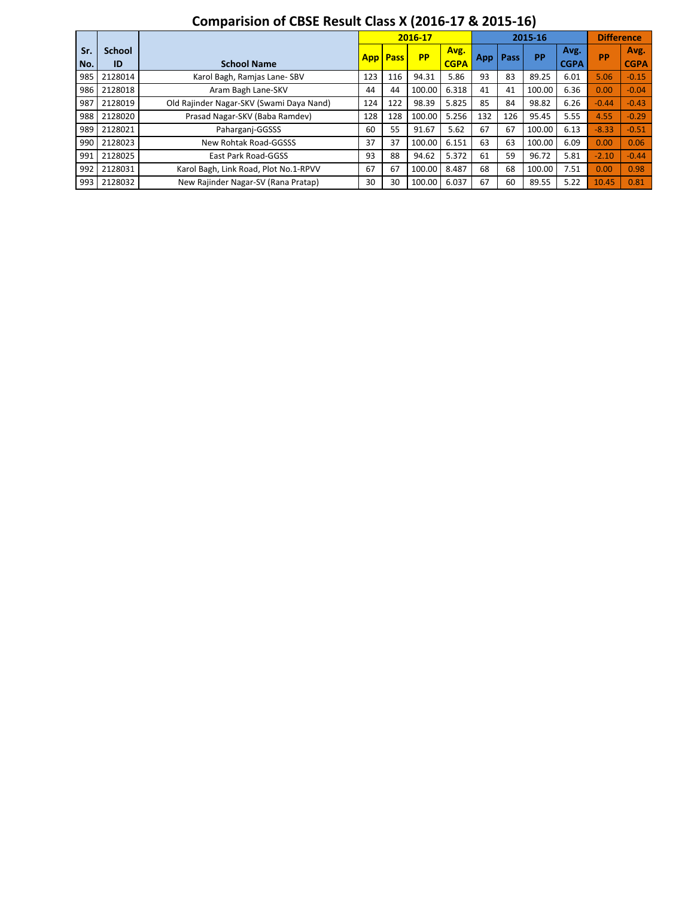# Comparision of CBSE Result Class X (2016-17 & 2015-16)

| Sr. No. | School ID | School Name | 2016-17 | | | | 2015-16 | | | | Difference | |
|---|---|---|---|---|---|---|---|---|---|---|---|---|
| | | | App | Pass | PP | Avg. CGPA | App | Pass | PP | Avg. CGPA | PP | Avg. CGPA |
| 985 | 2128014 | Karol Bagh, Ramjas Lane- SBV | 123 | 116 | 94.31 | 5.86 | 93 | 83 | 89.25 | 6.01 | 5.06 | -0.15 |
| 986 | 2128018 | Aram Bagh Lane-SKV | 44 | 44 | 100.00 | 6.318 | 41 | 41 | 100.00 | 6.36 | 0.00 | -0.04 |
| 987 | 2128019 | Old Rajinder Nagar-SKV (Swami Daya Nand) | 124 | 122 | 98.39 | 5.825 | 85 | 84 | 98.82 | 6.26 | -0.44 | -0.43 |
| 988 | 2128020 | Prasad Nagar-SKV (Baba Ramdev) | 128 | 128 | 100.00 | 5.256 | 132 | 126 | 95.45 | 5.55 | 4.55 | -0.29 |
| 989 | 2128021 | Paharganj-GGSSS | 60 | 55 | 91.67 | 5.62 | 67 | 67 | 100.00 | 6.13 | -8.33 | -0.51 |
| 990 | 2128023 | New Rohtak Road-GGSSS | 37 | 37 | 100.00 | 6.151 | 63 | 63 | 100.00 | 6.09 | 0.00 | 0.06 |
| 991 | 2128025 | East Park Road-GGSS | 93 | 88 | 94.62 | 5.372 | 61 | 59 | 96.72 | 5.81 | -2.10 | -0.44 |
| 992 | 2128031 | Karol Bagh, Link Road, Plot No.1-RPVV | 67 | 67 | 100.00 | 8.487 | 68 | 68 | 100.00 | 7.51 | 0.00 | 0.98 |
| 993 | 2128032 | New Rajinder Nagar-SV (Rana Pratap) | 30 | 30 | 100.00 | 6.037 | 67 | 60 | 89.55 | 5.22 | 10.45 | 0.81 |